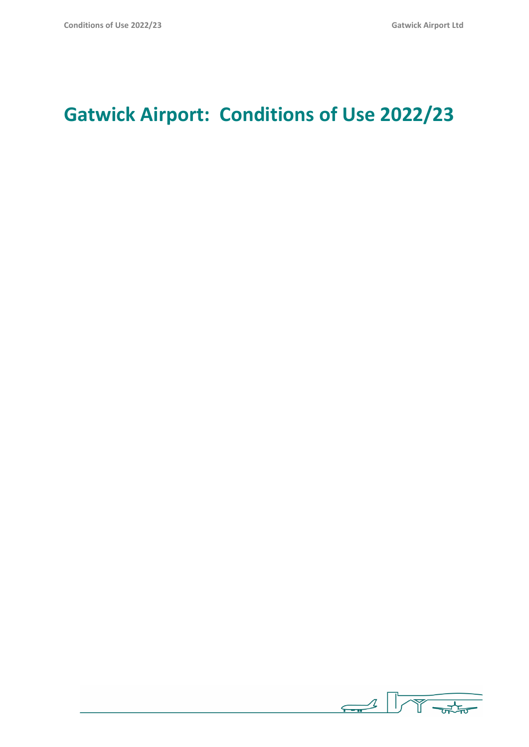# Gatwick Airport: Conditions of Use 2022/23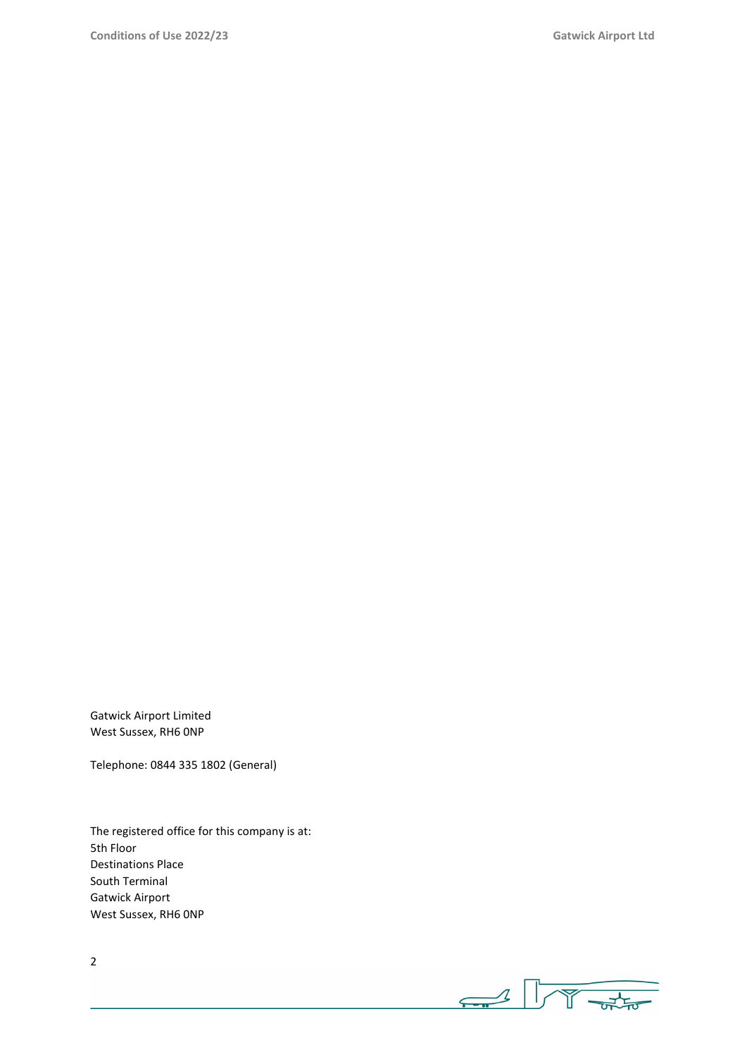Gatwick Airport Limited
West Sussex, RH6 0NP

Telephone: 0844 335 1802 (General)

The registered office for this company is at:
5th Floor
Destinations Place
South Terminal
Gatwick Airport
West Sussex, RH6 0NP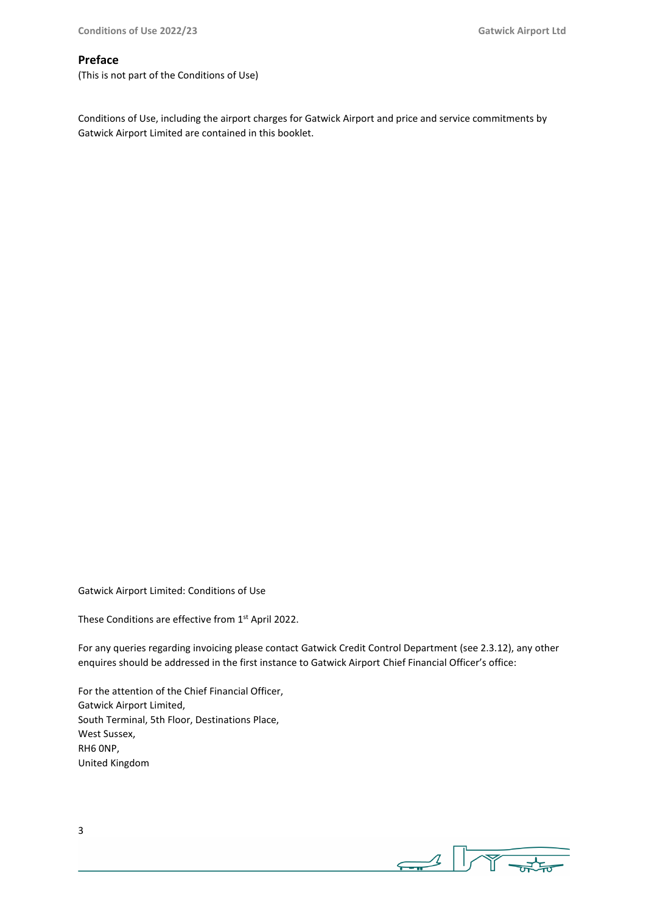## Preface

(This is not part of the Conditions of Use)

Conditions of Use, including the airport charges for Gatwick Airport and price and service commitments by Gatwick Airport Limited are contained in this booklet.

Gatwick Airport Limited: Conditions of Use

These Conditions are effective from 1st April 2022.

For any queries regarding invoicing please contact Gatwick Credit Control Department (see 2.3.12), any other enquires should be addressed in the first instance to Gatwick Airport Chief Financial Officer's office:

For the attention of the Chief Financial Officer,
Gatwick Airport Limited,
South Terminal, 5th Floor, Destinations Place,
West Sussex,
RH6 0NP,
United Kingdom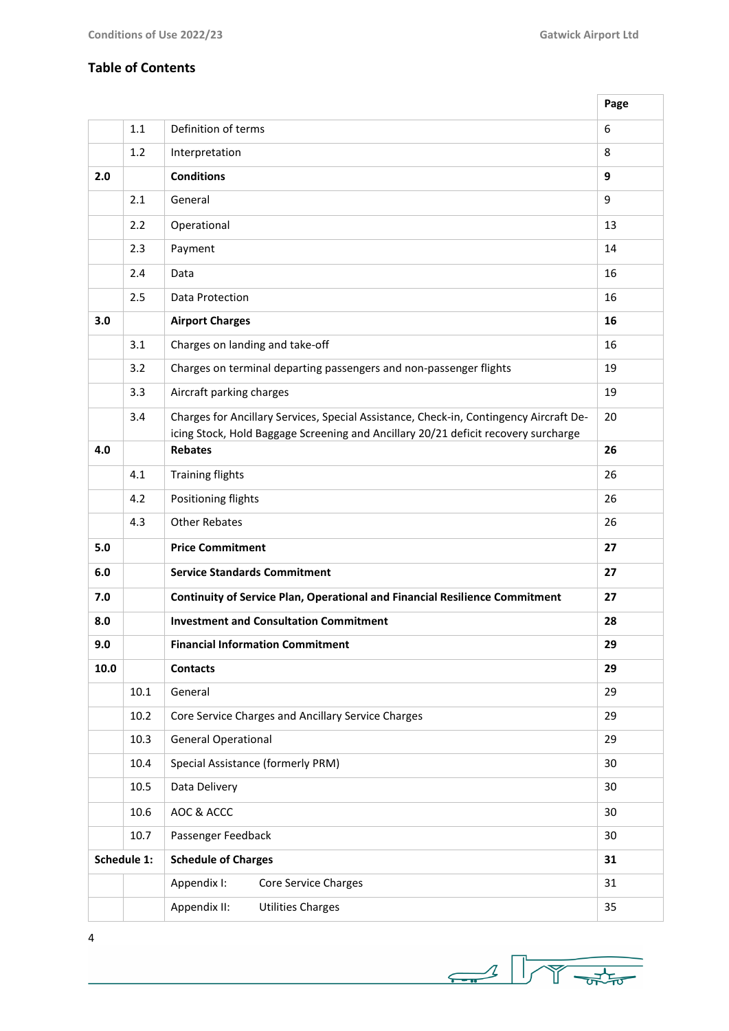## Table of Contents

| | | | Page |
|---|---|---|---|
| | 1.1 | Definition of terms | 6 |
| | 1.2 | Interpretation | 8 |
| **2.0** | | **Conditions** | **9** |
| | 2.1 | General | 9 |
| | 2.2 | Operational | 13 |
| | 2.3 | Payment | 14 |
| | 2.4 | Data | 16 |
| | 2.5 | Data Protection | 16 |
| **3.0** | | **Airport Charges** | **16** |
| | 3.1 | Charges on landing and take-off | 16 |
| | 3.2 | Charges on terminal departing passengers and non-passenger flights | 19 |
| | 3.3 | Aircraft parking charges | 19 |
| | 3.4 | Charges for Ancillary Services, Special Assistance, Check-in, Contingency Aircraft De-icing Stock, Hold Baggage Screening and Ancillary 20/21 deficit recovery surcharge | 20 |
| **4.0** | | **Rebates** | **26** |
| | 4.1 | Training flights | 26 |
| | 4.2 | Positioning flights | 26 |
| | 4.3 | Other Rebates | 26 |
| **5.0** | | **Price Commitment** | **27** |
| **6.0** | | **Service Standards Commitment** | **27** |
| **7.0** | | **Continuity of Service Plan, Operational and Financial Resilience Commitment** | **27** |
| **8.0** | | **Investment and Consultation Commitment** | **28** |
| **9.0** | | **Financial Information Commitment** | **29** |
| **10.0** | | **Contacts** | **29** |
| | 10.1 | General | 29 |
| | 10.2 | Core Service Charges and Ancillary Service Charges | 29 |
| | 10.3 | General Operational | 29 |
| | 10.4 | Special Assistance (formerly PRM) | 30 |
| | 10.5 | Data Delivery | 30 |
| | 10.6 | AOC & ACCC | 30 |
| | 10.7 | Passenger Feedback | 30 |
| **Schedule 1:** | | **Schedule of Charges** | **31** |
| | | Appendix I: Core Service Charges | 31 |
| | | Appendix II: Utilities Charges | 35 |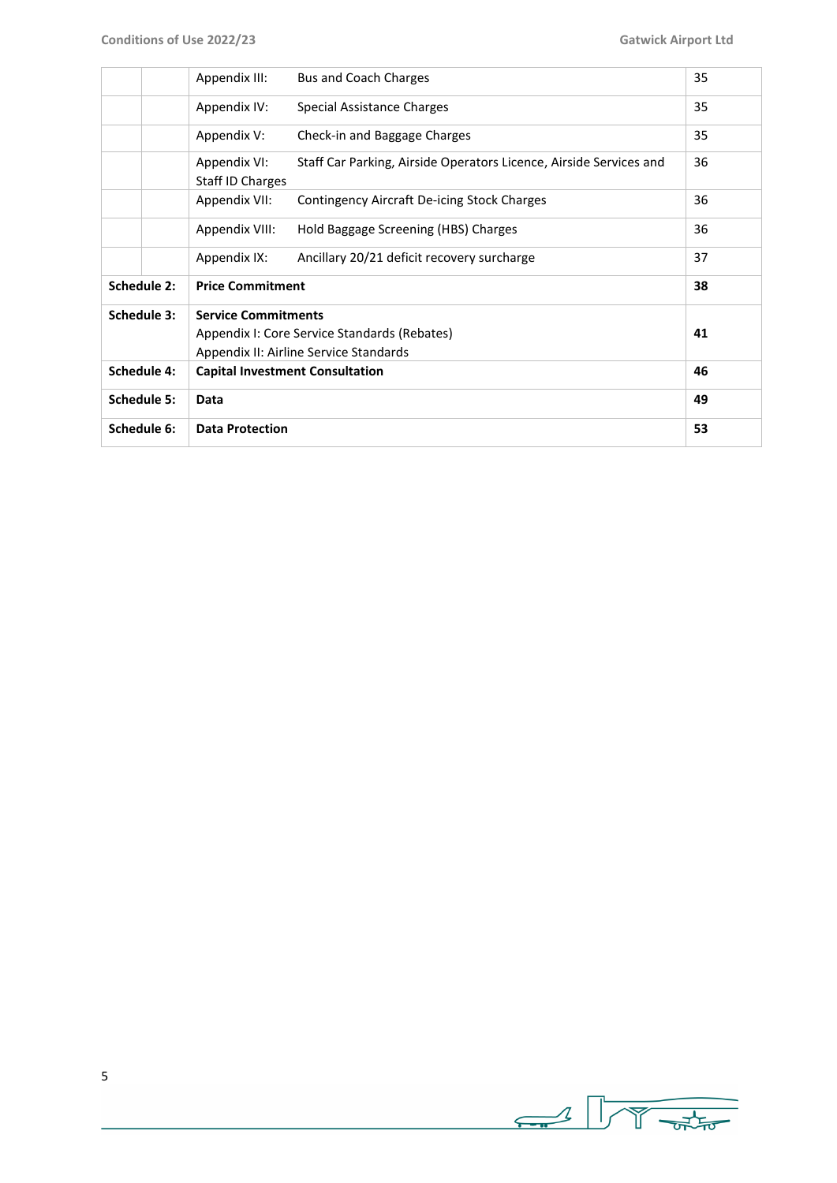| | | | |
|---|---|---|---|
| | | Appendix III: Bus and Coach Charges | 35 |
| | | Appendix IV: Special Assistance Charges | 35 |
| | | Appendix V: Check-in and Baggage Charges | 35 |
| | | Appendix VI: Staff Car Parking, Airside Operators Licence, Airside Services and Staff ID Charges | 36 |
| | | Appendix VII: Contingency Aircraft De-icing Stock Charges | 36 |
| | | Appendix VIII: Hold Baggage Screening (HBS) Charges | 36 |
| | | Appendix IX: Ancillary 20/21 deficit recovery surcharge | 37 |
| **Schedule 2:** | | **Price Commitment** | **38** |
| **Schedule 3:** | | **Service Commitments**<br>Appendix I: Core Service Standards (Rebates)<br>Appendix II: Airline Service Standards | **41** |
| **Schedule 4:** | | **Capital Investment Consultation** | **46** |
| **Schedule 5:** | | **Data** | **49** |
| **Schedule 6:** | | **Data Protection** | **53** |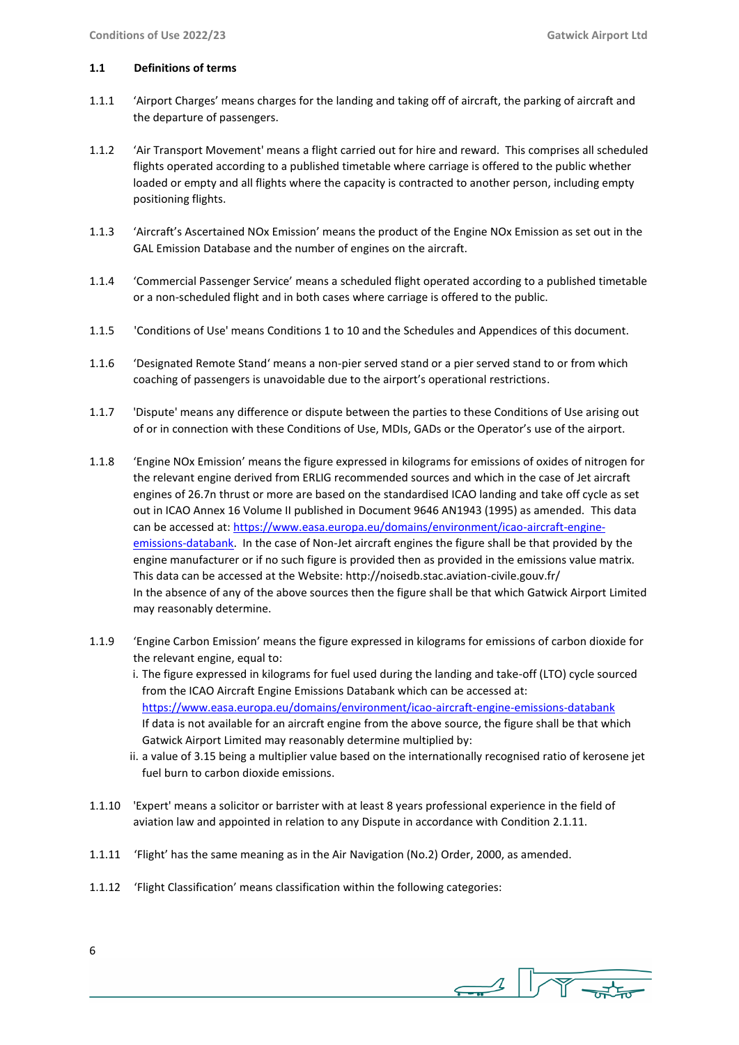## 1.1 Definitions of terms

1.1.1 'Airport Charges' means charges for the landing and taking off of aircraft, the parking of aircraft and the departure of passengers.

1.1.2 'Air Transport Movement' means a flight carried out for hire and reward. This comprises all scheduled flights operated according to a published timetable where carriage is offered to the public whether loaded or empty and all flights where the capacity is contracted to another person, including empty positioning flights.

1.1.3 'Aircraft's Ascertained NOx Emission' means the product of the Engine NOx Emission as set out in the GAL Emission Database and the number of engines on the aircraft.

1.1.4 'Commercial Passenger Service' means a scheduled flight operated according to a published timetable or a non-scheduled flight and in both cases where carriage is offered to the public.

1.1.5 'Conditions of Use' means Conditions 1 to 10 and the Schedules and Appendices of this document.

1.1.6 'Designated Remote Stand' means a non-pier served stand or a pier served stand to or from which coaching of passengers is unavoidable due to the airport's operational restrictions.

1.1.7 'Dispute' means any difference or dispute between the parties to these Conditions of Use arising out of or in connection with these Conditions of Use, MDIs, GADs or the Operator's use of the airport.

1.1.8 'Engine NOx Emission' means the figure expressed in kilograms for emissions of oxides of nitrogen for the relevant engine derived from ERLIG recommended sources and which in the case of Jet aircraft engines of 26.7n thrust or more are based on the standardised ICAO landing and take off cycle as set out in ICAO Annex 16 Volume II published in Document 9646 AN1943 (1995) as amended. This data can be accessed at: https://www.easa.europa.eu/domains/environment/icao-aircraft-engine-emissions-databank. In the case of Non-Jet aircraft engines the figure shall be that provided by the engine manufacturer or if no such figure is provided then as provided in the emissions value matrix. This data can be accessed at the Website: http://noisedb.stac.aviation-civile.gouv.fr/
In the absence of any of the above sources then the figure shall be that which Gatwick Airport Limited may reasonably determine.

1.1.9 'Engine Carbon Emission' means the figure expressed in kilograms for emissions of carbon dioxide for the relevant engine, equal to:

i. The figure expressed in kilograms for fuel used during the landing and take-off (LTO) cycle sourced from the ICAO Aircraft Engine Emissions Databank which can be accessed at: https://www.easa.europa.eu/domains/environment/icao-aircraft-engine-emissions-databank
If data is not available for an aircraft engine from the above source, the figure shall be that which Gatwick Airport Limited may reasonably determine multiplied by:

ii. a value of 3.15 being a multiplier value based on the internationally recognised ratio of kerosene jet fuel burn to carbon dioxide emissions.

1.1.10 'Expert' means a solicitor or barrister with at least 8 years professional experience in the field of aviation law and appointed in relation to any Dispute in accordance with Condition 2.1.11.

1.1.11 'Flight' has the same meaning as in the Air Navigation (No.2) Order, 2000, as amended.

1.1.12 'Flight Classification' means classification within the following categories: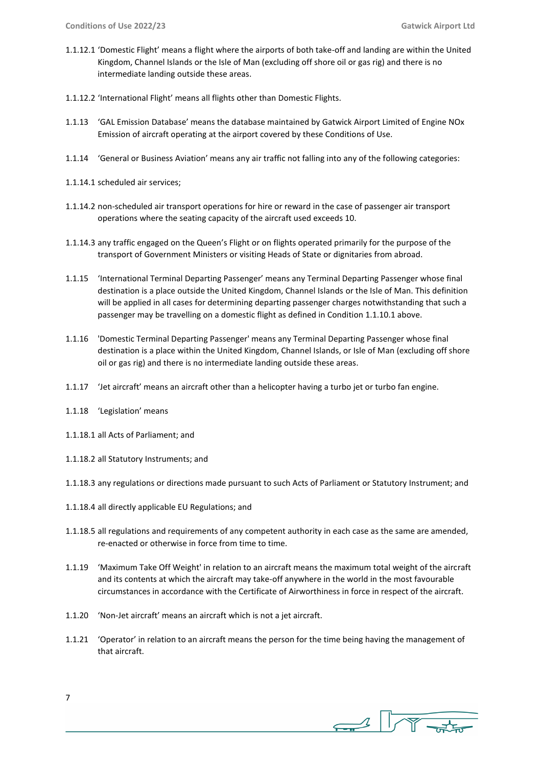1.1.12.1 'Domestic Flight' means a flight where the airports of both take-off and landing are within the United Kingdom, Channel Islands or the Isle of Man (excluding off shore oil or gas rig) and there is no intermediate landing outside these areas.

1.1.12.2 'International Flight' means all flights other than Domestic Flights.

1.1.13 'GAL Emission Database' means the database maintained by Gatwick Airport Limited of Engine NOx Emission of aircraft operating at the airport covered by these Conditions of Use.

1.1.14 'General or Business Aviation' means any air traffic not falling into any of the following categories:

1.1.14.1 scheduled air services;

1.1.14.2 non-scheduled air transport operations for hire or reward in the case of passenger air transport operations where the seating capacity of the aircraft used exceeds 10.

1.1.14.3 any traffic engaged on the Queen's Flight or on flights operated primarily for the purpose of the transport of Government Ministers or visiting Heads of State or dignitaries from abroad.

1.1.15 'International Terminal Departing Passenger' means any Terminal Departing Passenger whose final destination is a place outside the United Kingdom, Channel Islands or the Isle of Man. This definition will be applied in all cases for determining departing passenger charges notwithstanding that such a passenger may be travelling on a domestic flight as defined in Condition 1.1.10.1 above.

1.1.16 'Domestic Terminal Departing Passenger' means any Terminal Departing Passenger whose final destination is a place within the United Kingdom, Channel Islands, or Isle of Man (excluding off shore oil or gas rig) and there is no intermediate landing outside these areas.

1.1.17 'Jet aircraft' means an aircraft other than a helicopter having a turbo jet or turbo fan engine.

1.1.18 'Legislation' means

1.1.18.1 all Acts of Parliament; and

1.1.18.2 all Statutory Instruments; and

1.1.18.3 any regulations or directions made pursuant to such Acts of Parliament or Statutory Instrument; and

1.1.18.4 all directly applicable EU Regulations; and

1.1.18.5 all regulations and requirements of any competent authority in each case as the same are amended, re-enacted or otherwise in force from time to time.

1.1.19 'Maximum Take Off Weight' in relation to an aircraft means the maximum total weight of the aircraft and its contents at which the aircraft may take-off anywhere in the world in the most favourable circumstances in accordance with the Certificate of Airworthiness in force in respect of the aircraft.

1.1.20 'Non-Jet aircraft' means an aircraft which is not a jet aircraft.

1.1.21 'Operator' in relation to an aircraft means the person for the time being having the management of that aircraft.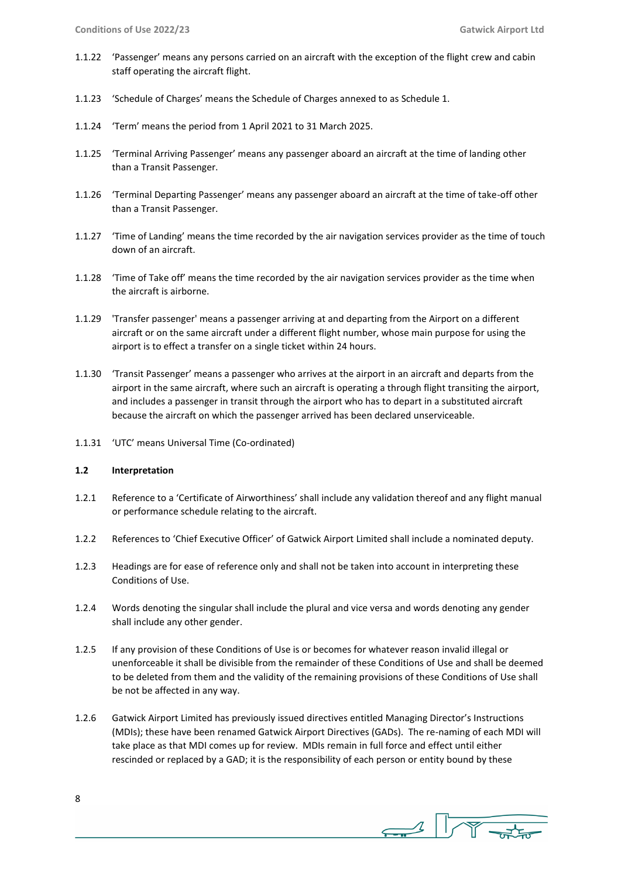1.1.22 'Passenger' means any persons carried on an aircraft with the exception of the flight crew and cabin staff operating the aircraft flight.

1.1.23 'Schedule of Charges' means the Schedule of Charges annexed to as Schedule 1.

1.1.24 'Term' means the period from 1 April 2021 to 31 March 2025.

1.1.25 'Terminal Arriving Passenger' means any passenger aboard an aircraft at the time of landing other than a Transit Passenger.

1.1.26 'Terminal Departing Passenger' means any passenger aboard an aircraft at the time of take-off other than a Transit Passenger.

1.1.27 'Time of Landing' means the time recorded by the air navigation services provider as the time of touch down of an aircraft.

1.1.28 'Time of Take off' means the time recorded by the air navigation services provider as the time when the aircraft is airborne.

1.1.29 'Transfer passenger' means a passenger arriving at and departing from the Airport on a different aircraft or on the same aircraft under a different flight number, whose main purpose for using the airport is to effect a transfer on a single ticket within 24 hours.

1.1.30 'Transit Passenger' means a passenger who arrives at the airport in an aircraft and departs from the airport in the same aircraft, where such an aircraft is operating a through flight transiting the airport, and includes a passenger in transit through the airport who has to depart in a substituted aircraft because the aircraft on which the passenger arrived has been declared unserviceable.

1.1.31 'UTC' means Universal Time (Co-ordinated)

**1.2 Interpretation**

1.2.1 Reference to a 'Certificate of Airworthiness' shall include any validation thereof and any flight manual or performance schedule relating to the aircraft.

1.2.2 References to 'Chief Executive Officer' of Gatwick Airport Limited shall include a nominated deputy.

1.2.3 Headings are for ease of reference only and shall not be taken into account in interpreting these Conditions of Use.

1.2.4 Words denoting the singular shall include the plural and vice versa and words denoting any gender shall include any other gender.

1.2.5 If any provision of these Conditions of Use is or becomes for whatever reason invalid illegal or unenforceable it shall be divisible from the remainder of these Conditions of Use and shall be deemed to be deleted from them and the validity of the remaining provisions of these Conditions of Use shall be not be affected in any way.

1.2.6 Gatwick Airport Limited has previously issued directives entitled Managing Director's Instructions (MDIs); these have been renamed Gatwick Airport Directives (GADs). The re-naming of each MDI will take place as that MDI comes up for review. MDIs remain in full force and effect until either rescinded or replaced by a GAD; it is the responsibility of each person or entity bound by these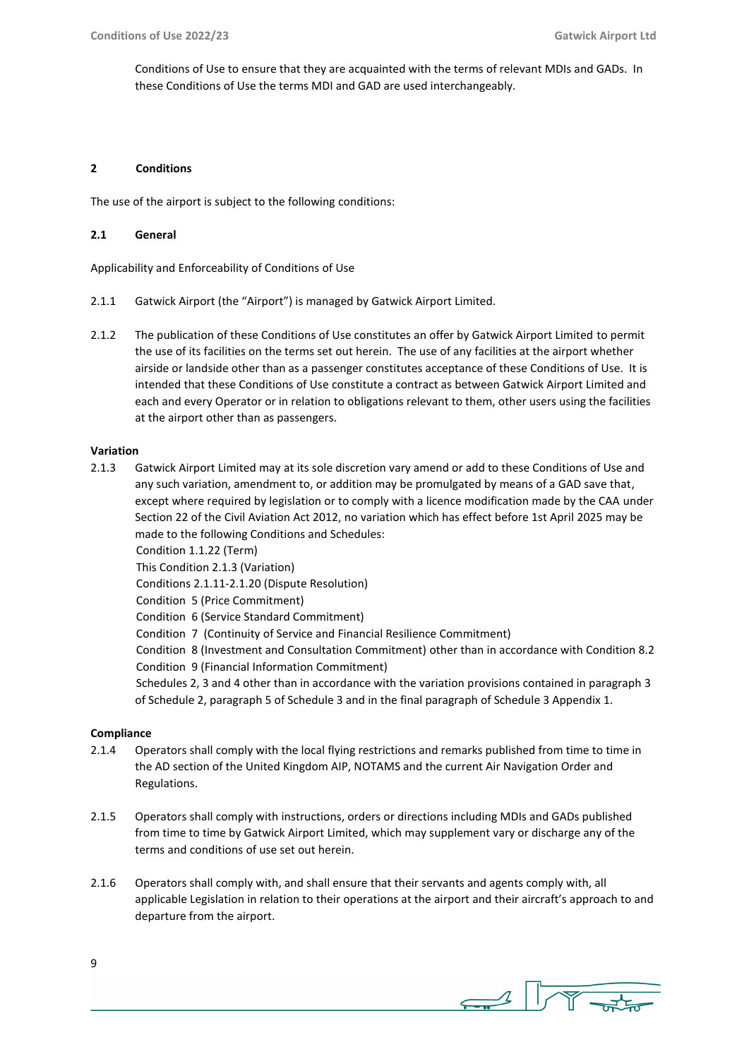Conditions of Use to ensure that they are acquainted with the terms of relevant MDIs and GADs. In these Conditions of Use the terms MDI and GAD are used interchangeably.

## 2 Conditions

The use of the airport is subject to the following conditions:

### 2.1 General

Applicability and Enforceability of Conditions of Use

2.1.1 Gatwick Airport (the "Airport") is managed by Gatwick Airport Limited.

2.1.2 The publication of these Conditions of Use constitutes an offer by Gatwick Airport Limited to permit the use of its facilities on the terms set out herein. The use of any facilities at the airport whether airside or landside other than as a passenger constitutes acceptance of these Conditions of Use. It is intended that these Conditions of Use constitute a contract as between Gatwick Airport Limited and each and every Operator or in relation to obligations relevant to them, other users using the facilities at the airport other than as passengers.

**Variation**

2.1.3 Gatwick Airport Limited may at its sole discretion vary amend or add to these Conditions of Use and any such variation, amendment to, or addition may be promulgated by means of a GAD save that, except where required by legislation or to comply with a licence modification made by the CAA under Section 22 of the Civil Aviation Act 2012, no variation which has effect before 1st April 2025 may be made to the following Conditions and Schedules:
Condition 1.1.22 (Term)
This Condition 2.1.3 (Variation)
Conditions 2.1.11-2.1.20 (Dispute Resolution)
Condition 5 (Price Commitment)
Condition 6 (Service Standard Commitment)
Condition 7 (Continuity of Service and Financial Resilience Commitment)
Condition 8 (Investment and Consultation Commitment) other than in accordance with Condition 8.2
Condition 9 (Financial Information Commitment)
Schedules 2, 3 and 4 other than in accordance with the variation provisions contained in paragraph 3 of Schedule 2, paragraph 5 of Schedule 3 and in the final paragraph of Schedule 3 Appendix 1.

**Compliance**

2.1.4 Operators shall comply with the local flying restrictions and remarks published from time to time in the AD section of the United Kingdom AIP, NOTAMS and the current Air Navigation Order and Regulations.

2.1.5 Operators shall comply with instructions, orders or directions including MDIs and GADs published from time to time by Gatwick Airport Limited, which may supplement vary or discharge any of the terms and conditions of use set out herein.

2.1.6 Operators shall comply with, and shall ensure that their servants and agents comply with, all applicable Legislation in relation to their operations at the airport and their aircraft's approach to and departure from the airport.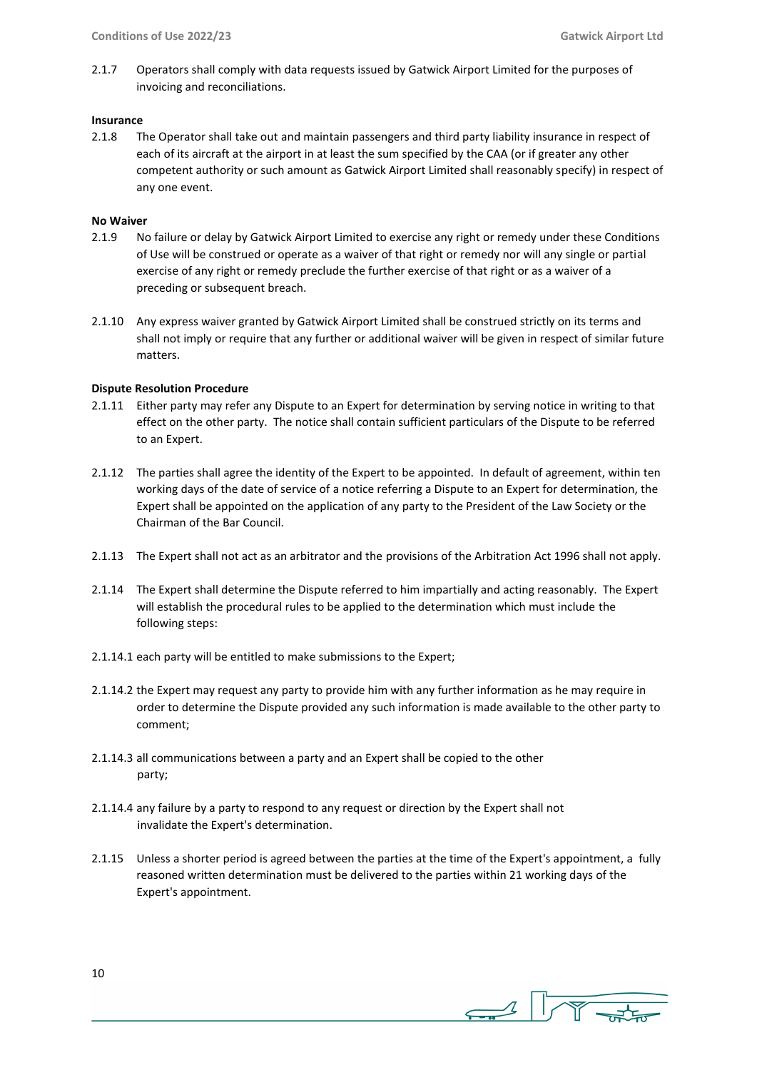2.1.7 Operators shall comply with data requests issued by Gatwick Airport Limited for the purposes of invoicing and reconciliations.

**Insurance**

2.1.8 The Operator shall take out and maintain passengers and third party liability insurance in respect of each of its aircraft at the airport in at least the sum specified by the CAA (or if greater any other competent authority or such amount as Gatwick Airport Limited shall reasonably specify) in respect of any one event.

**No Waiver**

2.1.9 No failure or delay by Gatwick Airport Limited to exercise any right or remedy under these Conditions of Use will be construed or operate as a waiver of that right or remedy nor will any single or partial exercise of any right or remedy preclude the further exercise of that right or as a waiver of a preceding or subsequent breach.

2.1.10 Any express waiver granted by Gatwick Airport Limited shall be construed strictly on its terms and shall not imply or require that any further or additional waiver will be given in respect of similar future matters.

**Dispute Resolution Procedure**

2.1.11 Either party may refer any Dispute to an Expert for determination by serving notice in writing to that effect on the other party. The notice shall contain sufficient particulars of the Dispute to be referred to an Expert.

2.1.12 The parties shall agree the identity of the Expert to be appointed. In default of agreement, within ten working days of the date of service of a notice referring a Dispute to an Expert for determination, the Expert shall be appointed on the application of any party to the President of the Law Society or the Chairman of the Bar Council.

2.1.13 The Expert shall not act as an arbitrator and the provisions of the Arbitration Act 1996 shall not apply.

2.1.14 The Expert shall determine the Dispute referred to him impartially and acting reasonably. The Expert will establish the procedural rules to be applied to the determination which must include the following steps:

2.1.14.1 each party will be entitled to make submissions to the Expert;

2.1.14.2 the Expert may request any party to provide him with any further information as he may require in order to determine the Dispute provided any such information is made available to the other party to comment;

2.1.14.3 all communications between a party and an Expert shall be copied to the other party;

2.1.14.4 any failure by a party to respond to any request or direction by the Expert shall not invalidate the Expert's determination.

2.1.15 Unless a shorter period is agreed between the parties at the time of the Expert's appointment, a fully reasoned written determination must be delivered to the parties within 21 working days of the Expert's appointment.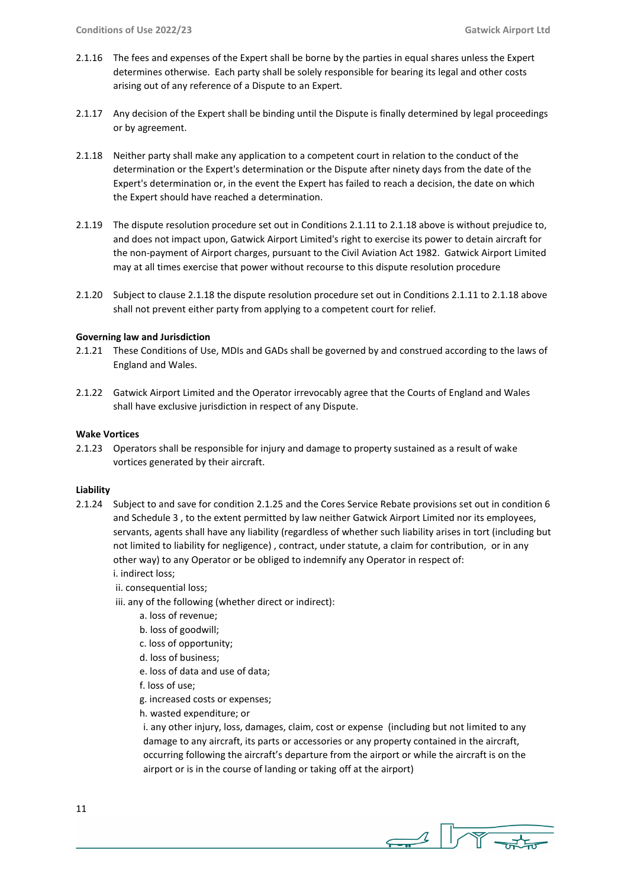2.1.16 The fees and expenses of the Expert shall be borne by the parties in equal shares unless the Expert determines otherwise. Each party shall be solely responsible for bearing its legal and other costs arising out of any reference of a Dispute to an Expert.

2.1.17 Any decision of the Expert shall be binding until the Dispute is finally determined by legal proceedings or by agreement.

2.1.18 Neither party shall make any application to a competent court in relation to the conduct of the determination or the Expert's determination or the Dispute after ninety days from the date of the Expert's determination or, in the event the Expert has failed to reach a decision, the date on which the Expert should have reached a determination.

2.1.19 The dispute resolution procedure set out in Conditions 2.1.11 to 2.1.18 above is without prejudice to, and does not impact upon, Gatwick Airport Limited's right to exercise its power to detain aircraft for the non-payment of Airport charges, pursuant to the Civil Aviation Act 1982. Gatwick Airport Limited may at all times exercise that power without recourse to this dispute resolution procedure

2.1.20 Subject to clause 2.1.18 the dispute resolution procedure set out in Conditions 2.1.11 to 2.1.18 above shall not prevent either party from applying to a competent court for relief.

**Governing law and Jurisdiction**

2.1.21 These Conditions of Use, MDIs and GADs shall be governed by and construed according to the laws of England and Wales.

2.1.22 Gatwick Airport Limited and the Operator irrevocably agree that the Courts of England and Wales shall have exclusive jurisdiction in respect of any Dispute.

**Wake Vortices**

2.1.23 Operators shall be responsible for injury and damage to property sustained as a result of wake vortices generated by their aircraft.

**Liability**

2.1.24 Subject to and save for condition 2.1.25 and the Cores Service Rebate provisions set out in condition 6 and Schedule 3 , to the extent permitted by law neither Gatwick Airport Limited nor its employees, servants, agents shall have any liability (regardless of whether such liability arises in tort (including but not limited to liability for negligence) , contract, under statute, a claim for contribution, or in any other way) to any Operator or be obliged to indemnify any Operator in respect of:

i. indirect loss;

ii. consequential loss;

iii. any of the following (whether direct or indirect):

a. loss of revenue;

b. loss of goodwill;

c. loss of opportunity;

d. loss of business;

e. loss of data and use of data;

f. loss of use;

g. increased costs or expenses;

h. wasted expenditure; or

i. any other injury, loss, damages, claim, cost or expense (including but not limited to any damage to any aircraft, its parts or accessories or any property contained in the aircraft, occurring following the aircraft's departure from the airport or while the aircraft is on the airport or is in the course of landing or taking off at the airport)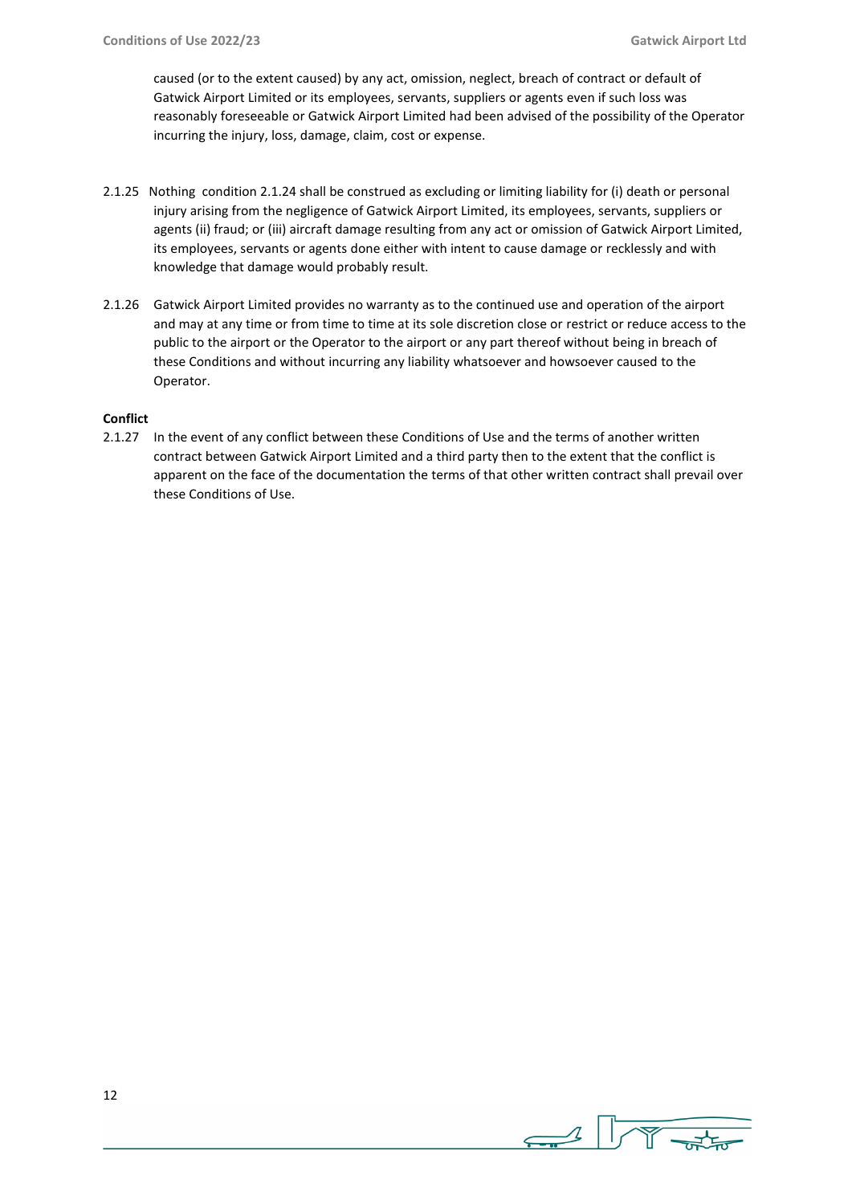caused (or to the extent caused) by any act, omission, neglect, breach of contract or default of Gatwick Airport Limited or its employees, servants, suppliers or agents even if such loss was reasonably foreseeable or Gatwick Airport Limited had been advised of the possibility of the Operator incurring the injury, loss, damage, claim, cost or expense.

2.1.25 Nothing condition 2.1.24 shall be construed as excluding or limiting liability for (i) death or personal injury arising from the negligence of Gatwick Airport Limited, its employees, servants, suppliers or agents (ii) fraud; or (iii) aircraft damage resulting from any act or omission of Gatwick Airport Limited, its employees, servants or agents done either with intent to cause damage or recklessly and with knowledge that damage would probably result.

2.1.26 Gatwick Airport Limited provides no warranty as to the continued use and operation of the airport and may at any time or from time to time at its sole discretion close or restrict or reduce access to the public to the airport or the Operator to the airport or any part thereof without being in breach of these Conditions and without incurring any liability whatsoever and howsoever caused to the Operator.

**Conflict**

2.1.27 In the event of any conflict between these Conditions of Use and the terms of another written contract between Gatwick Airport Limited and a third party then to the extent that the conflict is apparent on the face of the documentation the terms of that other written contract shall prevail over these Conditions of Use.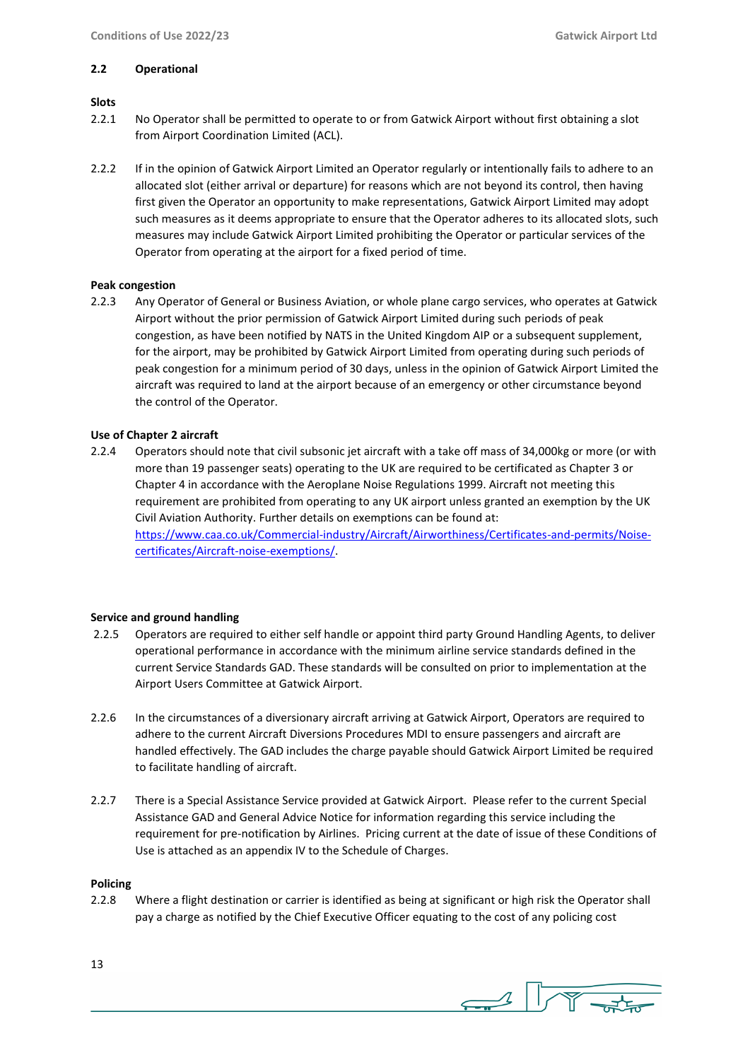## 2.2 Operational

**Slots**

2.2.1 No Operator shall be permitted to operate to or from Gatwick Airport without first obtaining a slot from Airport Coordination Limited (ACL).

2.2.2 If in the opinion of Gatwick Airport Limited an Operator regularly or intentionally fails to adhere to an allocated slot (either arrival or departure) for reasons which are not beyond its control, then having first given the Operator an opportunity to make representations, Gatwick Airport Limited may adopt such measures as it deems appropriate to ensure that the Operator adheres to its allocated slots, such measures may include Gatwick Airport Limited prohibiting the Operator or particular services of the Operator from operating at the airport for a fixed period of time.

**Peak congestion**

2.2.3 Any Operator of General or Business Aviation, or whole plane cargo services, who operates at Gatwick Airport without the prior permission of Gatwick Airport Limited during such periods of peak congestion, as have been notified by NATS in the United Kingdom AIP or a subsequent supplement, for the airport, may be prohibited by Gatwick Airport Limited from operating during such periods of peak congestion for a minimum period of 30 days, unless in the opinion of Gatwick Airport Limited the aircraft was required to land at the airport because of an emergency or other circumstance beyond the control of the Operator.

**Use of Chapter 2 aircraft**

2.2.4 Operators should note that civil subsonic jet aircraft with a take off mass of 34,000kg or more (or with more than 19 passenger seats) operating to the UK are required to be certificated as Chapter 3 or Chapter 4 in accordance with the Aeroplane Noise Regulations 1999. Aircraft not meeting this requirement are prohibited from operating to any UK airport unless granted an exemption by the UK Civil Aviation Authority. Further details on exemptions can be found at: https://www.caa.co.uk/Commercial-industry/Aircraft/Airworthiness/Certificates-and-permits/Noise-certificates/Aircraft-noise-exemptions/.

**Service and ground handling**

2.2.5 Operators are required to either self handle or appoint third party Ground Handling Agents, to deliver operational performance in accordance with the minimum airline service standards defined in the current Service Standards GAD. These standards will be consulted on prior to implementation at the Airport Users Committee at Gatwick Airport.

2.2.6 In the circumstances of a diversionary aircraft arriving at Gatwick Airport, Operators are required to adhere to the current Aircraft Diversions Procedures MDI to ensure passengers and aircraft are handled effectively. The GAD includes the charge payable should Gatwick Airport Limited be required to facilitate handling of aircraft.

2.2.7 There is a Special Assistance Service provided at Gatwick Airport. Please refer to the current Special Assistance GAD and General Advice Notice for information regarding this service including the requirement for pre-notification by Airlines. Pricing current at the date of issue of these Conditions of Use is attached as an appendix IV to the Schedule of Charges.

**Policing**

2.2.8 Where a flight destination or carrier is identified as being at significant or high risk the Operator shall pay a charge as notified by the Chief Executive Officer equating to the cost of any policing cost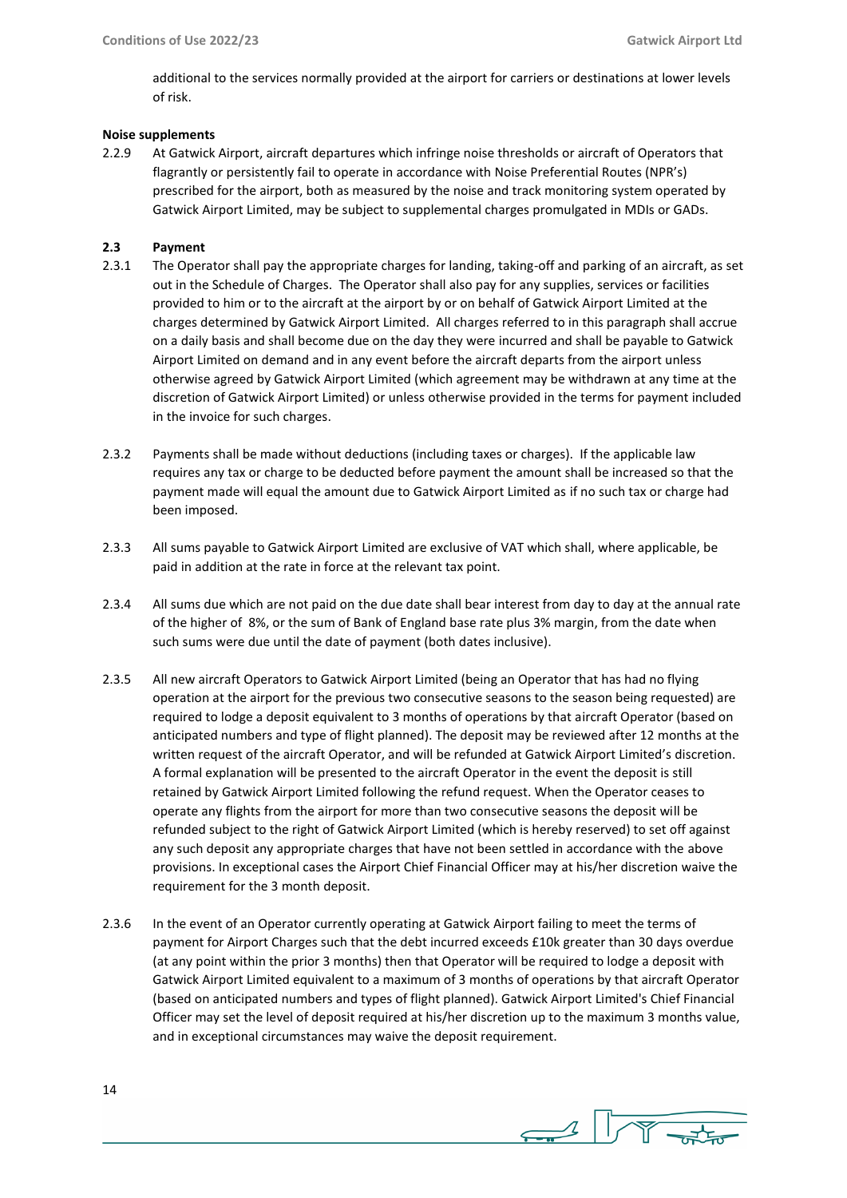additional to the services normally provided at the airport for carriers or destinations at lower levels of risk.

**Noise supplements**

2.2.9 At Gatwick Airport, aircraft departures which infringe noise thresholds or aircraft of Operators that flagrantly or persistently fail to operate in accordance with Noise Preferential Routes (NPR's) prescribed for the airport, both as measured by the noise and track monitoring system operated by Gatwick Airport Limited, may be subject to supplemental charges promulgated in MDIs or GADs.

## 2.3 Payment

2.3.1 The Operator shall pay the appropriate charges for landing, taking-off and parking of an aircraft, as set out in the Schedule of Charges. The Operator shall also pay for any supplies, services or facilities provided to him or to the aircraft at the airport by or on behalf of Gatwick Airport Limited at the charges determined by Gatwick Airport Limited. All charges referred to in this paragraph shall accrue on a daily basis and shall become due on the day they were incurred and shall be payable to Gatwick Airport Limited on demand and in any event before the aircraft departs from the airport unless otherwise agreed by Gatwick Airport Limited (which agreement may be withdrawn at any time at the discretion of Gatwick Airport Limited) or unless otherwise provided in the terms for payment included in the invoice for such charges.

2.3.2 Payments shall be made without deductions (including taxes or charges). If the applicable law requires any tax or charge to be deducted before payment the amount shall be increased so that the payment made will equal the amount due to Gatwick Airport Limited as if no such tax or charge had been imposed.

2.3.3 All sums payable to Gatwick Airport Limited are exclusive of VAT which shall, where applicable, be paid in addition at the rate in force at the relevant tax point.

2.3.4 All sums due which are not paid on the due date shall bear interest from day to day at the annual rate of the higher of 8%, or the sum of Bank of England base rate plus 3% margin, from the date when such sums were due until the date of payment (both dates inclusive).

2.3.5 All new aircraft Operators to Gatwick Airport Limited (being an Operator that has had no flying operation at the airport for the previous two consecutive seasons to the season being requested) are required to lodge a deposit equivalent to 3 months of operations by that aircraft Operator (based on anticipated numbers and type of flight planned). The deposit may be reviewed after 12 months at the written request of the aircraft Operator, and will be refunded at Gatwick Airport Limited's discretion. A formal explanation will be presented to the aircraft Operator in the event the deposit is still retained by Gatwick Airport Limited following the refund request. When the Operator ceases to operate any flights from the airport for more than two consecutive seasons the deposit will be refunded subject to the right of Gatwick Airport Limited (which is hereby reserved) to set off against any such deposit any appropriate charges that have not been settled in accordance with the above provisions. In exceptional cases the Airport Chief Financial Officer may at his/her discretion waive the requirement for the 3 month deposit.

2.3.6 In the event of an Operator currently operating at Gatwick Airport failing to meet the terms of payment for Airport Charges such that the debt incurred exceeds £10k greater than 30 days overdue (at any point within the prior 3 months) then that Operator will be required to lodge a deposit with Gatwick Airport Limited equivalent to a maximum of 3 months of operations by that aircraft Operator (based on anticipated numbers and types of flight planned). Gatwick Airport Limited's Chief Financial Officer may set the level of deposit required at his/her discretion up to the maximum 3 months value, and in exceptional circumstances may waive the deposit requirement.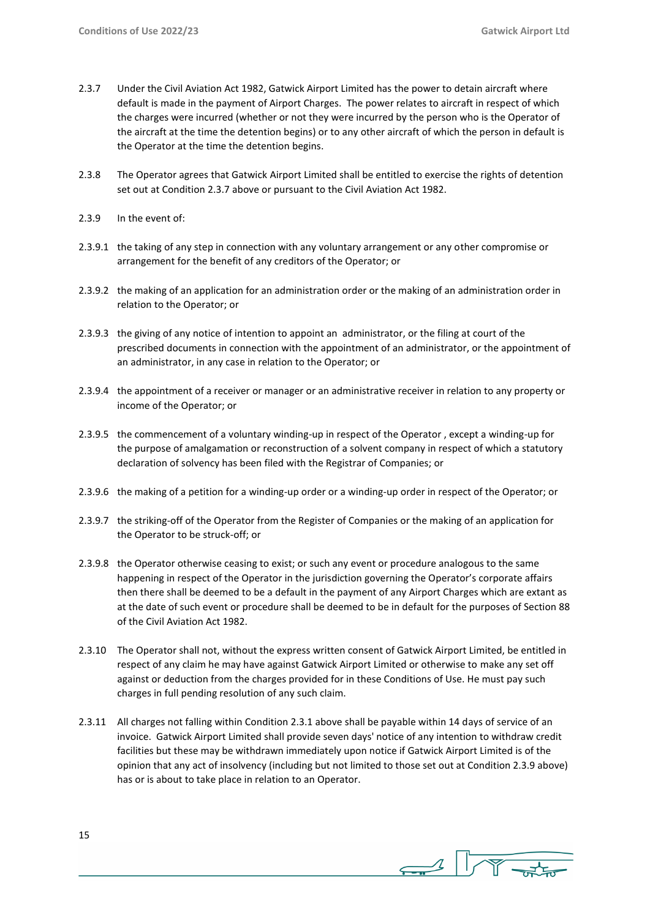2.3.7 Under the Civil Aviation Act 1982, Gatwick Airport Limited has the power to detain aircraft where default is made in the payment of Airport Charges. The power relates to aircraft in respect of which the charges were incurred (whether or not they were incurred by the person who is the Operator of the aircraft at the time the detention begins) or to any other aircraft of which the person in default is the Operator at the time the detention begins.

2.3.8 The Operator agrees that Gatwick Airport Limited shall be entitled to exercise the rights of detention set out at Condition 2.3.7 above or pursuant to the Civil Aviation Act 1982.

2.3.9 In the event of:

2.3.9.1 the taking of any step in connection with any voluntary arrangement or any other compromise or arrangement for the benefit of any creditors of the Operator; or

2.3.9.2 the making of an application for an administration order or the making of an administration order in relation to the Operator; or

2.3.9.3 the giving of any notice of intention to appoint an administrator, or the filing at court of the prescribed documents in connection with the appointment of an administrator, or the appointment of an administrator, in any case in relation to the Operator; or

2.3.9.4 the appointment of a receiver or manager or an administrative receiver in relation to any property or income of the Operator; or

2.3.9.5 the commencement of a voluntary winding-up in respect of the Operator , except a winding-up for the purpose of amalgamation or reconstruction of a solvent company in respect of which a statutory declaration of solvency has been filed with the Registrar of Companies; or

2.3.9.6 the making of a petition for a winding-up order or a winding-up order in respect of the Operator; or

2.3.9.7 the striking-off of the Operator from the Register of Companies or the making of an application for the Operator to be struck-off; or

2.3.9.8 the Operator otherwise ceasing to exist; or such any event or procedure analogous to the same happening in respect of the Operator in the jurisdiction governing the Operator's corporate affairs then there shall be deemed to be a default in the payment of any Airport Charges which are extant as at the date of such event or procedure shall be deemed to be in default for the purposes of Section 88 of the Civil Aviation Act 1982.

2.3.10 The Operator shall not, without the express written consent of Gatwick Airport Limited, be entitled in respect of any claim he may have against Gatwick Airport Limited or otherwise to make any set off against or deduction from the charges provided for in these Conditions of Use. He must pay such charges in full pending resolution of any such claim.

2.3.11 All charges not falling within Condition 2.3.1 above shall be payable within 14 days of service of an invoice. Gatwick Airport Limited shall provide seven days' notice of any intention to withdraw credit facilities but these may be withdrawn immediately upon notice if Gatwick Airport Limited is of the opinion that any act of insolvency (including but not limited to those set out at Condition 2.3.9 above) has or is about to take place in relation to an Operator.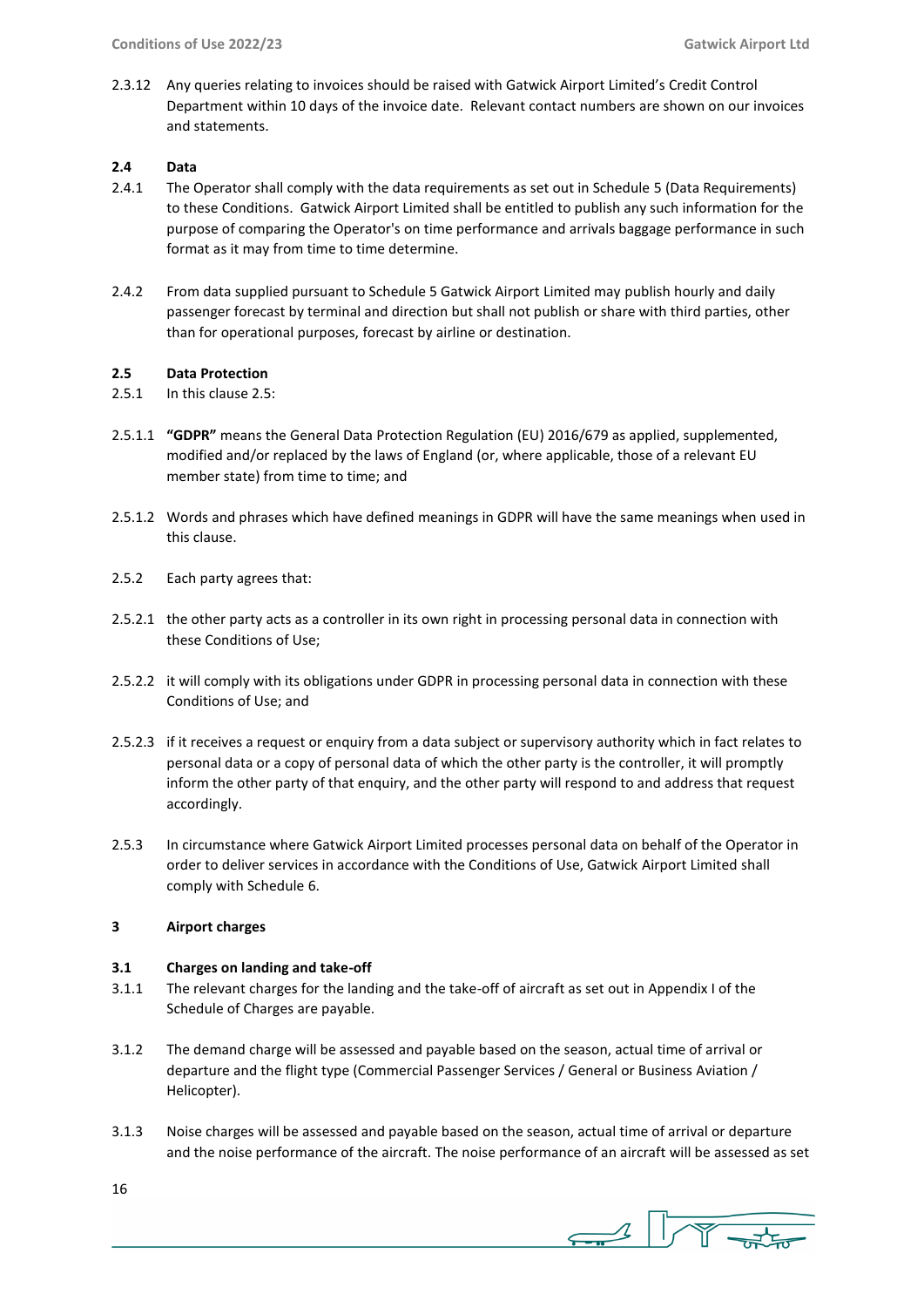2.3.12 Any queries relating to invoices should be raised with Gatwick Airport Limited's Credit Control Department within 10 days of the invoice date. Relevant contact numbers are shown on our invoices and statements.

### 2.4 Data

2.4.1 The Operator shall comply with the data requirements as set out in Schedule 5 (Data Requirements) to these Conditions. Gatwick Airport Limited shall be entitled to publish any such information for the purpose of comparing the Operator's on time performance and arrivals baggage performance in such format as it may from time to time determine.

2.4.2 From data supplied pursuant to Schedule 5 Gatwick Airport Limited may publish hourly and daily passenger forecast by terminal and direction but shall not publish or share with third parties, other than for operational purposes, forecast by airline or destination.

### 2.5 Data Protection

2.5.1 In this clause 2.5:

2.5.1.1 **"GDPR"** means the General Data Protection Regulation (EU) 2016/679 as applied, supplemented, modified and/or replaced by the laws of England (or, where applicable, those of a relevant EU member state) from time to time; and

2.5.1.2 Words and phrases which have defined meanings in GDPR will have the same meanings when used in this clause.

2.5.2 Each party agrees that:

2.5.2.1 the other party acts as a controller in its own right in processing personal data in connection with these Conditions of Use;

2.5.2.2 it will comply with its obligations under GDPR in processing personal data in connection with these Conditions of Use; and

2.5.2.3 if it receives a request or enquiry from a data subject or supervisory authority which in fact relates to personal data or a copy of personal data of which the other party is the controller, it will promptly inform the other party of that enquiry, and the other party will respond to and address that request accordingly.

2.5.3 In circumstance where Gatwick Airport Limited processes personal data on behalf of the Operator in order to deliver services in accordance with the Conditions of Use, Gatwick Airport Limited shall comply with Schedule 6.

## 3 Airport charges

### 3.1 Charges on landing and take-off

3.1.1 The relevant charges for the landing and the take-off of aircraft as set out in Appendix I of the Schedule of Charges are payable.

3.1.2 The demand charge will be assessed and payable based on the season, actual time of arrival or departure and the flight type (Commercial Passenger Services / General or Business Aviation / Helicopter).

3.1.3 Noise charges will be assessed and payable based on the season, actual time of arrival or departure and the noise performance of the aircraft. The noise performance of an aircraft will be assessed as set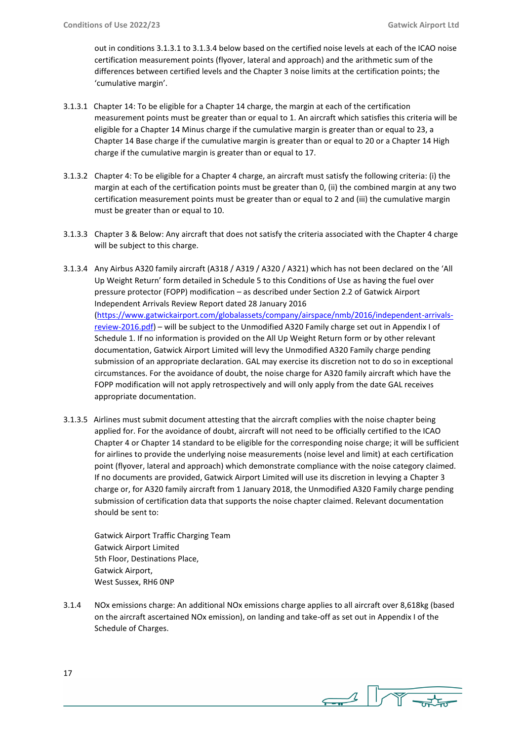out in conditions 3.1.3.1 to 3.1.3.4 below based on the certified noise levels at each of the ICAO noise certification measurement points (flyover, lateral and approach) and the arithmetic sum of the differences between certified levels and the Chapter 3 noise limits at the certification points; the 'cumulative margin'.

3.1.3.1 Chapter 14: To be eligible for a Chapter 14 charge, the margin at each of the certification measurement points must be greater than or equal to 1. An aircraft which satisfies this criteria will be eligible for a Chapter 14 Minus charge if the cumulative margin is greater than or equal to 23, a Chapter 14 Base charge if the cumulative margin is greater than or equal to 20 or a Chapter 14 High charge if the cumulative margin is greater than or equal to 17.

3.1.3.2 Chapter 4: To be eligible for a Chapter 4 charge, an aircraft must satisfy the following criteria: (i) the margin at each of the certification points must be greater than 0, (ii) the combined margin at any two certification measurement points must be greater than or equal to 2 and (iii) the cumulative margin must be greater than or equal to 10.

3.1.3.3 Chapter 3 & Below: Any aircraft that does not satisfy the criteria associated with the Chapter 4 charge will be subject to this charge.

3.1.3.4 Any Airbus A320 family aircraft (A318 / A319 / A320 / A321) which has not been declared on the 'All Up Weight Return' form detailed in Schedule 5 to this Conditions of Use as having the fuel over pressure protector (FOPP) modification – as described under Section 2.2 of Gatwick Airport Independent Arrivals Review Report dated 28 January 2016 ([https://www.gatwickairport.com/globalassets/company/airspace/nmb/2016/independent-arrivals-review-2016.pdf](https://www.gatwickairport.com/globalassets/company/airspace/nmb/2016/independent-arrivals-review-2016.pdf)) – will be subject to the Unmodified A320 Family charge set out in Appendix I of Schedule 1. If no information is provided on the All Up Weight Return form or by other relevant documentation, Gatwick Airport Limited will levy the Unmodified A320 Family charge pending submission of an appropriate declaration. GAL may exercise its discretion not to do so in exceptional circumstances. For the avoidance of doubt, the noise charge for A320 family aircraft which have the FOPP modification will not apply retrospectively and will only apply from the date GAL receives appropriate documentation.

3.1.3.5 Airlines must submit document attesting that the aircraft complies with the noise chapter being applied for. For the avoidance of doubt, aircraft will not need to be officially certified to the ICAO Chapter 4 or Chapter 14 standard to be eligible for the corresponding noise charge; it will be sufficient for airlines to provide the underlying noise measurements (noise level and limit) at each certification point (flyover, lateral and approach) which demonstrate compliance with the noise category claimed. If no documents are provided, Gatwick Airport Limited will use its discretion in levying a Chapter 3 charge or, for A320 family aircraft from 1 January 2018, the Unmodified A320 Family charge pending submission of certification data that supports the noise chapter claimed. Relevant documentation should be sent to:

Gatwick Airport Traffic Charging Team
Gatwick Airport Limited
5th Floor, Destinations Place,
Gatwick Airport,
West Sussex, RH6 0NP

3.1.4 NOx emissions charge: An additional NOx emissions charge applies to all aircraft over 8,618kg (based on the aircraft ascertained NOx emission), on landing and take-off as set out in Appendix I of the Schedule of Charges.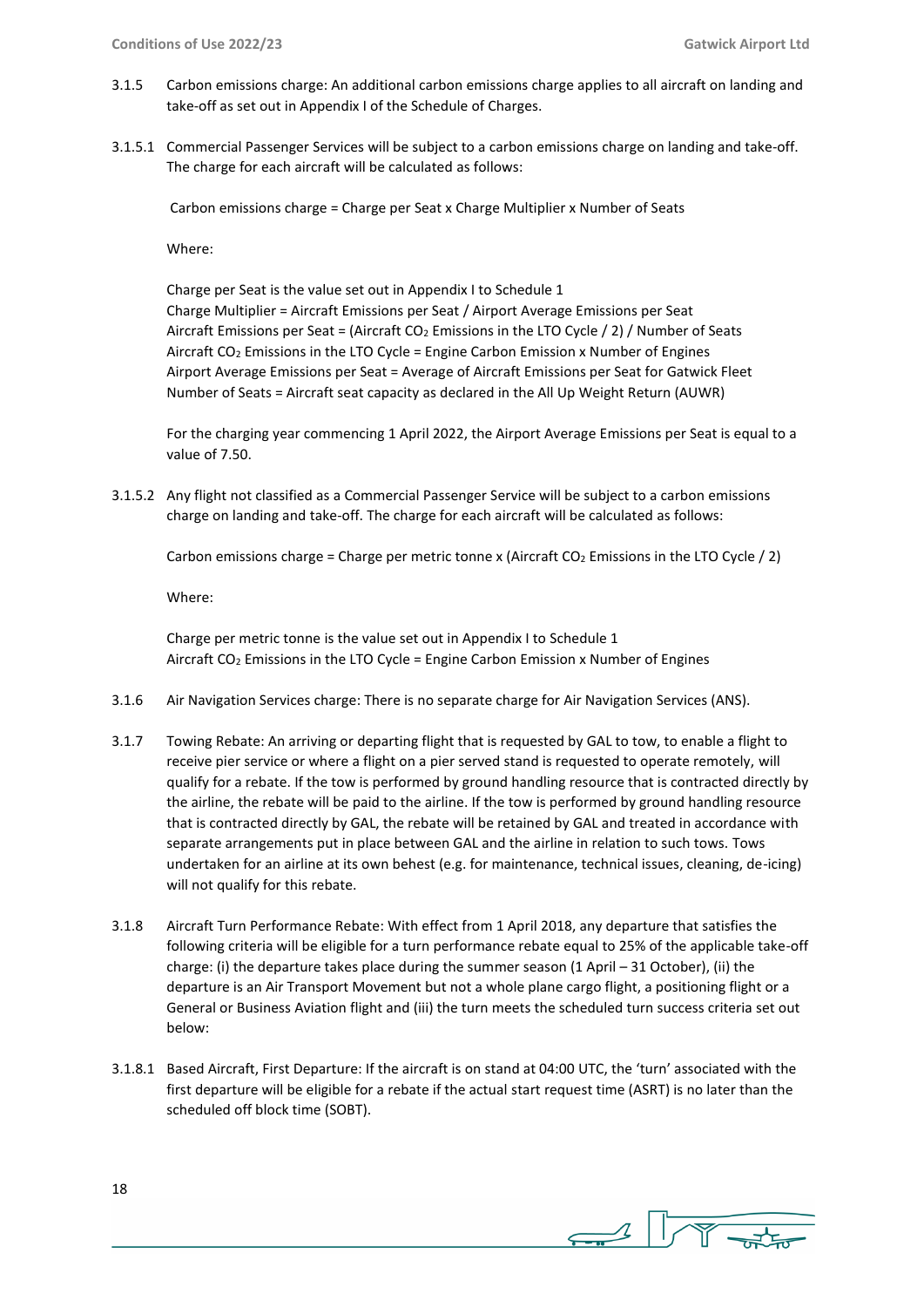3.1.5 Carbon emissions charge: An additional carbon emissions charge applies to all aircraft on landing and take-off as set out in Appendix I of the Schedule of Charges.

3.1.5.1 Commercial Passenger Services will be subject to a carbon emissions charge on landing and take-off. The charge for each aircraft will be calculated as follows:

Carbon emissions charge = Charge per Seat x Charge Multiplier x Number of Seats

Where:

Charge per Seat is the value set out in Appendix I to Schedule 1
Charge Multiplier = Aircraft Emissions per Seat / Airport Average Emissions per Seat
Aircraft Emissions per Seat = (Aircraft $CO_2$ Emissions in the LTO Cycle / 2) / Number of Seats
Aircraft $CO_2$ Emissions in the LTO Cycle = Engine Carbon Emission x Number of Engines
Airport Average Emissions per Seat = Average of Aircraft Emissions per Seat for Gatwick Fleet
Number of Seats = Aircraft seat capacity as declared in the All Up Weight Return (AUWR)

For the charging year commencing 1 April 2022, the Airport Average Emissions per Seat is equal to a value of 7.50.

3.1.5.2 Any flight not classified as a Commercial Passenger Service will be subject to a carbon emissions charge on landing and take-off. The charge for each aircraft will be calculated as follows:

Carbon emissions charge = Charge per metric tonne x (Aircraft $CO_2$ Emissions in the LTO Cycle / 2)

Where:

Charge per metric tonne is the value set out in Appendix I to Schedule 1
Aircraft $CO_2$ Emissions in the LTO Cycle = Engine Carbon Emission x Number of Engines

3.1.6 Air Navigation Services charge: There is no separate charge for Air Navigation Services (ANS).

3.1.7 Towing Rebate: An arriving or departing flight that is requested by GAL to tow, to enable a flight to receive pier service or where a flight on a pier served stand is requested to operate remotely, will qualify for a rebate. If the tow is performed by ground handling resource that is contracted directly by the airline, the rebate will be paid to the airline. If the tow is performed by ground handling resource that is contracted directly by GAL, the rebate will be retained by GAL and treated in accordance with separate arrangements put in place between GAL and the airline in relation to such tows. Tows undertaken for an airline at its own behest (e.g. for maintenance, technical issues, cleaning, de-icing) will not qualify for this rebate.

3.1.8 Aircraft Turn Performance Rebate: With effect from 1 April 2018, any departure that satisfies the following criteria will be eligible for a turn performance rebate equal to 25% of the applicable take-off charge: (i) the departure takes place during the summer season (1 April – 31 October), (ii) the departure is an Air Transport Movement but not a whole plane cargo flight, a positioning flight or a General or Business Aviation flight and (iii) the turn meets the scheduled turn success criteria set out below:

3.1.8.1 Based Aircraft, First Departure: If the aircraft is on stand at 04:00 UTC, the 'turn' associated with the first departure will be eligible for a rebate if the actual start request time (ASRT) is no later than the scheduled off block time (SOBT).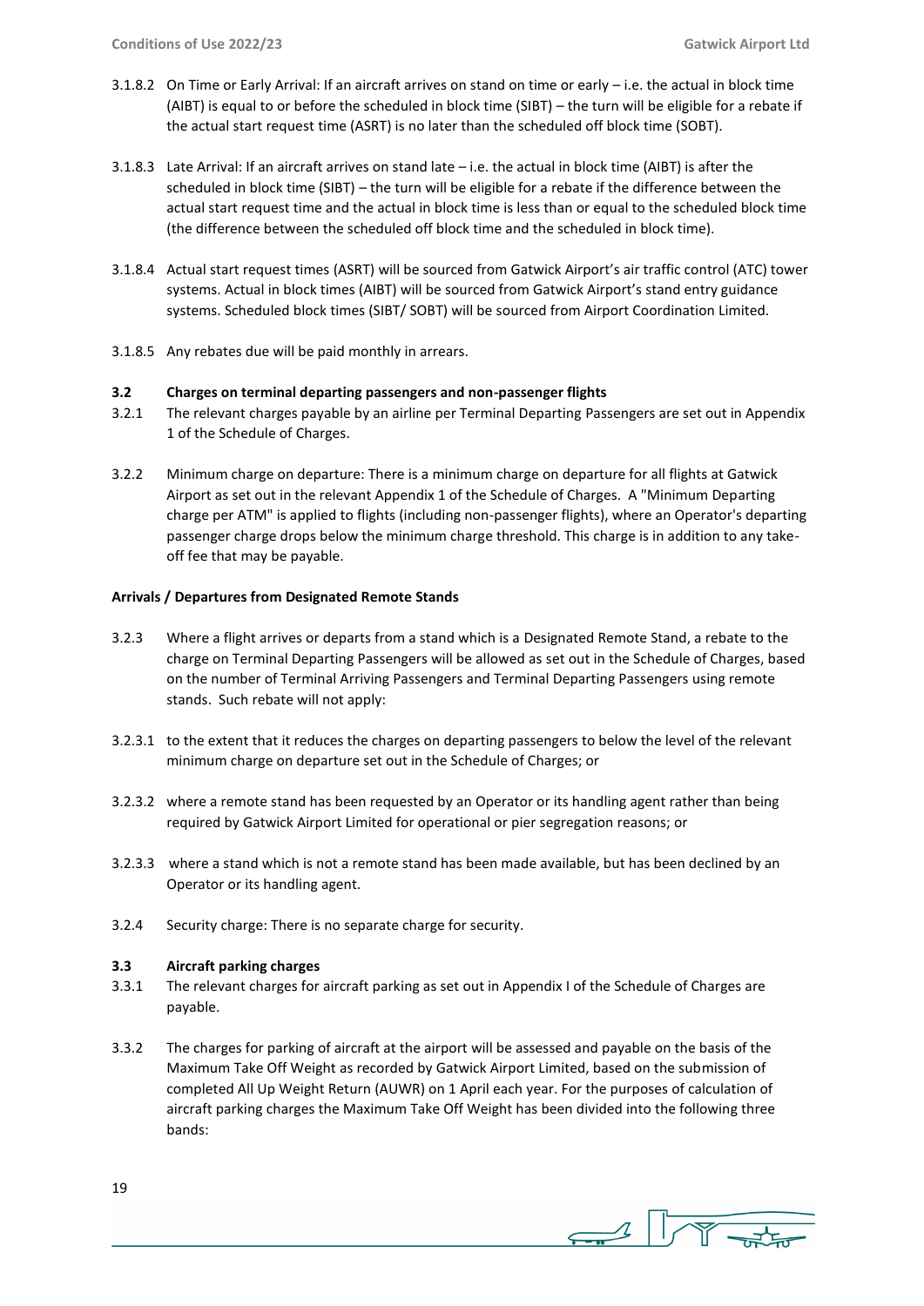3.1.8.2 On Time or Early Arrival: If an aircraft arrives on stand on time or early – i.e. the actual in block time (AIBT) is equal to or before the scheduled in block time (SIBT) – the turn will be eligible for a rebate if the actual start request time (ASRT) is no later than the scheduled off block time (SOBT).

3.1.8.3 Late Arrival: If an aircraft arrives on stand late – i.e. the actual in block time (AIBT) is after the scheduled in block time (SIBT) – the turn will be eligible for a rebate if the difference between the actual start request time and the actual in block time is less than or equal to the scheduled block time (the difference between the scheduled off block time and the scheduled in block time).

3.1.8.4 Actual start request times (ASRT) will be sourced from Gatwick Airport's air traffic control (ATC) tower systems. Actual in block times (AIBT) will be sourced from Gatwick Airport's stand entry guidance systems. Scheduled block times (SIBT/ SOBT) will be sourced from Airport Coordination Limited.

3.1.8.5 Any rebates due will be paid monthly in arrears.

### 3.2 Charges on terminal departing passengers and non-passenger flights

3.2.1 The relevant charges payable by an airline per Terminal Departing Passengers are set out in Appendix 1 of the Schedule of Charges.

3.2.2 Minimum charge on departure: There is a minimum charge on departure for all flights at Gatwick Airport as set out in the relevant Appendix 1 of the Schedule of Charges. A "Minimum Departing charge per ATM" is applied to flights (including non-passenger flights), where an Operator's departing passenger charge drops below the minimum charge threshold. This charge is in addition to any take-off fee that may be payable.

**Arrivals / Departures from Designated Remote Stands**

3.2.3 Where a flight arrives or departs from a stand which is a Designated Remote Stand, a rebate to the charge on Terminal Departing Passengers will be allowed as set out in the Schedule of Charges, based on the number of Terminal Arriving Passengers and Terminal Departing Passengers using remote stands. Such rebate will not apply:

3.2.3.1 to the extent that it reduces the charges on departing passengers to below the level of the relevant minimum charge on departure set out in the Schedule of Charges; or

3.2.3.2 where a remote stand has been requested by an Operator or its handling agent rather than being required by Gatwick Airport Limited for operational or pier segregation reasons; or

3.2.3.3 where a stand which is not a remote stand has been made available, but has been declined by an Operator or its handling agent.

3.2.4 Security charge: There is no separate charge for security.

### 3.3 Aircraft parking charges

3.3.1 The relevant charges for aircraft parking as set out in Appendix I of the Schedule of Charges are payable.

3.3.2 The charges for parking of aircraft at the airport will be assessed and payable on the basis of the Maximum Take Off Weight as recorded by Gatwick Airport Limited, based on the submission of completed All Up Weight Return (AUWR) on 1 April each year. For the purposes of calculation of aircraft parking charges the Maximum Take Off Weight has been divided into the following three bands: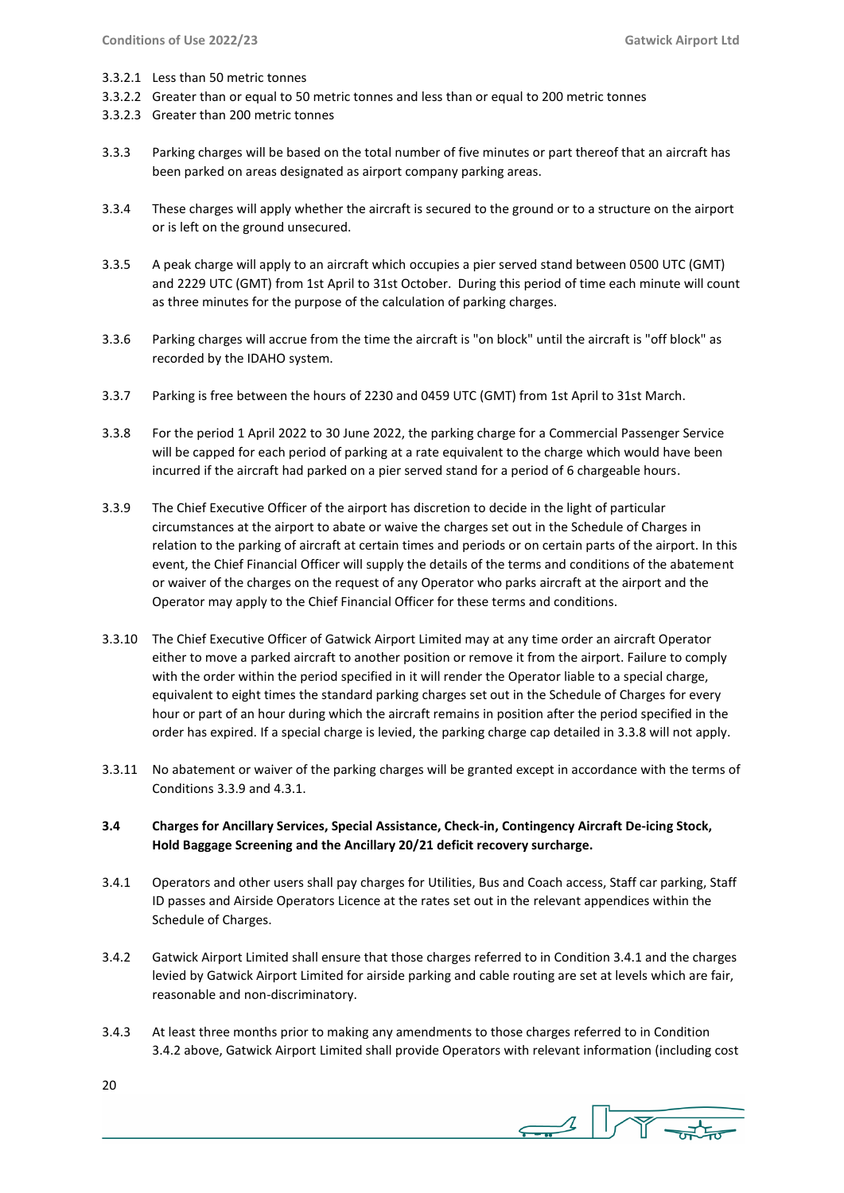3.3.2.1 Less than 50 metric tonnes

3.3.2.2 Greater than or equal to 50 metric tonnes and less than or equal to 200 metric tonnes

3.3.2.3 Greater than 200 metric tonnes

3.3.3 Parking charges will be based on the total number of five minutes or part thereof that an aircraft has been parked on areas designated as airport company parking areas.

3.3.4 These charges will apply whether the aircraft is secured to the ground or to a structure on the airport or is left on the ground unsecured.

3.3.5 A peak charge will apply to an aircraft which occupies a pier served stand between 0500 UTC (GMT) and 2229 UTC (GMT) from 1st April to 31st October. During this period of time each minute will count as three minutes for the purpose of the calculation of parking charges.

3.3.6 Parking charges will accrue from the time the aircraft is "on block" until the aircraft is "off block" as recorded by the IDAHO system.

3.3.7 Parking is free between the hours of 2230 and 0459 UTC (GMT) from 1st April to 31st March.

3.3.8 For the period 1 April 2022 to 30 June 2022, the parking charge for a Commercial Passenger Service will be capped for each period of parking at a rate equivalent to the charge which would have been incurred if the aircraft had parked on a pier served stand for a period of 6 chargeable hours.

3.3.9 The Chief Executive Officer of the airport has discretion to decide in the light of particular circumstances at the airport to abate or waive the charges set out in the Schedule of Charges in relation to the parking of aircraft at certain times and periods or on certain parts of the airport. In this event, the Chief Financial Officer will supply the details of the terms and conditions of the abatement or waiver of the charges on the request of any Operator who parks aircraft at the airport and the Operator may apply to the Chief Financial Officer for these terms and conditions.

3.3.10 The Chief Executive Officer of Gatwick Airport Limited may at any time order an aircraft Operator either to move a parked aircraft to another position or remove it from the airport. Failure to comply with the order within the period specified in it will render the Operator liable to a special charge, equivalent to eight times the standard parking charges set out in the Schedule of Charges for every hour or part of an hour during which the aircraft remains in position after the period specified in the order has expired. If a special charge is levied, the parking charge cap detailed in 3.3.8 will not apply.

3.3.11 No abatement or waiver of the parking charges will be granted except in accordance with the terms of Conditions 3.3.9 and 4.3.1.

### 3.4 Charges for Ancillary Services, Special Assistance, Check-in, Contingency Aircraft De-icing Stock, Hold Baggage Screening and the Ancillary 20/21 deficit recovery surcharge.

3.4.1 Operators and other users shall pay charges for Utilities, Bus and Coach access, Staff car parking, Staff ID passes and Airside Operators Licence at the rates set out in the relevant appendices within the Schedule of Charges.

3.4.2 Gatwick Airport Limited shall ensure that those charges referred to in Condition 3.4.1 and the charges levied by Gatwick Airport Limited for airside parking and cable routing are set at levels which are fair, reasonable and non-discriminatory.

3.4.3 At least three months prior to making any amendments to those charges referred to in Condition 3.4.2 above, Gatwick Airport Limited shall provide Operators with relevant information (including cost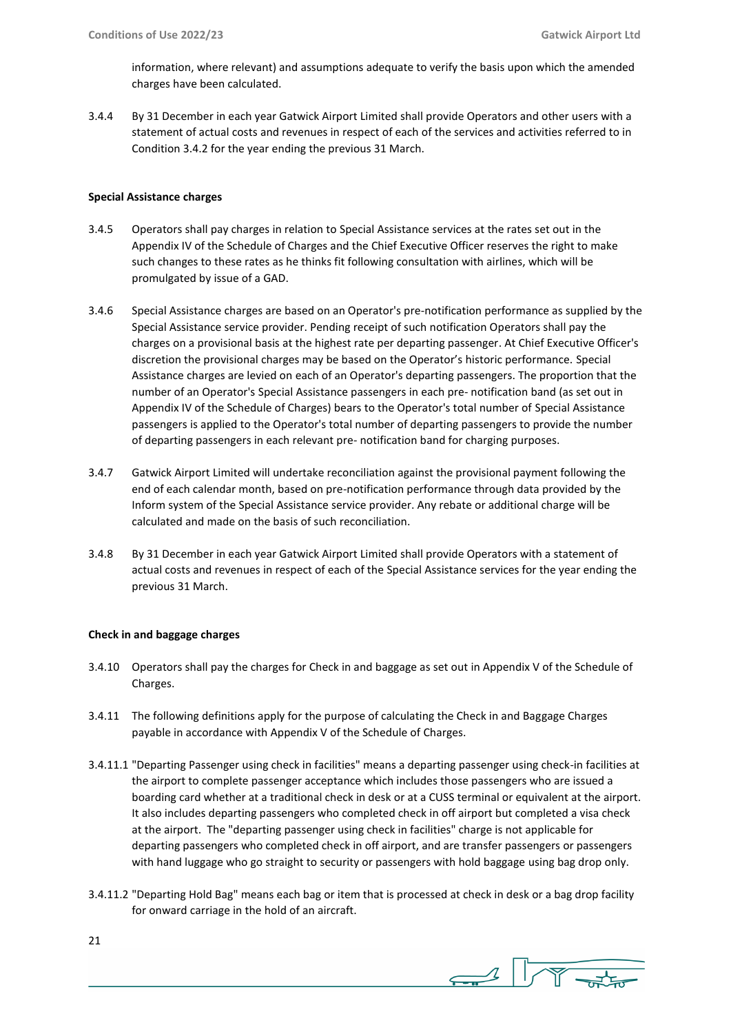information, where relevant) and assumptions adequate to verify the basis upon which the amended charges have been calculated.

3.4.4 By 31 December in each year Gatwick Airport Limited shall provide Operators and other users with a statement of actual costs and revenues in respect of each of the services and activities referred to in Condition 3.4.2 for the year ending the previous 31 March.

**Special Assistance charges**

3.4.5 Operators shall pay charges in relation to Special Assistance services at the rates set out in the Appendix IV of the Schedule of Charges and the Chief Executive Officer reserves the right to make such changes to these rates as he thinks fit following consultation with airlines, which will be promulgated by issue of a GAD.

3.4.6 Special Assistance charges are based on an Operator's pre-notification performance as supplied by the Special Assistance service provider. Pending receipt of such notification Operators shall pay the charges on a provisional basis at the highest rate per departing passenger. At Chief Executive Officer's discretion the provisional charges may be based on the Operator's historic performance. Special Assistance charges are levied on each of an Operator's departing passengers. The proportion that the number of an Operator's Special Assistance passengers in each pre- notification band (as set out in Appendix IV of the Schedule of Charges) bears to the Operator's total number of Special Assistance passengers is applied to the Operator's total number of departing passengers to provide the number of departing passengers in each relevant pre- notification band for charging purposes.

3.4.7 Gatwick Airport Limited will undertake reconciliation against the provisional payment following the end of each calendar month, based on pre-notification performance through data provided by the Inform system of the Special Assistance service provider. Any rebate or additional charge will be calculated and made on the basis of such reconciliation.

3.4.8 By 31 December in each year Gatwick Airport Limited shall provide Operators with a statement of actual costs and revenues in respect of each of the Special Assistance services for the year ending the previous 31 March.

**Check in and baggage charges**

3.4.10 Operators shall pay the charges for Check in and baggage as set out in Appendix V of the Schedule of Charges.

3.4.11 The following definitions apply for the purpose of calculating the Check in and Baggage Charges payable in accordance with Appendix V of the Schedule of Charges.

3.4.11.1 "Departing Passenger using check in facilities" means a departing passenger using check-in facilities at the airport to complete passenger acceptance which includes those passengers who are issued a boarding card whether at a traditional check in desk or at a CUSS terminal or equivalent at the airport. It also includes departing passengers who completed check in off airport but completed a visa check at the airport. The "departing passenger using check in facilities" charge is not applicable for departing passengers who completed check in off airport, and are transfer passengers or passengers with hand luggage who go straight to security or passengers with hold baggage using bag drop only.

3.4.11.2 "Departing Hold Bag" means each bag or item that is processed at check in desk or a bag drop facility for onward carriage in the hold of an aircraft.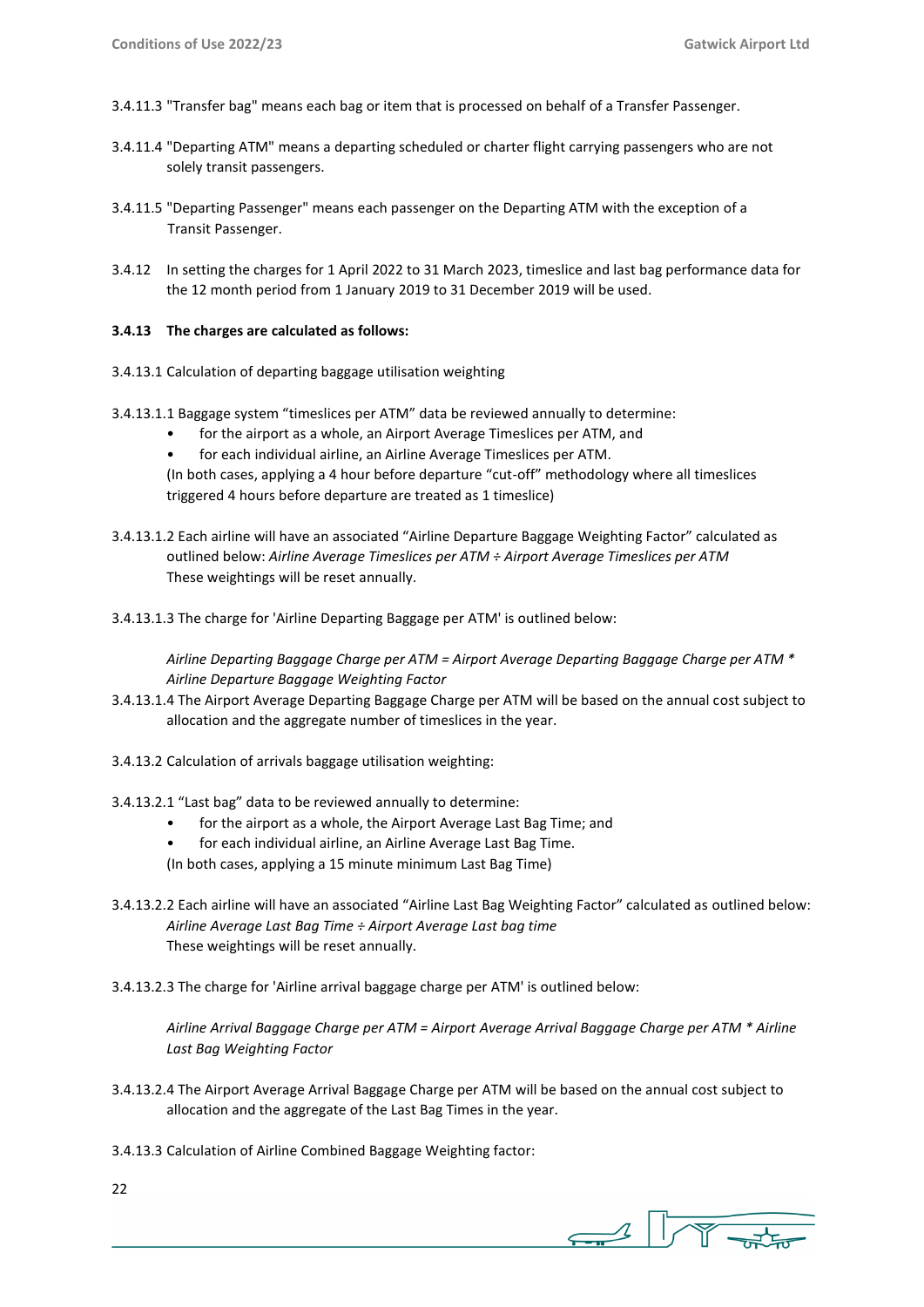3.4.11.3 "Transfer bag" means each bag or item that is processed on behalf of a Transfer Passenger.

3.4.11.4 "Departing ATM" means a departing scheduled or charter flight carrying passengers who are not solely transit passengers.

3.4.11.5 "Departing Passenger" means each passenger on the Departing ATM with the exception of a Transit Passenger.

3.4.12 In setting the charges for 1 April 2022 to 31 March 2023, timeslice and last bag performance data for the 12 month period from 1 January 2019 to 31 December 2019 will be used.

**3.4.13 The charges are calculated as follows:**

3.4.13.1 Calculation of departing baggage utilisation weighting

3.4.13.1.1 Baggage system "timeslices per ATM" data be reviewed annually to determine:

- for the airport as a whole, an Airport Average Timeslices per ATM, and
- for each individual airline, an Airline Average Timeslices per ATM.

(In both cases, applying a 4 hour before departure "cut-off" methodology where all timeslices triggered 4 hours before departure are treated as 1 timeslice)

3.4.13.1.2 Each airline will have an associated "Airline Departure Baggage Weighting Factor" calculated as outlined below: *Airline Average Timeslices per ATM ÷ Airport Average Timeslices per ATM*
These weightings will be reset annually.

3.4.13.1.3 The charge for 'Airline Departing Baggage per ATM' is outlined below:

*Airline Departing Baggage Charge per ATM = Airport Average Departing Baggage Charge per ATM * Airline Departure Baggage Weighting Factor*

3.4.13.1.4 The Airport Average Departing Baggage Charge per ATM will be based on the annual cost subject to allocation and the aggregate number of timeslices in the year.

3.4.13.2 Calculation of arrivals baggage utilisation weighting:

3.4.13.2.1 "Last bag" data to be reviewed annually to determine:

- for the airport as a whole, the Airport Average Last Bag Time; and
- for each individual airline, an Airline Average Last Bag Time.

(In both cases, applying a 15 minute minimum Last Bag Time)

3.4.13.2.2 Each airline will have an associated "Airline Last Bag Weighting Factor" calculated as outlined below:
*Airline Average Last Bag Time ÷ Airport Average Last bag time*
These weightings will be reset annually.

3.4.13.2.3 The charge for 'Airline arrival baggage charge per ATM' is outlined below:

*Airline Arrival Baggage Charge per ATM = Airport Average Arrival Baggage Charge per ATM * Airline Last Bag Weighting Factor*

3.4.13.2.4 The Airport Average Arrival Baggage Charge per ATM will be based on the annual cost subject to allocation and the aggregate of the Last Bag Times in the year.

3.4.13.3 Calculation of Airline Combined Baggage Weighting factor: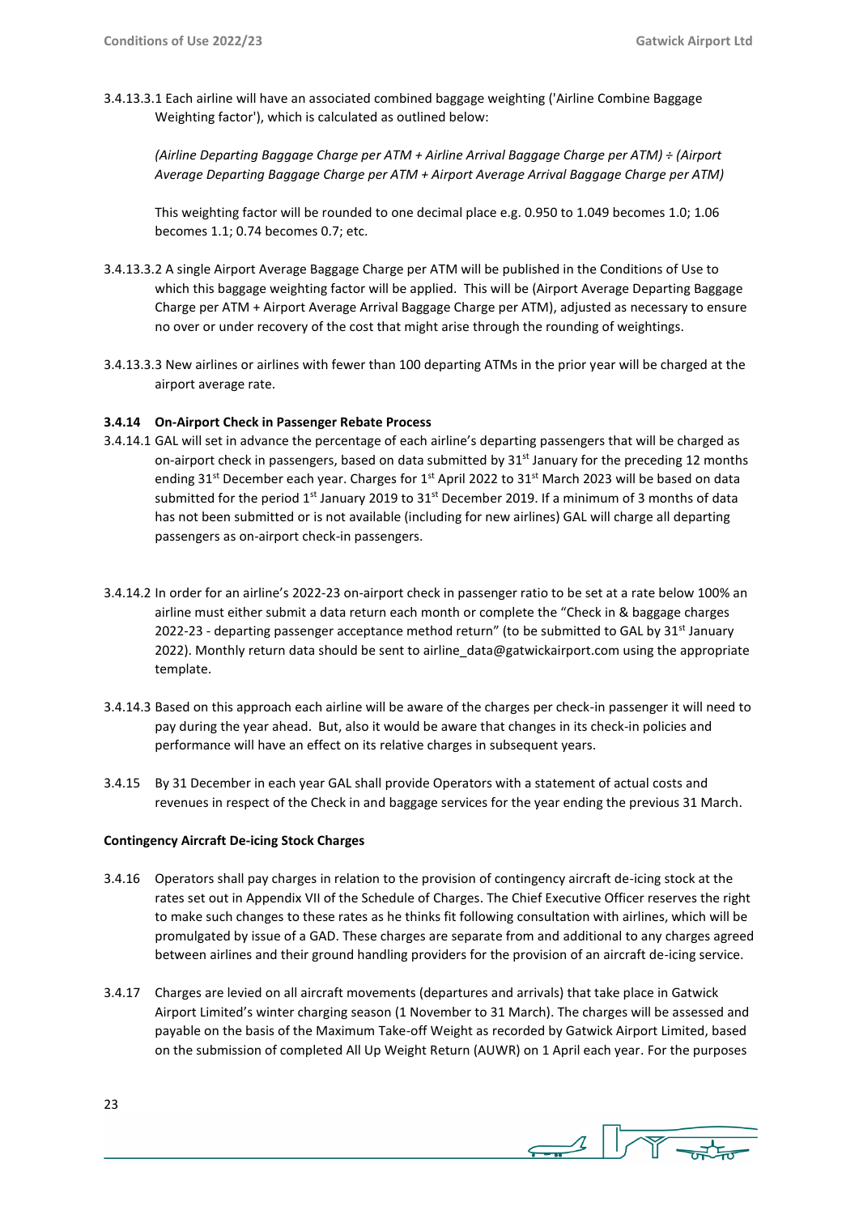3.4.13.3.1 Each airline will have an associated combined baggage weighting ('Airline Combine Baggage Weighting factor'), which is calculated as outlined below:

*(Airline Departing Baggage Charge per ATM + Airline Arrival Baggage Charge per ATM) ÷ (Airport Average Departing Baggage Charge per ATM + Airport Average Arrival Baggage Charge per ATM)*

This weighting factor will be rounded to one decimal place e.g. 0.950 to 1.049 becomes 1.0; 1.06 becomes 1.1; 0.74 becomes 0.7; etc.

3.4.13.3.2 A single Airport Average Baggage Charge per ATM will be published in the Conditions of Use to which this baggage weighting factor will be applied. This will be (Airport Average Departing Baggage Charge per ATM + Airport Average Arrival Baggage Charge per ATM), adjusted as necessary to ensure no over or under recovery of the cost that might arise through the rounding of weightings.

3.4.13.3.3 New airlines or airlines with fewer than 100 departing ATMs in the prior year will be charged at the airport average rate.

**3.4.14 On-Airport Check in Passenger Rebate Process**

3.4.14.1 GAL will set in advance the percentage of each airline's departing passengers that will be charged as on-airport check in passengers, based on data submitted by 31st January for the preceding 12 months ending 31st December each year. Charges for 1st April 2022 to 31st March 2023 will be based on data submitted for the period 1st January 2019 to 31st December 2019. If a minimum of 3 months of data has not been submitted or is not available (including for new airlines) GAL will charge all departing passengers as on-airport check-in passengers.

3.4.14.2 In order for an airline's 2022-23 on-airport check in passenger ratio to be set at a rate below 100% an airline must either submit a data return each month or complete the "Check in & baggage charges 2022-23 - departing passenger acceptance method return" (to be submitted to GAL by 31st January 2022). Monthly return data should be sent to airline_data@gatwickairport.com using the appropriate template.

3.4.14.3 Based on this approach each airline will be aware of the charges per check-in passenger it will need to pay during the year ahead. But, also it would be aware that changes in its check-in policies and performance will have an effect on its relative charges in subsequent years.

3.4.15 By 31 December in each year GAL shall provide Operators with a statement of actual costs and revenues in respect of the Check in and baggage services for the year ending the previous 31 March.

**Contingency Aircraft De-icing Stock Charges**

3.4.16 Operators shall pay charges in relation to the provision of contingency aircraft de-icing stock at the rates set out in Appendix VII of the Schedule of Charges. The Chief Executive Officer reserves the right to make such changes to these rates as he thinks fit following consultation with airlines, which will be promulgated by issue of a GAD. These charges are separate from and additional to any charges agreed between airlines and their ground handling providers for the provision of an aircraft de-icing service.

3.4.17 Charges are levied on all aircraft movements (departures and arrivals) that take place in Gatwick Airport Limited's winter charging season (1 November to 31 March). The charges will be assessed and payable on the basis of the Maximum Take-off Weight as recorded by Gatwick Airport Limited, based on the submission of completed All Up Weight Return (AUWR) on 1 April each year. For the purposes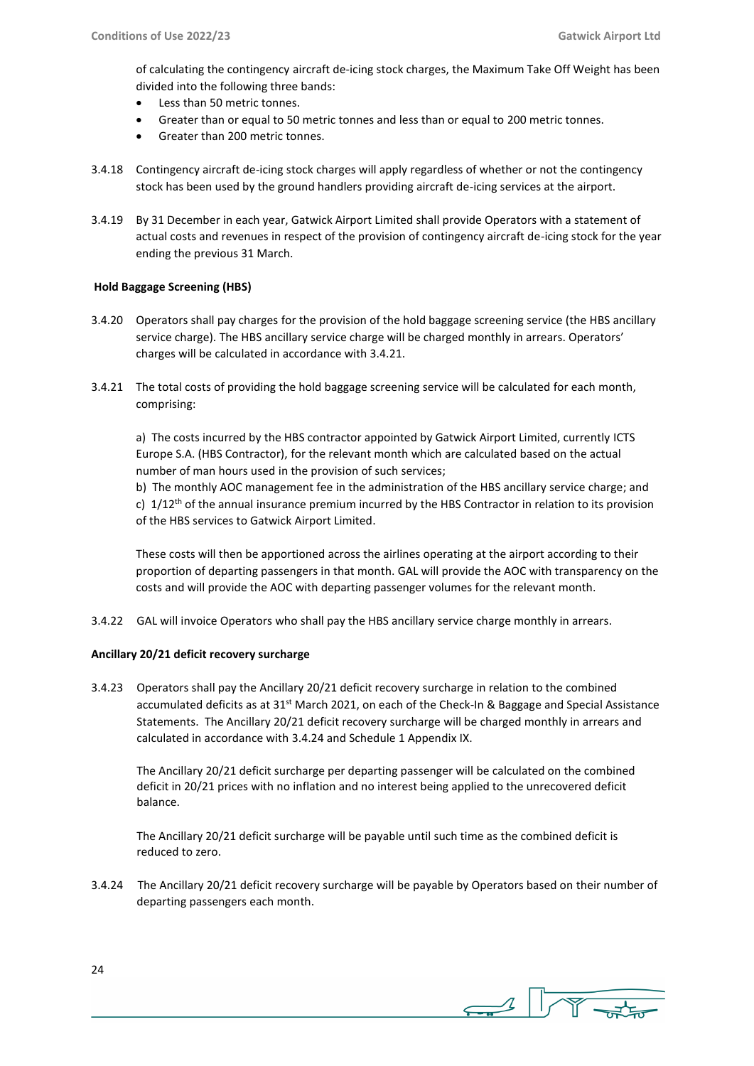of calculating the contingency aircraft de-icing stock charges, the Maximum Take Off Weight has been divided into the following three bands:

- Less than 50 metric tonnes.
- Greater than or equal to 50 metric tonnes and less than or equal to 200 metric tonnes.
- Greater than 200 metric tonnes.

3.4.18 Contingency aircraft de-icing stock charges will apply regardless of whether or not the contingency stock has been used by the ground handlers providing aircraft de-icing services at the airport.

3.4.19 By 31 December in each year, Gatwick Airport Limited shall provide Operators with a statement of actual costs and revenues in respect of the provision of contingency aircraft de-icing stock for the year ending the previous 31 March.

**Hold Baggage Screening (HBS)**

3.4.20 Operators shall pay charges for the provision of the hold baggage screening service (the HBS ancillary service charge). The HBS ancillary service charge will be charged monthly in arrears. Operators' charges will be calculated in accordance with 3.4.21.

3.4.21 The total costs of providing the hold baggage screening service will be calculated for each month, comprising:

a) The costs incurred by the HBS contractor appointed by Gatwick Airport Limited, currently ICTS Europe S.A. (HBS Contractor), for the relevant month which are calculated based on the actual number of man hours used in the provision of such services;
b) The monthly AOC management fee in the administration of the HBS ancillary service charge; and
c) 1/12th of the annual insurance premium incurred by the HBS Contractor in relation to its provision of the HBS services to Gatwick Airport Limited.

These costs will then be apportioned across the airlines operating at the airport according to their proportion of departing passengers in that month. GAL will provide the AOC with transparency on the costs and will provide the AOC with departing passenger volumes for the relevant month.

3.4.22 GAL will invoice Operators who shall pay the HBS ancillary service charge monthly in arrears.

**Ancillary 20/21 deficit recovery surcharge**

3.4.23 Operators shall pay the Ancillary 20/21 deficit recovery surcharge in relation to the combined accumulated deficits as at 31st March 2021, on each of the Check-In & Baggage and Special Assistance Statements. The Ancillary 20/21 deficit recovery surcharge will be charged monthly in arrears and calculated in accordance with 3.4.24 and Schedule 1 Appendix IX.

The Ancillary 20/21 deficit surcharge per departing passenger will be calculated on the combined deficit in 20/21 prices with no inflation and no interest being applied to the unrecovered deficit balance.

The Ancillary 20/21 deficit surcharge will be payable until such time as the combined deficit is reduced to zero.

3.4.24 The Ancillary 20/21 deficit recovery surcharge will be payable by Operators based on their number of departing passengers each month.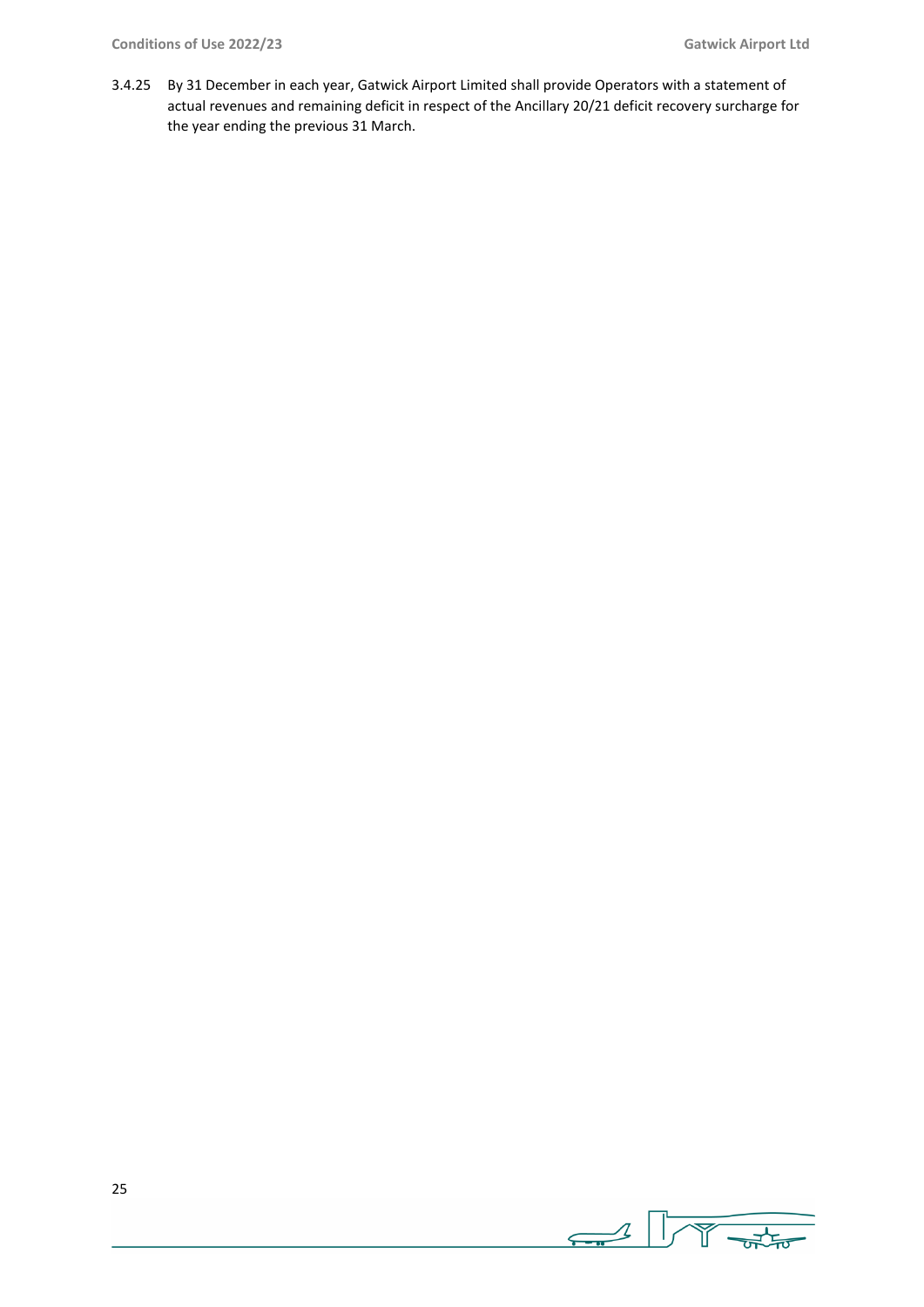3.4.25 By 31 December in each year, Gatwick Airport Limited shall provide Operators with a statement of actual revenues and remaining deficit in respect of the Ancillary 20/21 deficit recovery surcharge for the year ending the previous 31 March.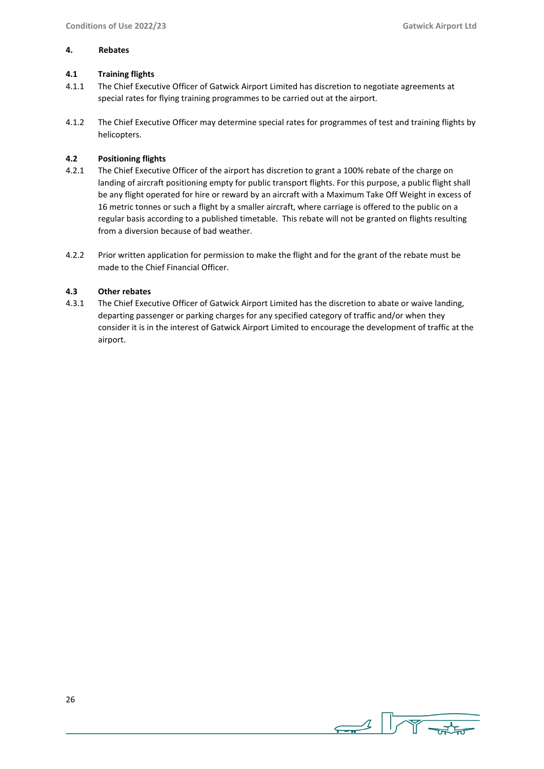## 4. Rebates

### 4.1 Training flights

4.1.1 The Chief Executive Officer of Gatwick Airport Limited has discretion to negotiate agreements at special rates for flying training programmes to be carried out at the airport.

4.1.2 The Chief Executive Officer may determine special rates for programmes of test and training flights by helicopters.

### 4.2 Positioning flights

4.2.1 The Chief Executive Officer of the airport has discretion to grant a 100% rebate of the charge on landing of aircraft positioning empty for public transport flights. For this purpose, a public flight shall be any flight operated for hire or reward by an aircraft with a Maximum Take Off Weight in excess of 16 metric tonnes or such a flight by a smaller aircraft, where carriage is offered to the public on a regular basis according to a published timetable. This rebate will not be granted on flights resulting from a diversion because of bad weather.

4.2.2 Prior written application for permission to make the flight and for the grant of the rebate must be made to the Chief Financial Officer.

### 4.3 Other rebates

4.3.1 The Chief Executive Officer of Gatwick Airport Limited has the discretion to abate or waive landing, departing passenger or parking charges for any specified category of traffic and/or when they consider it is in the interest of Gatwick Airport Limited to encourage the development of traffic at the airport.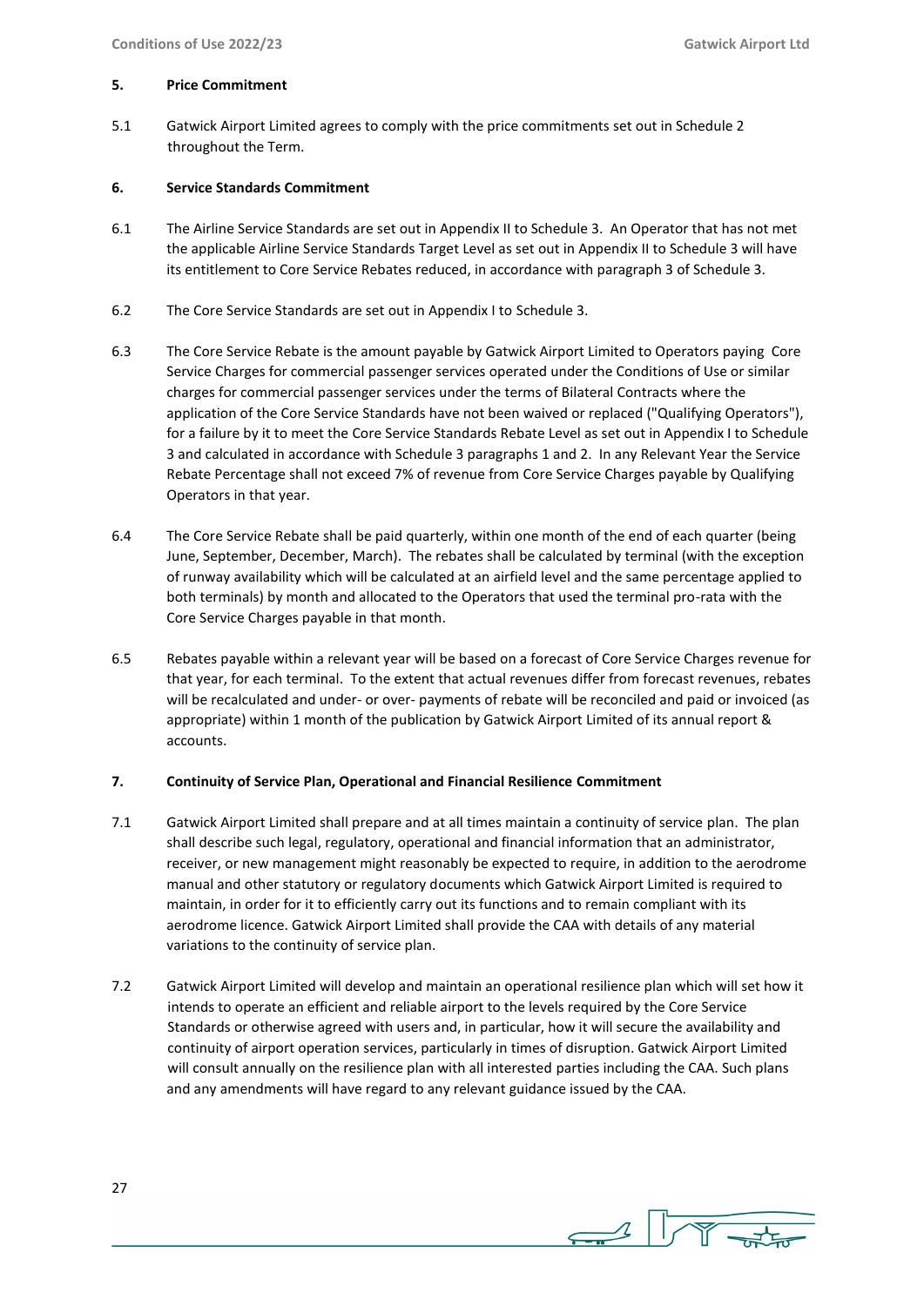## 5. Price Commitment

5.1 Gatwick Airport Limited agrees to comply with the price commitments set out in Schedule 2 throughout the Term.

## 6. Service Standards Commitment

6.1 The Airline Service Standards are set out in Appendix II to Schedule 3. An Operator that has not met the applicable Airline Service Standards Target Level as set out in Appendix II to Schedule 3 will have its entitlement to Core Service Rebates reduced, in accordance with paragraph 3 of Schedule 3.

6.2 The Core Service Standards are set out in Appendix I to Schedule 3.

6.3 The Core Service Rebate is the amount payable by Gatwick Airport Limited to Operators paying Core Service Charges for commercial passenger services operated under the Conditions of Use or similar charges for commercial passenger services under the terms of Bilateral Contracts where the application of the Core Service Standards have not been waived or replaced ("Qualifying Operators"), for a failure by it to meet the Core Service Standards Rebate Level as set out in Appendix I to Schedule 3 and calculated in accordance with Schedule 3 paragraphs 1 and 2. In any Relevant Year the Service Rebate Percentage shall not exceed 7% of revenue from Core Service Charges payable by Qualifying Operators in that year.

6.4 The Core Service Rebate shall be paid quarterly, within one month of the end of each quarter (being June, September, December, March). The rebates shall be calculated by terminal (with the exception of runway availability which will be calculated at an airfield level and the same percentage applied to both terminals) by month and allocated to the Operators that used the terminal pro-rata with the Core Service Charges payable in that month.

6.5 Rebates payable within a relevant year will be based on a forecast of Core Service Charges revenue for that year, for each terminal. To the extent that actual revenues differ from forecast revenues, rebates will be recalculated and under- or over- payments of rebate will be reconciled and paid or invoiced (as appropriate) within 1 month of the publication by Gatwick Airport Limited of its annual report & accounts.

## 7. Continuity of Service Plan, Operational and Financial Resilience Commitment

7.1 Gatwick Airport Limited shall prepare and at all times maintain a continuity of service plan. The plan shall describe such legal, regulatory, operational and financial information that an administrator, receiver, or new management might reasonably be expected to require, in addition to the aerodrome manual and other statutory or regulatory documents which Gatwick Airport Limited is required to maintain, in order for it to efficiently carry out its functions and to remain compliant with its aerodrome licence. Gatwick Airport Limited shall provide the CAA with details of any material variations to the continuity of service plan.

7.2 Gatwick Airport Limited will develop and maintain an operational resilience plan which will set how it intends to operate an efficient and reliable airport to the levels required by the Core Service Standards or otherwise agreed with users and, in particular, how it will secure the availability and continuity of airport operation services, particularly in times of disruption. Gatwick Airport Limited will consult annually on the resilience plan with all interested parties including the CAA. Such plans and any amendments will have regard to any relevant guidance issued by the CAA.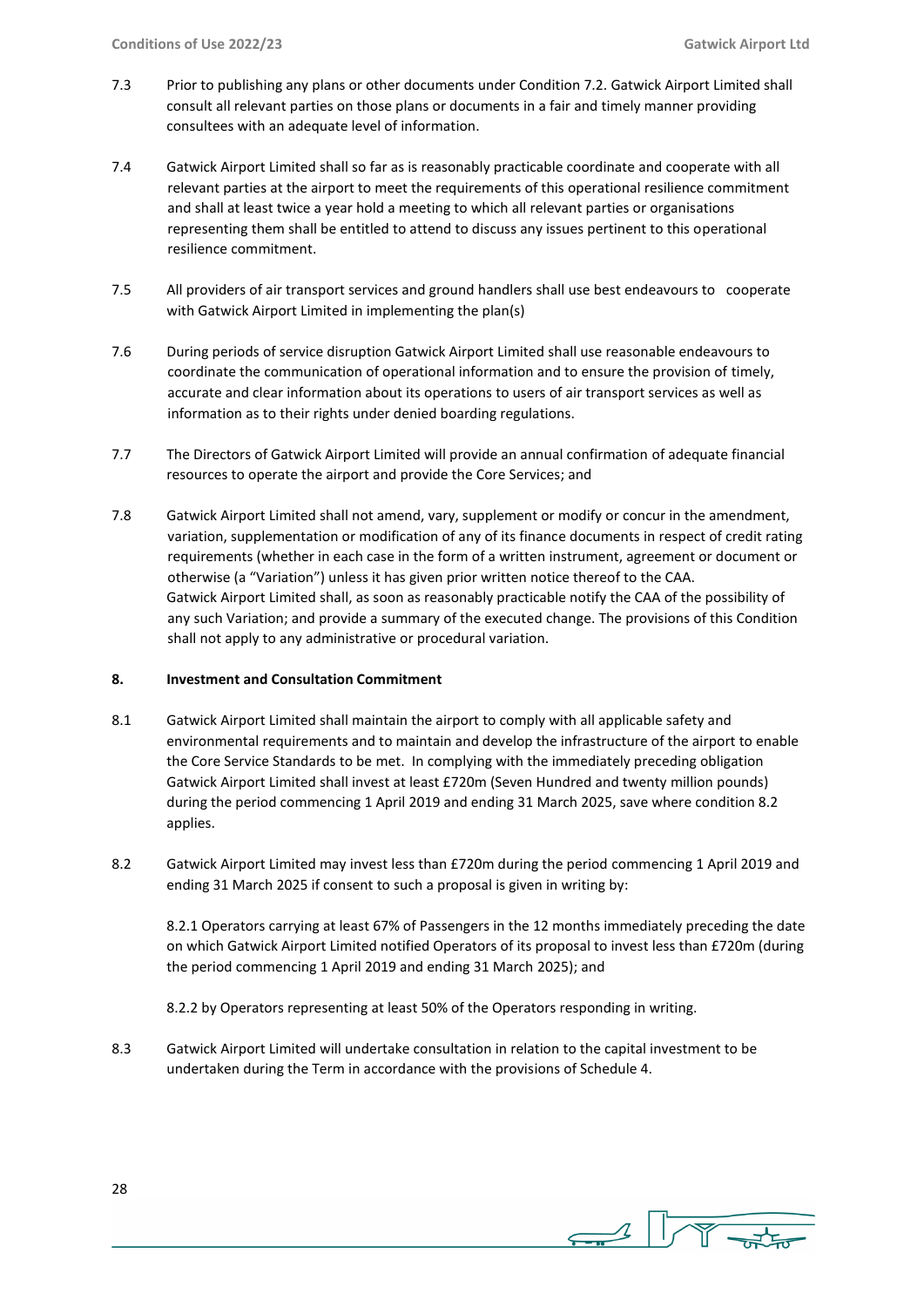7.3 Prior to publishing any plans or other documents under Condition 7.2. Gatwick Airport Limited shall consult all relevant parties on those plans or documents in a fair and timely manner providing consultees with an adequate level of information.

7.4 Gatwick Airport Limited shall so far as is reasonably practicable coordinate and cooperate with all relevant parties at the airport to meet the requirements of this operational resilience commitment and shall at least twice a year hold a meeting to which all relevant parties or organisations representing them shall be entitled to attend to discuss any issues pertinent to this operational resilience commitment.

7.5 All providers of air transport services and ground handlers shall use best endeavours to cooperate with Gatwick Airport Limited in implementing the plan(s)

7.6 During periods of service disruption Gatwick Airport Limited shall use reasonable endeavours to coordinate the communication of operational information and to ensure the provision of timely, accurate and clear information about its operations to users of air transport services as well as information as to their rights under denied boarding regulations.

7.7 The Directors of Gatwick Airport Limited will provide an annual confirmation of adequate financial resources to operate the airport and provide the Core Services; and

7.8 Gatwick Airport Limited shall not amend, vary, supplement or modify or concur in the amendment, variation, supplementation or modification of any of its finance documents in respect of credit rating requirements (whether in each case in the form of a written instrument, agreement or document or otherwise (a "Variation") unless it has given prior written notice thereof to the CAA. Gatwick Airport Limited shall, as soon as reasonably practicable notify the CAA of the possibility of any such Variation; and provide a summary of the executed change. The provisions of this Condition shall not apply to any administrative or procedural variation.

## 8. Investment and Consultation Commitment

8.1 Gatwick Airport Limited shall maintain the airport to comply with all applicable safety and environmental requirements and to maintain and develop the infrastructure of the airport to enable the Core Service Standards to be met. In complying with the immediately preceding obligation Gatwick Airport Limited shall invest at least £720m (Seven Hundred and twenty million pounds) during the period commencing 1 April 2019 and ending 31 March 2025, save where condition 8.2 applies.

8.2 Gatwick Airport Limited may invest less than £720m during the period commencing 1 April 2019 and ending 31 March 2025 if consent to such a proposal is given in writing by:

8.2.1 Operators carrying at least 67% of Passengers in the 12 months immediately preceding the date on which Gatwick Airport Limited notified Operators of its proposal to invest less than £720m (during the period commencing 1 April 2019 and ending 31 March 2025); and

8.2.2 by Operators representing at least 50% of the Operators responding in writing.

8.3 Gatwick Airport Limited will undertake consultation in relation to the capital investment to be undertaken during the Term in accordance with the provisions of Schedule 4.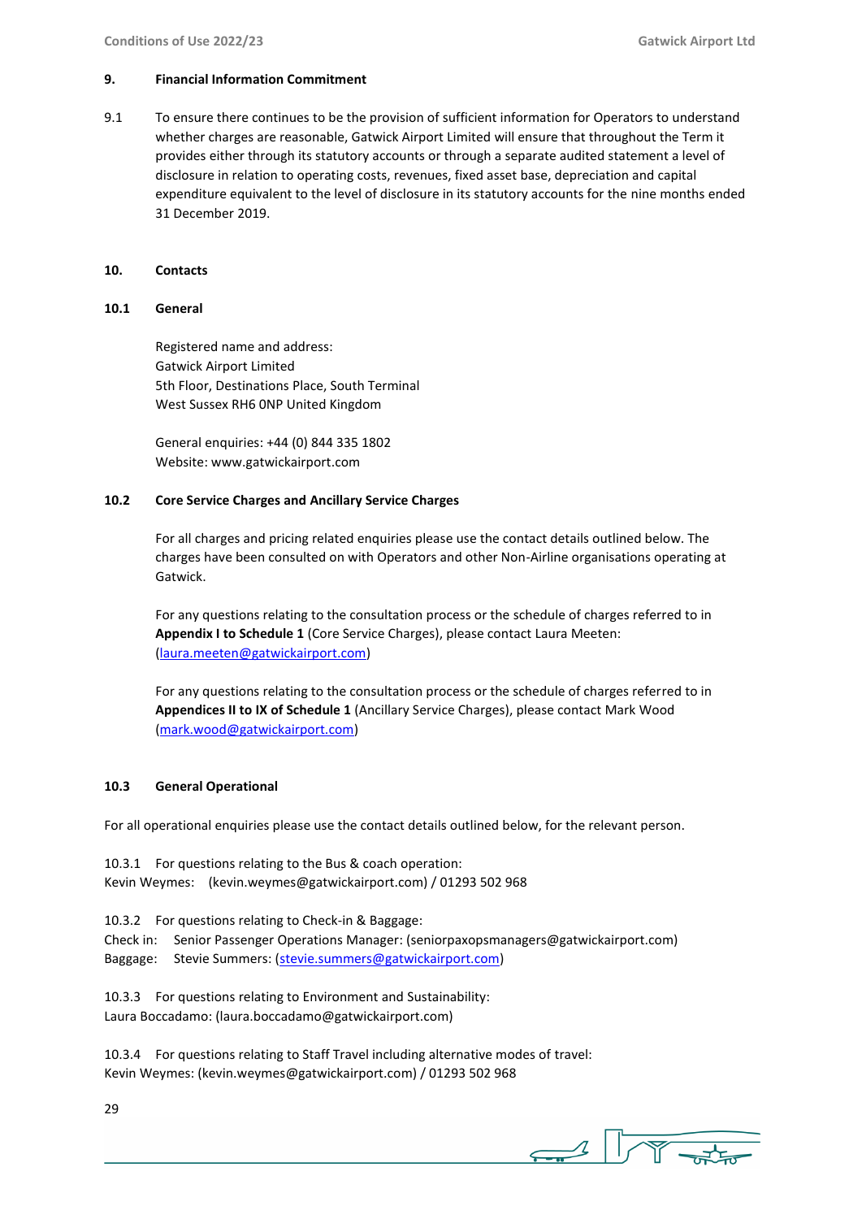## 9. Financial Information Commitment

9.1 To ensure there continues to be the provision of sufficient information for Operators to understand whether charges are reasonable, Gatwick Airport Limited will ensure that throughout the Term it provides either through its statutory accounts or through a separate audited statement a level of disclosure in relation to operating costs, revenues, fixed asset base, depreciation and capital expenditure equivalent to the level of disclosure in its statutory accounts for the nine months ended 31 December 2019.

## 10. Contacts

### 10.1 General

Registered name and address:
Gatwick Airport Limited
5th Floor, Destinations Place, South Terminal
West Sussex RH6 0NP United Kingdom

General enquiries: +44 (0) 844 335 1802
Website: www.gatwickairport.com

### 10.2 Core Service Charges and Ancillary Service Charges

For all charges and pricing related enquiries please use the contact details outlined below. The charges have been consulted on with Operators and other Non-Airline organisations operating at Gatwick.

For any questions relating to the consultation process or the schedule of charges referred to in **Appendix I to Schedule 1** (Core Service Charges), please contact Laura Meeten: (laura.meeten@gatwickairport.com)

For any questions relating to the consultation process or the schedule of charges referred to in **Appendices II to IX of Schedule 1** (Ancillary Service Charges), please contact Mark Wood (mark.wood@gatwickairport.com)

### 10.3 General Operational

For all operational enquiries please use the contact details outlined below, for the relevant person.

10.3.1 For questions relating to the Bus & coach operation:
Kevin Weymes: (kevin.weymes@gatwickairport.com) / 01293 502 968

10.3.2 For questions relating to Check-in & Baggage:
Check in: Senior Passenger Operations Manager: (seniorpaxopsmanagers@gatwickairport.com)
Baggage: Stevie Summers: (stevie.summers@gatwickairport.com)

10.3.3 For questions relating to Environment and Sustainability:
Laura Boccadamo: (laura.boccadamo@gatwickairport.com)

10.3.4 For questions relating to Staff Travel including alternative modes of travel:
Kevin Weymes: (kevin.weymes@gatwickairport.com) / 01293 502 968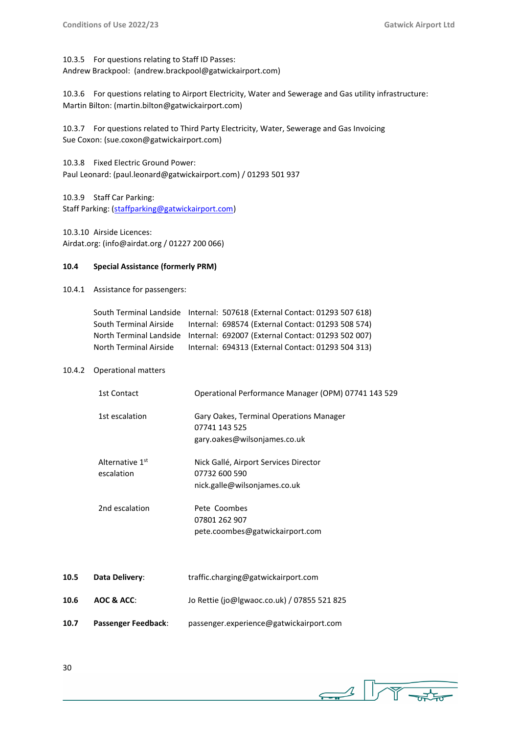10.3.5 For questions relating to Staff ID Passes:
Andrew Brackpool: (andrew.brackpool@gatwickairport.com)

10.3.6 For questions relating to Airport Electricity, Water and Sewerage and Gas utility infrastructure:
Martin Bilton: (martin.bilton@gatwickairport.com)

10.3.7 For questions related to Third Party Electricity, Water, Sewerage and Gas Invoicing
Sue Coxon: (sue.coxon@gatwickairport.com)

10.3.8 Fixed Electric Ground Power:
Paul Leonard: (paul.leonard@gatwickairport.com) / 01293 501 937

10.3.9 Staff Car Parking:
Staff Parking: (staffparking@gatwickairport.com)

10.3.10 Airside Licences:
Airdat.org: (info@airdat.org / 01227 200 066)

**10.4 Special Assistance (formerly PRM)**

10.4.1 Assistance for passengers:

| | |
|---|---|
| South Terminal Landside | Internal: 507618 (External Contact: 01293 507 618) |
| South Terminal Airside | Internal: 698574 (External Contact: 01293 508 574) |
| North Terminal Landside | Internal: 692007 (External Contact: 01293 502 007) |
| North Terminal Airside | Internal: 694313 (External Contact: 01293 504 313) |

10.4.2 Operational matters

| | |
|---|---|
| 1st Contact | Operational Performance Manager (OPM) 07741 143 529 |
| 1st escalation | Gary Oakes, Terminal Operations Manager<br>07741 143 525<br>gary.oakes@wilsonjames.co.uk |
| Alternative 1st escalation | Nick Gallé, Airport Services Director<br>07732 600 590<br>nick.galle@wilsonjames.co.uk |
| 2nd escalation | Pete Coombes<br>07801 262 907<br>pete.coombes@gatwickairport.com |

**10.5 Data Delivery**: traffic.charging@gatwickairport.com

**10.6 AOC & ACC**: Jo Rettie (jo@lgwaoc.co.uk) / 07855 521 825

**10.7 Passenger Feedback**: passenger.experience@gatwickairport.com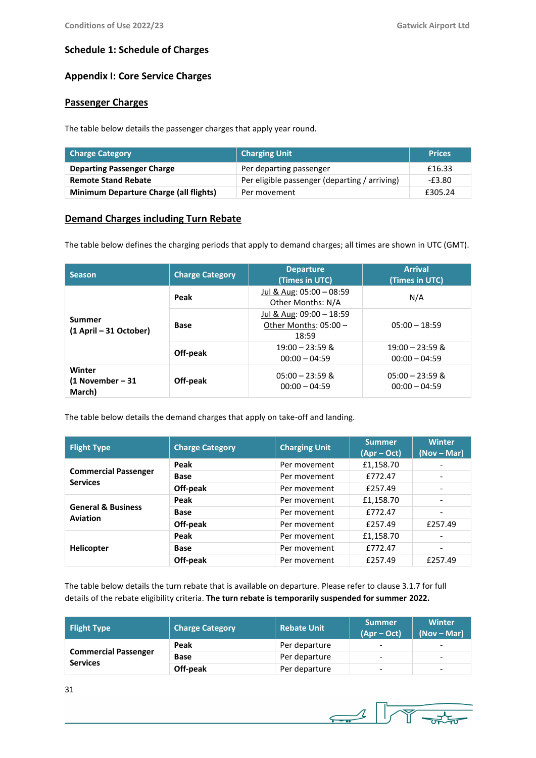## Schedule 1: Schedule of Charges

### Appendix I: Core Service Charges

#### Passenger Charges

The table below details the passenger charges that apply year round.

| Charge Category | Charging Unit | Prices |
|---|---|---|
| **Departing Passenger Charge** | Per departing passenger | £16.33 |
| **Remote Stand Rebate** | Per eligible passenger (departing / arriving) | -£3.80 |
| **Minimum Departure Charge (all flights)** | Per movement | £305.24 |

#### Demand Charges including Turn Rebate

The table below defines the charging periods that apply to demand charges; all times are shown in UTC (GMT).

| Season | Charge Category | Departure (Times in UTC) | Arrival (Times in UTC) |
|---|---|---|---|
| **Summer (1 April – 31 October)** | **Peak** | Jul & Aug: 05:00 – 08:59<br>Other Months: N/A | N/A |
| | **Base** | Jul & Aug: 09:00 – 18:59<br>Other Months: 05:00 – 18:59 | 05:00 – 18:59 |
| | **Off-peak** | 19:00 – 23:59 & 00:00 – 04:59 | 19:00 – 23:59 & 00:00 – 04:59 |
| **Winter (1 November – 31 March)** | **Off-peak** | 05:00 – 23:59 & 00:00 – 04:59 | 05:00 – 23:59 & 00:00 – 04:59 |

The table below details the demand charges that apply on take-off and landing.

| Flight Type | Charge Category | Charging Unit | Summer (Apr – Oct) | Winter (Nov – Mar) |
|---|---|---|---|---|
| **Commercial Passenger Services** | **Peak** | Per movement | £1,158.70 | - |
| | **Base** | Per movement | £772.47 | - |
| | **Off-peak** | Per movement | £257.49 | - |
| **General & Business Aviation** | **Peak** | Per movement | £1,158.70 | - |
| | **Base** | Per movement | £772.47 | - |
| | **Off-peak** | Per movement | £257.49 | £257.49 |
| **Helicopter** | **Peak** | Per movement | £1,158.70 | - |
| | **Base** | Per movement | £772.47 | - |
| | **Off-peak** | Per movement | £257.49 | £257.49 |

The table below details the turn rebate that is available on departure. Please refer to clause 3.1.7 for full details of the rebate eligibility criteria. **The turn rebate is temporarily suspended for summer 2022.**

| Flight Type | Charge Category | Rebate Unit | Summer (Apr – Oct) | Winter (Nov – Mar) |
|---|---|---|---|---|
| **Commercial Passenger Services** | **Peak** | Per departure | - | - |
| | **Base** | Per departure | - | - |
| | **Off-peak** | Per departure | - | - |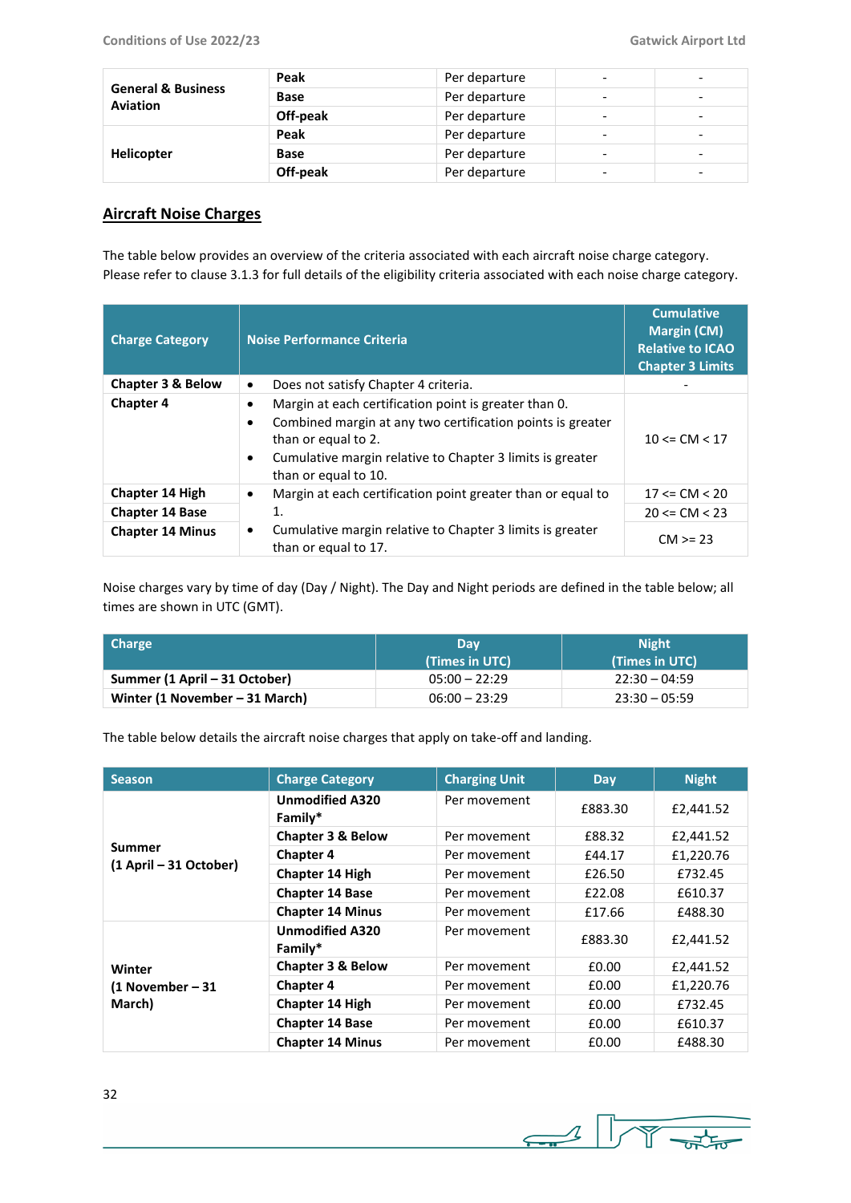| General & Business Aviation | Peak | Per departure | - | - |
|---|---|---|---|---|
| | Base | Per departure | - | - |
| | Off-peak | Per departure | - | - |
| Helicopter | Peak | Per departure | - | - |
| | Base | Per departure | - | - |
| | Off-peak | Per departure | - | - |

## Aircraft Noise Charges

The table below provides an overview of the criteria associated with each aircraft noise charge category. Please refer to clause 3.1.3 for full details of the eligibility criteria associated with each noise charge category.

| Charge Category | Noise Performance Criteria | Cumulative Margin (CM) Relative to ICAO Chapter 3 Limits |
|---|---|---|
| **Chapter 3 & Below** | • Does not satisfy Chapter 4 criteria. | - |
| **Chapter 4** | • Margin at each certification point is greater than 0.<br>• Combined margin at any two certification points is greater than or equal to 2.<br>• Cumulative margin relative to Chapter 3 limits is greater than or equal to 10. | 10 <= CM < 17 |
| **Chapter 14 High** | • Margin at each certification point greater than or equal to 1.<br>• Cumulative margin relative to Chapter 3 limits is greater than or equal to 17. | 17 <= CM < 20 |
| **Chapter 14 Base** | | 20 <= CM < 23 |
| **Chapter 14 Minus** | | CM >= 23 |

Noise charges vary by time of day (Day / Night). The Day and Night periods are defined in the table below; all times are shown in UTC (GMT).

| Charge | Day (Times in UTC) | Night (Times in UTC) |
|---|---|---|
| **Summer (1 April – 31 October)** | 05:00 – 22:29 | 22:30 – 04:59 |
| **Winter (1 November – 31 March)** | 06:00 – 23:29 | 23:30 – 05:59 |

The table below details the aircraft noise charges that apply on take-off and landing.

| Season | Charge Category | Charging Unit | Day | Night |
|---|---|---|---|---|
| **Summer (1 April – 31 October)** | **Unmodified A320 Family*** | Per movement | £883.30 | £2,441.52 |
| | **Chapter 3 & Below** | Per movement | £88.32 | £2,441.52 |
| | **Chapter 4** | Per movement | £44.17 | £1,220.76 |
| | **Chapter 14 High** | Per movement | £26.50 | £732.45 |
| | **Chapter 14 Base** | Per movement | £22.08 | £610.37 |
| | **Chapter 14 Minus** | Per movement | £17.66 | £488.30 |
| **Winter (1 November – 31 March)** | **Unmodified A320 Family*** | Per movement | £883.30 | £2,441.52 |
| | **Chapter 3 & Below** | Per movement | £0.00 | £2,441.52 |
| | **Chapter 4** | Per movement | £0.00 | £1,220.76 |
| | **Chapter 14 High** | Per movement | £0.00 | £732.45 |
| | **Chapter 14 Base** | Per movement | £0.00 | £610.37 |
| | **Chapter 14 Minus** | Per movement | £0.00 | £488.30 |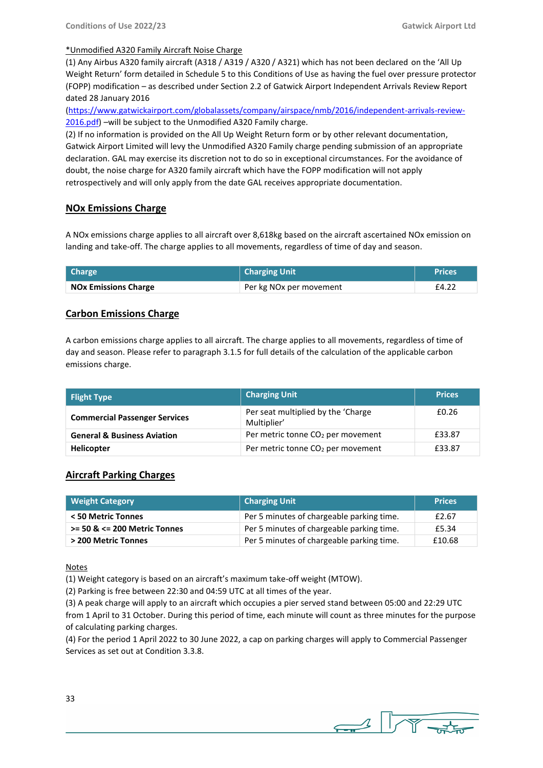<u>*Unmodified A320 Family Aircraft Noise Charge</u>

(1) Any Airbus A320 family aircraft (A318 / A319 / A320 / A321) which has not been declared on the 'All Up Weight Return' form detailed in Schedule 5 to this Conditions of Use as having the fuel over pressure protector (FOPP) modification – as described under Section 2.2 of Gatwick Airport Independent Arrivals Review Report dated 28 January 2016 (https://www.gatwickairport.com/globalassets/company/airspace/nmb/2016/independent-arrivals-review-2016.pdf) –will be subject to the Unmodified A320 Family charge.

(2) If no information is provided on the All Up Weight Return form or by other relevant documentation, Gatwick Airport Limited will levy the Unmodified A320 Family charge pending submission of an appropriate declaration. GAL may exercise its discretion not to do so in exceptional circumstances. For the avoidance of doubt, the noise charge for A320 family aircraft which have the FOPP modification will not apply retrospectively and will only apply from the date GAL receives appropriate documentation.

## NOx Emissions Charge

A NOx emissions charge applies to all aircraft over 8,618kg based on the aircraft ascertained NOx emission on landing and take-off. The charge applies to all movements, regardless of time of day and season.

| Charge | Charging Unit | Prices |
|---|---|---|
| **NOx Emissions Charge** | Per kg NOx per movement | £4.22 |

## Carbon Emissions Charge

A carbon emissions charge applies to all aircraft. The charge applies to all movements, regardless of time of day and season. Please refer to paragraph 3.1.5 for full details of the calculation of the applicable carbon emissions charge.

| Flight Type | Charging Unit | Prices |
|---|---|---|
| **Commercial Passenger Services** | Per seat multiplied by the 'Charge Multiplier' | £0.26 |
| **General & Business Aviation** | Per metric tonne $CO_2$ per movement | £33.87 |
| **Helicopter** | Per metric tonne $CO_2$ per movement | £33.87 |

## Aircraft Parking Charges

| Weight Category | Charging Unit | Prices |
|---|---|---|
| **< 50 Metric Tonnes** | Per 5 minutes of chargeable parking time. | £2.67 |
| **>= 50 & <= 200 Metric Tonnes** | Per 5 minutes of chargeable parking time. | £5.34 |
| **> 200 Metric Tonnes** | Per 5 minutes of chargeable parking time. | £10.68 |

<u>Notes</u>

(1) Weight category is based on an aircraft's maximum take-off weight (MTOW).

(2) Parking is free between 22:30 and 04:59 UTC at all times of the year.

(3) A peak charge will apply to an aircraft which occupies a pier served stand between 05:00 and 22:29 UTC from 1 April to 31 October. During this period of time, each minute will count as three minutes for the purpose of calculating parking charges.

(4) For the period 1 April 2022 to 30 June 2022, a cap on parking charges will apply to Commercial Passenger Services as set out at Condition 3.3.8.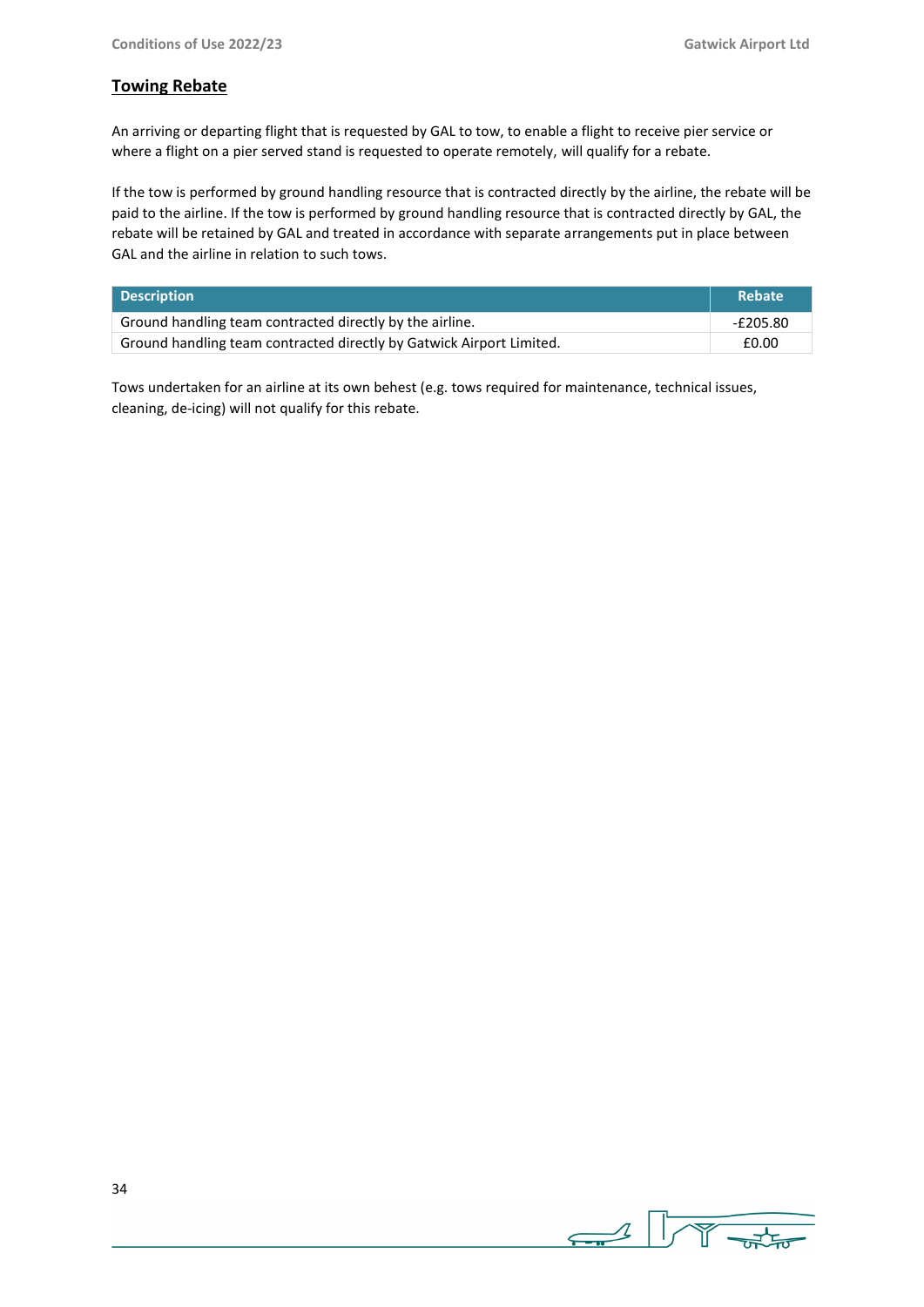## Towing Rebate

An arriving or departing flight that is requested by GAL to tow, to enable a flight to receive pier service or where a flight on a pier served stand is requested to operate remotely, will qualify for a rebate.

If the tow is performed by ground handling resource that is contracted directly by the airline, the rebate will be paid to the airline. If the tow is performed by ground handling resource that is contracted directly by GAL, the rebate will be retained by GAL and treated in accordance with separate arrangements put in place between GAL and the airline in relation to such tows.

| Description | Rebate |
| --- | --- |
| Ground handling team contracted directly by the airline. | -£205.80 |
| Ground handling team contracted directly by Gatwick Airport Limited. | £0.00 |

Tows undertaken for an airline at its own behest (e.g. tows required for maintenance, technical issues, cleaning, de-icing) will not qualify for this rebate.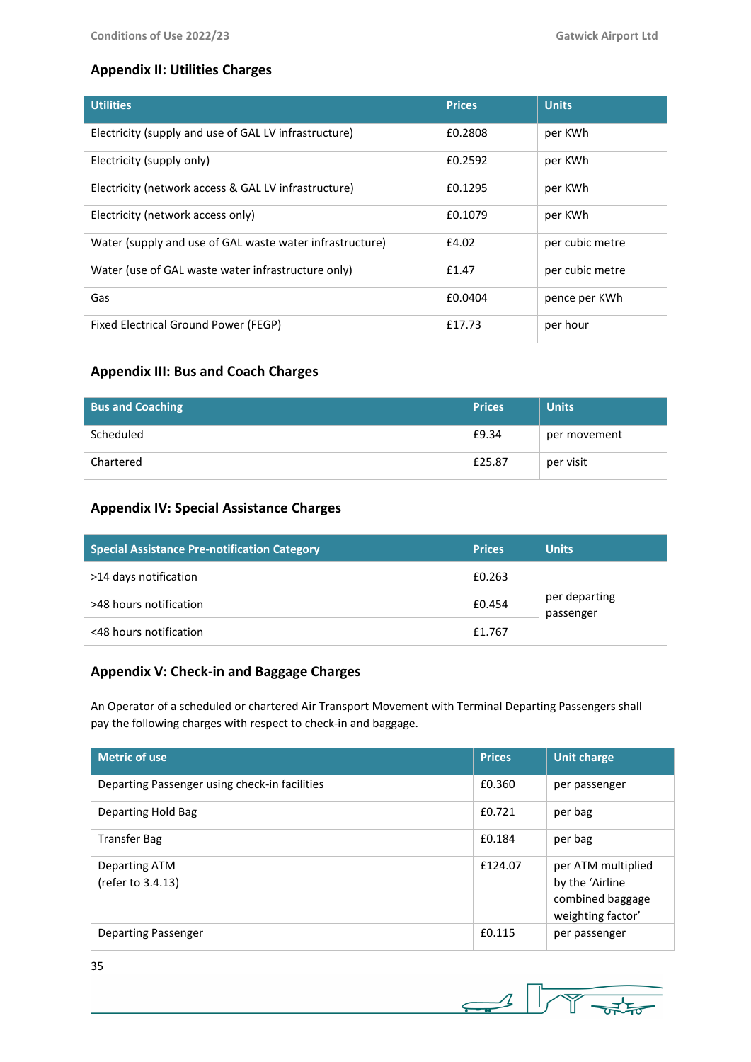## Appendix II: Utilities Charges

| Utilities | Prices | Units |
|---|---|---|
| Electricity (supply and use of GAL LV infrastructure) | £0.2808 | per KWh |
| Electricity (supply only) | £0.2592 | per KWh |
| Electricity (network access & GAL LV infrastructure) | £0.1295 | per KWh |
| Electricity (network access only) | £0.1079 | per KWh |
| Water (supply and use of GAL waste water infrastructure) | £4.02 | per cubic metre |
| Water (use of GAL waste water infrastructure only) | £1.47 | per cubic metre |
| Gas | £0.0404 | pence per KWh |
| Fixed Electrical Ground Power (FEGP) | £17.73 | per hour |

## Appendix III: Bus and Coach Charges

| Bus and Coaching | Prices | Units |
|---|---|---|
| Scheduled | £9.34 | per movement |
| Chartered | £25.87 | per visit |

## Appendix IV: Special Assistance Charges

| Special Assistance Pre-notification Category | Prices | Units |
|---|---|---|
| >14 days notification | £0.263 | per departing passenger |
| >48 hours notification | £0.454 | |
| <48 hours notification | £1.767 | |

## Appendix V: Check-in and Baggage Charges

An Operator of a scheduled or chartered Air Transport Movement with Terminal Departing Passengers shall pay the following charges with respect to check-in and baggage.

| Metric of use | Prices | Unit charge |
|---|---|---|
| Departing Passenger using check-in facilities | £0.360 | per passenger |
| Departing Hold Bag | £0.721 | per bag |
| Transfer Bag | £0.184 | per bag |
| Departing ATM (refer to 3.4.13) | £124.07 | per ATM multiplied by the 'Airline combined baggage weighting factor' |
| Departing Passenger | £0.115 | per passenger |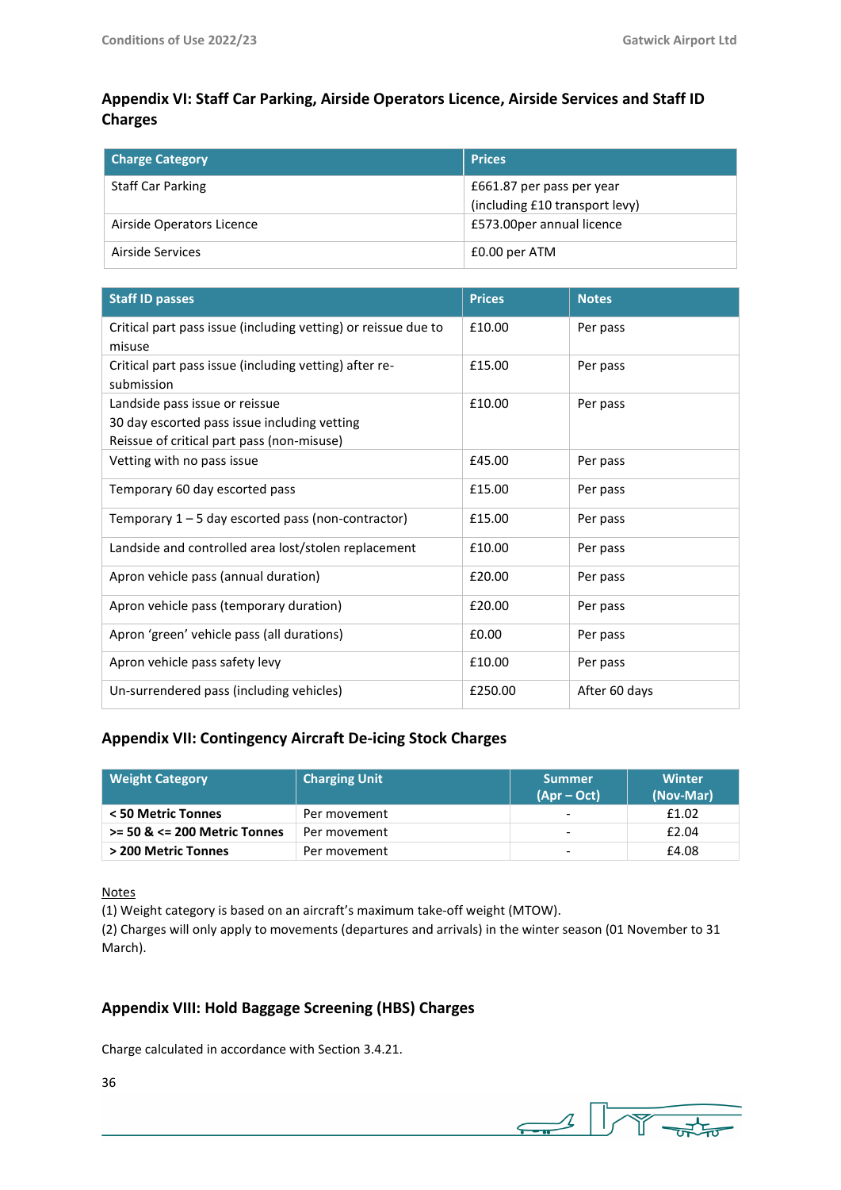## Appendix VI: Staff Car Parking, Airside Operators Licence, Airside Services and Staff ID Charges

| Charge Category | Prices |
|---|---|
| Staff Car Parking | £661.87 per pass per year (including £10 transport levy) |
| Airside Operators Licence | £573.00per annual licence |
| Airside Services | £0.00 per ATM |

| Staff ID passes | Prices | Notes |
|---|---|---|
| Critical part pass issue (including vetting) or reissue due to misuse | £10.00 | Per pass |
| Critical part pass issue (including vetting) after re-submission | £15.00 | Per pass |
| Landside pass issue or reissue<br>30 day escorted pass issue including vetting<br>Reissue of critical part pass (non-misuse) | £10.00 | Per pass |
| Vetting with no pass issue | £45.00 | Per pass |
| Temporary 60 day escorted pass | £15.00 | Per pass |
| Temporary 1 – 5 day escorted pass (non-contractor) | £15.00 | Per pass |
| Landside and controlled area lost/stolen replacement | £10.00 | Per pass |
| Apron vehicle pass (annual duration) | £20.00 | Per pass |
| Apron vehicle pass (temporary duration) | £20.00 | Per pass |
| Apron 'green' vehicle pass (all durations) | £0.00 | Per pass |
| Apron vehicle pass safety levy | £10.00 | Per pass |
| Un-surrendered pass (including vehicles) | £250.00 | After 60 days |

## Appendix VII: Contingency Aircraft De-icing Stock Charges

| Weight Category | Charging Unit | Summer (Apr – Oct) | Winter (Nov-Mar) |
|---|---|---|---|
| **< 50 Metric Tonnes** | Per movement | - | £1.02 |
| **>= 50 & <= 200 Metric Tonnes** | Per movement | - | £2.04 |
| **> 200 Metric Tonnes** | Per movement | - | £4.08 |

Notes

(1) Weight category is based on an aircraft's maximum take-off weight (MTOW).

(2) Charges will only apply to movements (departures and arrivals) in the winter season (01 November to 31 March).

## Appendix VIII: Hold Baggage Screening (HBS) Charges

Charge calculated in accordance with Section 3.4.21.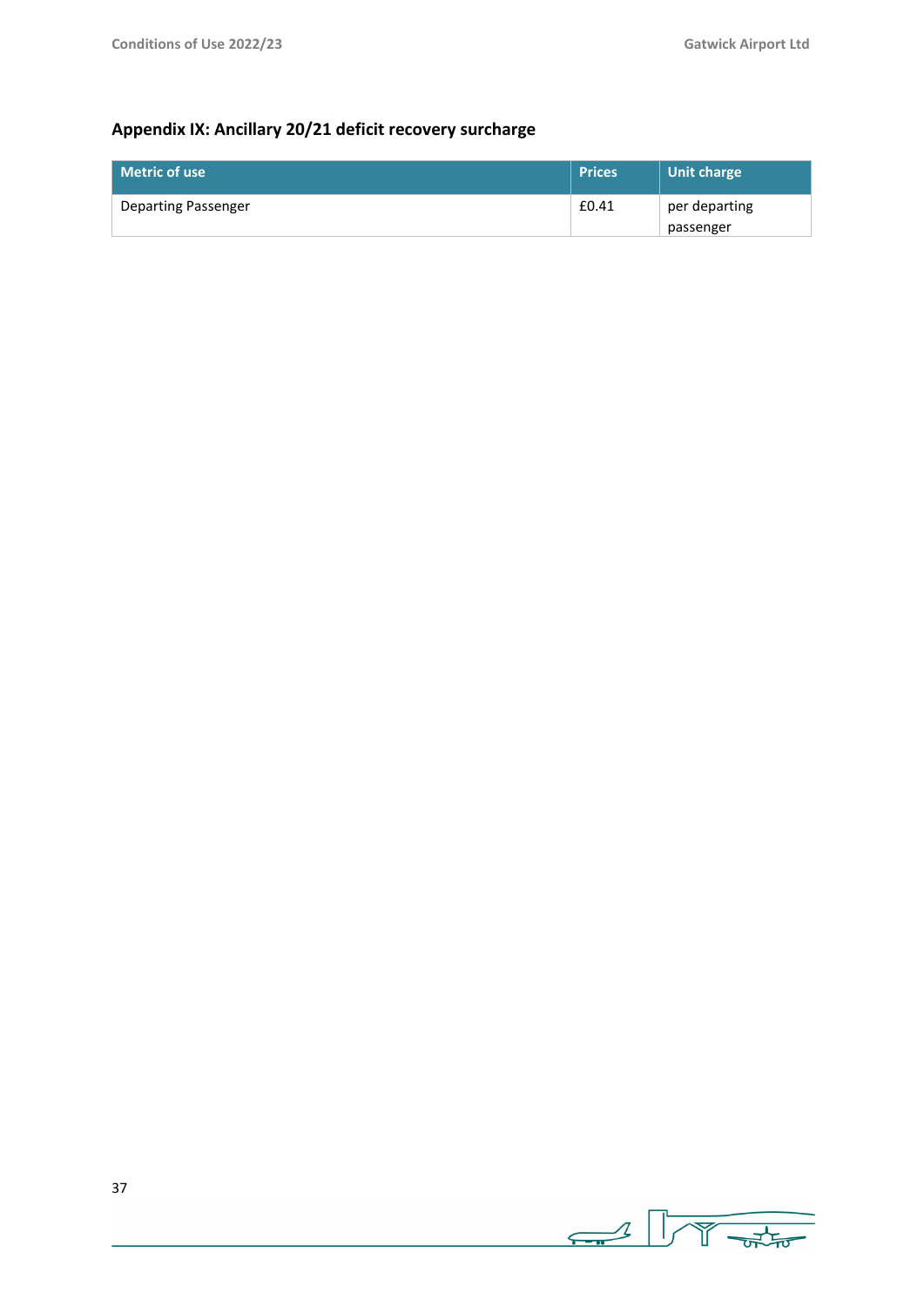## Appendix IX: Ancillary 20/21 deficit recovery surcharge

| Metric of use | Prices | Unit charge |
|---|---|---|
| Departing Passenger | £0.41 | per departing passenger |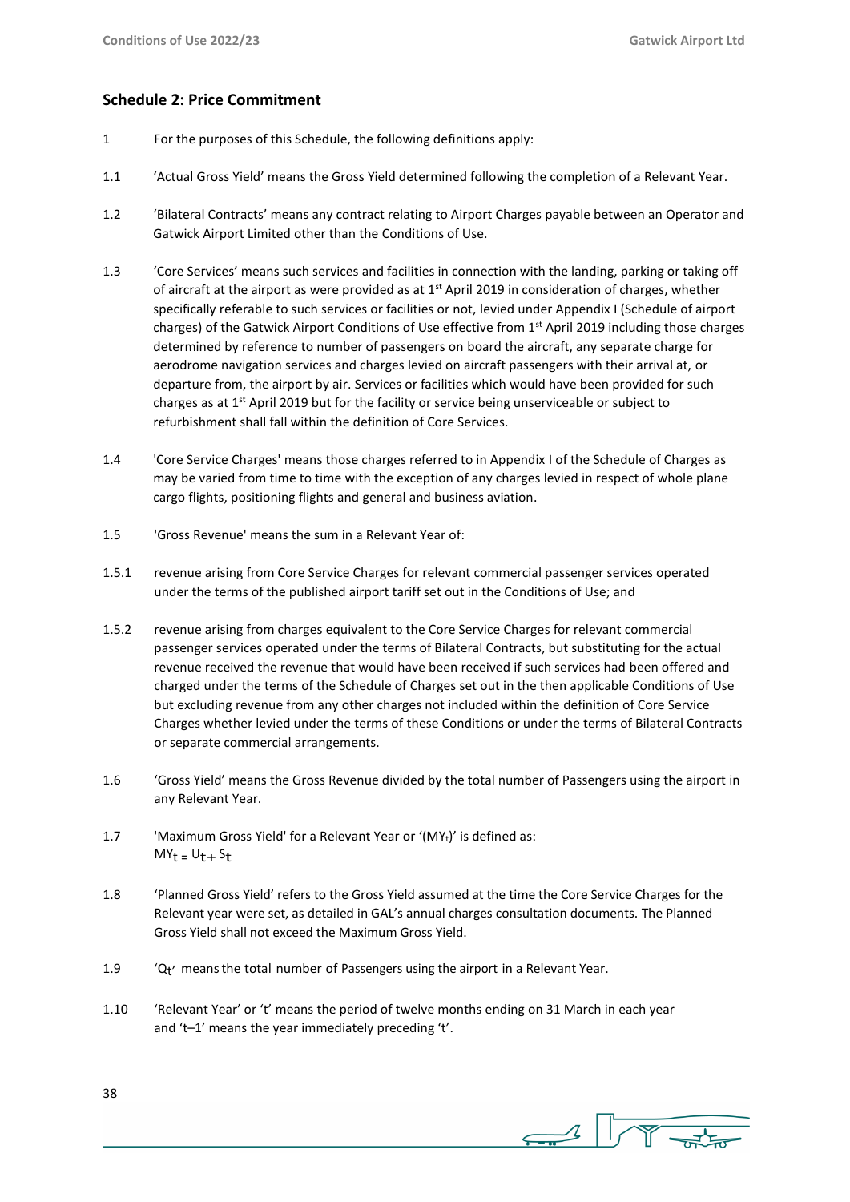## Schedule 2: Price Commitment

1 For the purposes of this Schedule, the following definitions apply:

1.1 'Actual Gross Yield' means the Gross Yield determined following the completion of a Relevant Year.

1.2 'Bilateral Contracts' means any contract relating to Airport Charges payable between an Operator and Gatwick Airport Limited other than the Conditions of Use.

1.3 'Core Services' means such services and facilities in connection with the landing, parking or taking off of aircraft at the airport as were provided as at 1st April 2019 in consideration of charges, whether specifically referable to such services or facilities or not, levied under Appendix I (Schedule of airport charges) of the Gatwick Airport Conditions of Use effective from 1st April 2019 including those charges determined by reference to number of passengers on board the aircraft, any separate charge for aerodrome navigation services and charges levied on aircraft passengers with their arrival at, or departure from, the airport by air. Services or facilities which would have been provided for such charges as at 1st April 2019 but for the facility or service being unserviceable or subject to refurbishment shall fall within the definition of Core Services.

1.4 'Core Service Charges' means those charges referred to in Appendix I of the Schedule of Charges as may be varied from time to time with the exception of any charges levied in respect of whole plane cargo flights, positioning flights and general and business aviation.

1.5 'Gross Revenue' means the sum in a Relevant Year of:

1.5.1 revenue arising from Core Service Charges for relevant commercial passenger services operated under the terms of the published airport tariff set out in the Conditions of Use; and

1.5.2 revenue arising from charges equivalent to the Core Service Charges for relevant commercial passenger services operated under the terms of Bilateral Contracts, but substituting for the actual revenue received the revenue that would have been received if such services had been offered and charged under the terms of the Schedule of Charges set out in the then applicable Conditions of Use but excluding revenue from any other charges not included within the definition of Core Service Charges whether levied under the terms of these Conditions or under the terms of Bilateral Contracts or separate commercial arrangements.

1.6 'Gross Yield' means the Gross Revenue divided by the total number of Passengers using the airport in any Relevant Year.

1.7 'Maximum Gross Yield' for a Relevant Year or '($MY_t$)' is defined as:
$MY_t = U_t + S_t$

1.8 'Planned Gross Yield' refers to the Gross Yield assumed at the time the Core Service Charges for the Relevant year were set, as detailed in GAL's annual charges consultation documents. The Planned Gross Yield shall not exceed the Maximum Gross Yield.

1.9 '$Q_t$' means the total number of Passengers using the airport in a Relevant Year.

1.10 'Relevant Year' or 't' means the period of twelve months ending on 31 March in each year and 't–1' means the year immediately preceding 't'.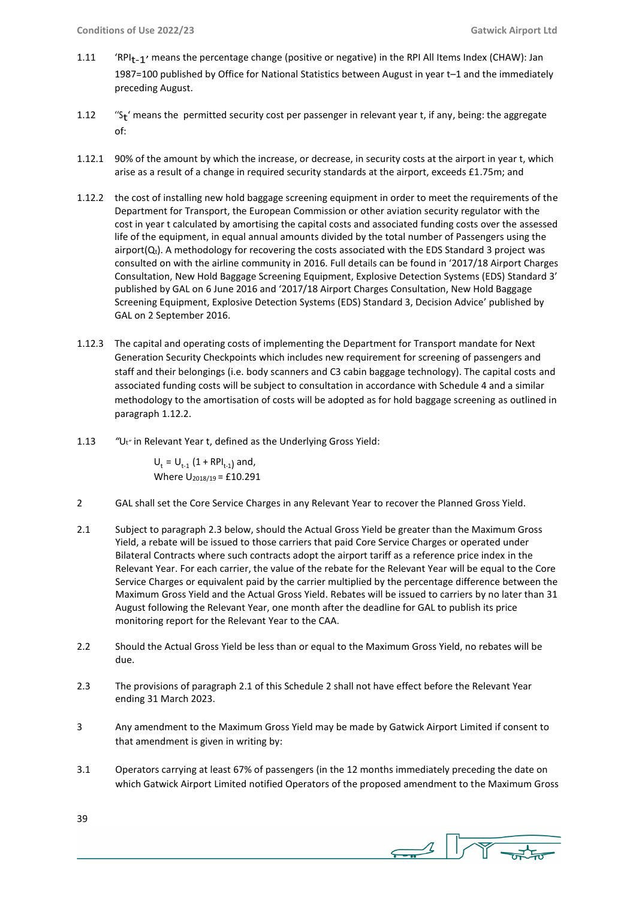1.11 '$RPI_{t-1}$' means the percentage change (positive or negative) in the RPI All Items Index (CHAW): Jan 1987=100 published by Office for National Statistics between August in year t–1 and the immediately preceding August.

1.12 "$S_t$' means the permitted security cost per passenger in relevant year t, if any, being: the aggregate of:

1.12.1 90% of the amount by which the increase, or decrease, in security costs at the airport in year t, which arise as a result of a change in required security standards at the airport, exceeds £1.75m; and

1.12.2 the cost of installing new hold baggage screening equipment in order to meet the requirements of the Department for Transport, the European Commission or other aviation security regulator with the cost in year t calculated by amortising the capital costs and associated funding costs over the assessed life of the equipment, in equal annual amounts divided by the total number of Passengers using the airport($Q_t$). A methodology for recovering the costs associated with the EDS Standard 3 project was consulted on with the airline community in 2016. Full details can be found in '2017/18 Airport Charges Consultation, New Hold Baggage Screening Equipment, Explosive Detection Systems (EDS) Standard 3' published by GAL on 6 June 2016 and '2017/18 Airport Charges Consultation, New Hold Baggage Screening Equipment, Explosive Detection Systems (EDS) Standard 3, Decision Advice' published by GAL on 2 September 2016.

1.12.3 The capital and operating costs of implementing the Department for Transport mandate for Next Generation Security Checkpoints which includes new requirement for screening of passengers and staff and their belongings (i.e. body scanners and C3 cabin baggage technology). The capital costs and associated funding costs will be subject to consultation in accordance with Schedule 4 and a similar methodology to the amortisation of costs will be adopted as for hold baggage screening as outlined in paragraph 1.12.2.

1.13 "$U_t$" in Relevant Year t, defined as the Underlying Gross Yield:

$U_t = U_{t-1}\,(1 + RPI_{t-1})$ and,
Where $U_{2018/19} = £10.291$

2 GAL shall set the Core Service Charges in any Relevant Year to recover the Planned Gross Yield.

2.1 Subject to paragraph 2.3 below, should the Actual Gross Yield be greater than the Maximum Gross Yield, a rebate will be issued to those carriers that paid Core Service Charges or operated under Bilateral Contracts where such contracts adopt the airport tariff as a reference price index in the Relevant Year. For each carrier, the value of the rebate for the Relevant Year will be equal to the Core Service Charges or equivalent paid by the carrier multiplied by the percentage difference between the Maximum Gross Yield and the Actual Gross Yield. Rebates will be issued to carriers by no later than 31 August following the Relevant Year, one month after the deadline for GAL to publish its price monitoring report for the Relevant Year to the CAA.

2.2 Should the Actual Gross Yield be less than or equal to the Maximum Gross Yield, no rebates will be due.

2.3 The provisions of paragraph 2.1 of this Schedule 2 shall not have effect before the Relevant Year ending 31 March 2023.

3 Any amendment to the Maximum Gross Yield may be made by Gatwick Airport Limited if consent to that amendment is given in writing by:

3.1 Operators carrying at least 67% of passengers (in the 12 months immediately preceding the date on which Gatwick Airport Limited notified Operators of the proposed amendment to the Maximum Gross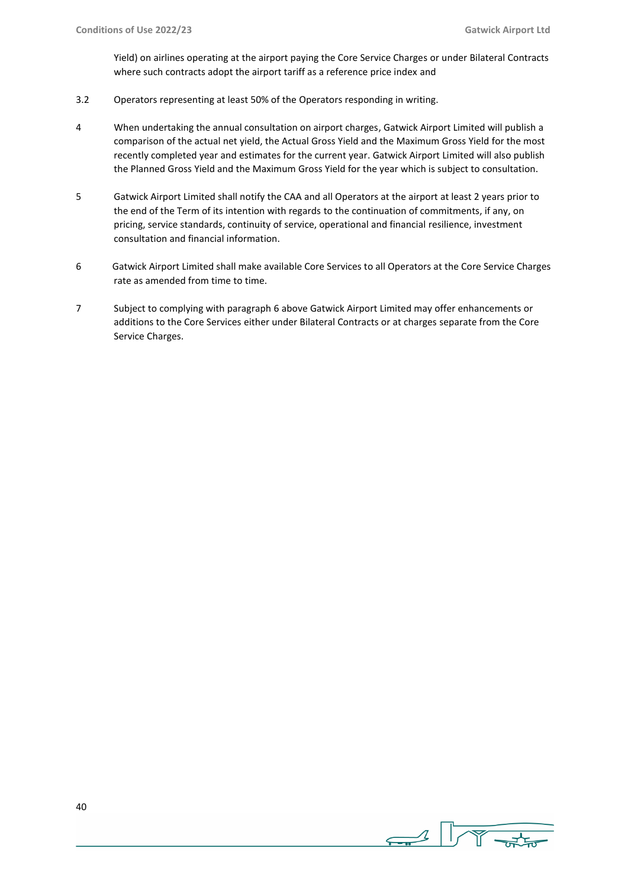Yield) on airlines operating at the airport paying the Core Service Charges or under Bilateral Contracts where such contracts adopt the airport tariff as a reference price index and

3.2 Operators representing at least 50% of the Operators responding in writing.

4 When undertaking the annual consultation on airport charges, Gatwick Airport Limited will publish a comparison of the actual net yield, the Actual Gross Yield and the Maximum Gross Yield for the most recently completed year and estimates for the current year. Gatwick Airport Limited will also publish the Planned Gross Yield and the Maximum Gross Yield for the year which is subject to consultation.

5 Gatwick Airport Limited shall notify the CAA and all Operators at the airport at least 2 years prior to the end of the Term of its intention with regards to the continuation of commitments, if any, on pricing, service standards, continuity of service, operational and financial resilience, investment consultation and financial information.

6 Gatwick Airport Limited shall make available Core Services to all Operators at the Core Service Charges rate as amended from time to time.

7 Subject to complying with paragraph 6 above Gatwick Airport Limited may offer enhancements or additions to the Core Services either under Bilateral Contracts or at charges separate from the Core Service Charges.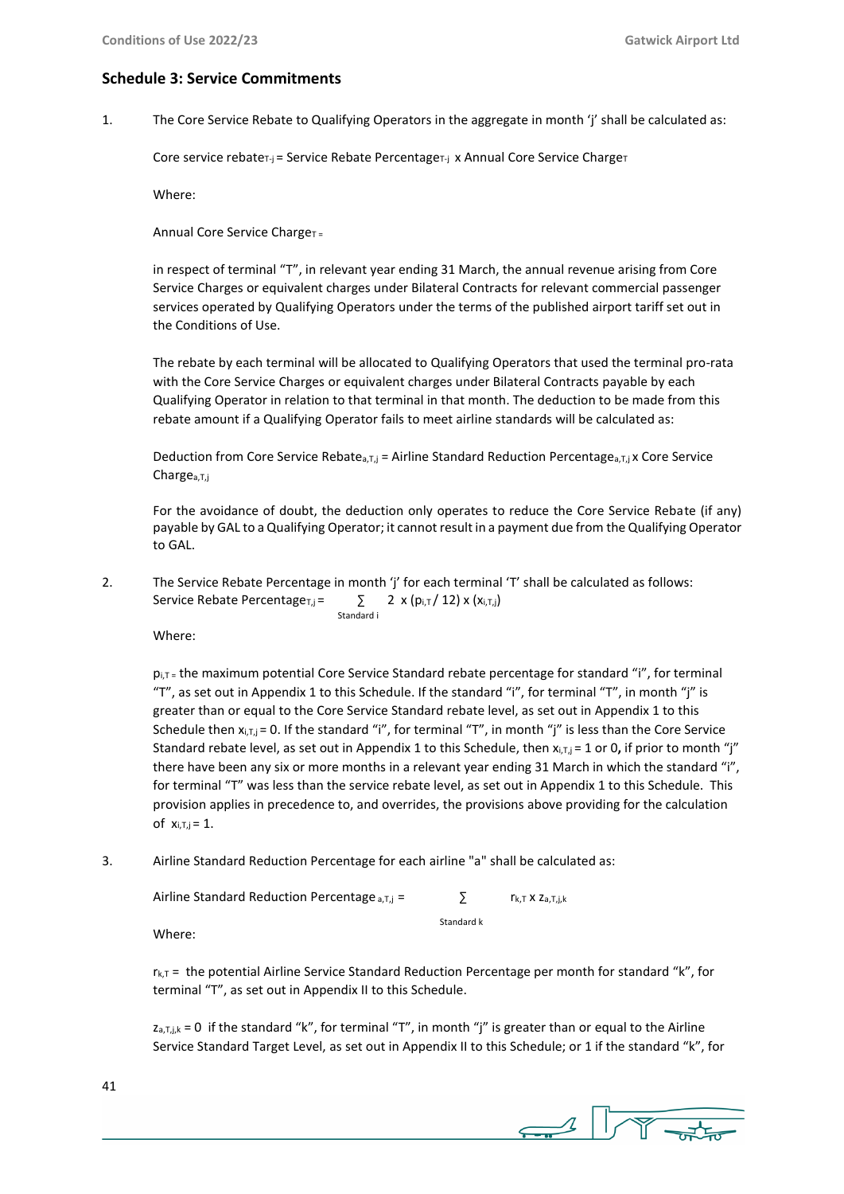## Schedule 3: Service Commitments

1. The Core Service Rebate to Qualifying Operators in the aggregate in month 'j' shall be calculated as:

   Core service rebate$_{T\text{-}j}$ = Service Rebate Percentage$_{T\text{-}j}$ x Annual Core Service Charge$_T$

   Where:

   Annual Core Service Charge$_T$ =

   in respect of terminal "T", in relevant year ending 31 March, the annual revenue arising from Core Service Charges or equivalent charges under Bilateral Contracts for relevant commercial passenger services operated by Qualifying Operators under the terms of the published airport tariff set out in the Conditions of Use.

   The rebate by each terminal will be allocated to Qualifying Operators that used the terminal pro-rata with the Core Service Charges or equivalent charges under Bilateral Contracts payable by each Qualifying Operator in relation to that terminal in that month. The deduction to be made from this rebate amount if a Qualifying Operator fails to meet airline standards will be calculated as:

   Deduction from Core Service Rebate$_{a,T,j}$ = Airline Standard Reduction Percentage$_{a,T,j}$ x Core Service Charge$_{a,T,j}$

   For the avoidance of doubt, the deduction only operates to reduce the Core Service Rebate (if any) payable by GAL to a Qualifying Operator; it cannot result in a payment due from the Qualifying Operator to GAL.

2. The Service Rebate Percentage in month 'j' for each terminal 'T' shall be calculated as follows:

   $$\text{Service Rebate Percentage}_{T,j} = \sum_{\text{Standard } i} 2 \times (p_{i,T} / 12) \times (x_{i,T,j})$$

   Where:

   $p_{i,T}$ = the maximum potential Core Service Standard rebate percentage for standard "i", for terminal "T", as set out in Appendix 1 to this Schedule. If the standard "i", for terminal "T", in month "j" is greater than or equal to the Core Service Standard rebate level, as set out in Appendix 1 to this Schedule then $x_{i,T,j} = 0$. If the standard "i", for terminal "T", in month "j" is less than the Core Service Standard rebate level, as set out in Appendix 1 to this Schedule, then $x_{i,T,j} = 1$ or 0**,** if prior to month "j" there have been any six or more months in a relevant year ending 31 March in which the standard "i", for terminal "T" was less than the service rebate level, as set out in Appendix 1 to this Schedule. This provision applies in precedence to, and overrides, the provisions above providing for the calculation of $x_{i,T,j} = 1$.

3. Airline Standard Reduction Percentage for each airline "a" shall be calculated as:

   $$\text{Airline Standard Reduction Percentage}_{a,T,j} = \sum_{\text{Standard } k} r_{k,T} \times z_{a,T,j,k}$$

   Where:

   $r_{k,T}$ = the potential Airline Service Standard Reduction Percentage per month for standard "k", for terminal "T", as set out in Appendix II to this Schedule.

   $z_{a,T,j,k} = 0$ if the standard "k", for terminal "T", in month "j" is greater than or equal to the Airline Service Standard Target Level, as set out in Appendix II to this Schedule; or 1 if the standard "k", for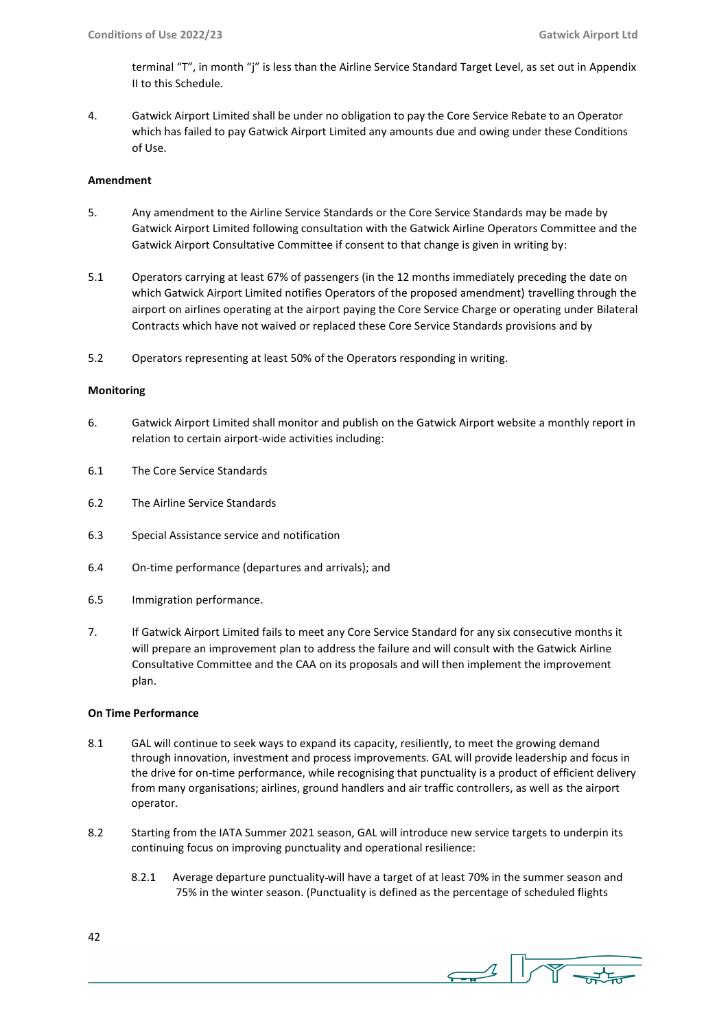terminal "T", in month "j" is less than the Airline Service Standard Target Level, as set out in Appendix II to this Schedule.

4. Gatwick Airport Limited shall be under no obligation to pay the Core Service Rebate to an Operator which has failed to pay Gatwick Airport Limited any amounts due and owing under these Conditions of Use.

**Amendment**

5. Any amendment to the Airline Service Standards or the Core Service Standards may be made by Gatwick Airport Limited following consultation with the Gatwick Airline Operators Committee and the Gatwick Airport Consultative Committee if consent to that change is given in writing by:

5.1 Operators carrying at least 67% of passengers (in the 12 months immediately preceding the date on which Gatwick Airport Limited notifies Operators of the proposed amendment) travelling through the airport on airlines operating at the airport paying the Core Service Charge or operating under Bilateral Contracts which have not waived or replaced these Core Service Standards provisions and by

5.2 Operators representing at least 50% of the Operators responding in writing.

**Monitoring**

6. Gatwick Airport Limited shall monitor and publish on the Gatwick Airport website a monthly report in relation to certain airport-wide activities including:

6.1 The Core Service Standards

6.2 The Airline Service Standards

6.3 Special Assistance service and notification

6.4 On-time performance (departures and arrivals); and

6.5 Immigration performance.

7. If Gatwick Airport Limited fails to meet any Core Service Standard for any six consecutive months it will prepare an improvement plan to address the failure and will consult with the Gatwick Airline Consultative Committee and the CAA on its proposals and will then implement the improvement plan.

**On Time Performance**

8.1 GAL will continue to seek ways to expand its capacity, resiliently, to meet the growing demand through innovation, investment and process improvements. GAL will provide leadership and focus in the drive for on-time performance, while recognising that punctuality is a product of efficient delivery from many organisations; airlines, ground handlers and air traffic controllers, as well as the airport operator.

8.2 Starting from the IATA Summer 2021 season, GAL will introduce new service targets to underpin its continuing focus on improving punctuality and operational resilience:

8.2.1 Average departure punctuality will have a target of at least 70% in the summer season and 75% in the winter season. (Punctuality is defined as the percentage of scheduled flights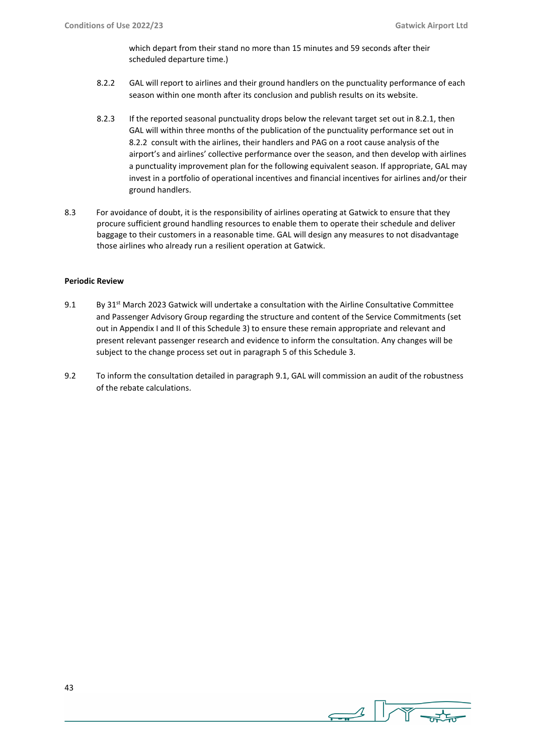which depart from their stand no more than 15 minutes and 59 seconds after their scheduled departure time.)

8.2.2 GAL will report to airlines and their ground handlers on the punctuality performance of each season within one month after its conclusion and publish results on its website.

8.2.3 If the reported seasonal punctuality drops below the relevant target set out in 8.2.1, then GAL will within three months of the publication of the punctuality performance set out in 8.2.2 consult with the airlines, their handlers and PAG on a root cause analysis of the airport's and airlines' collective performance over the season, and then develop with airlines a punctuality improvement plan for the following equivalent season. If appropriate, GAL may invest in a portfolio of operational incentives and financial incentives for airlines and/or their ground handlers.

8.3 For avoidance of doubt, it is the responsibility of airlines operating at Gatwick to ensure that they procure sufficient ground handling resources to enable them to operate their schedule and deliver baggage to their customers in a reasonable time. GAL will design any measures to not disadvantage those airlines who already run a resilient operation at Gatwick.

**Periodic Review**

9.1 By 31st March 2023 Gatwick will undertake a consultation with the Airline Consultative Committee and Passenger Advisory Group regarding the structure and content of the Service Commitments (set out in Appendix I and II of this Schedule 3) to ensure these remain appropriate and relevant and present relevant passenger research and evidence to inform the consultation. Any changes will be subject to the change process set out in paragraph 5 of this Schedule 3.

9.2 To inform the consultation detailed in paragraph 9.1, GAL will commission an audit of the robustness of the rebate calculations.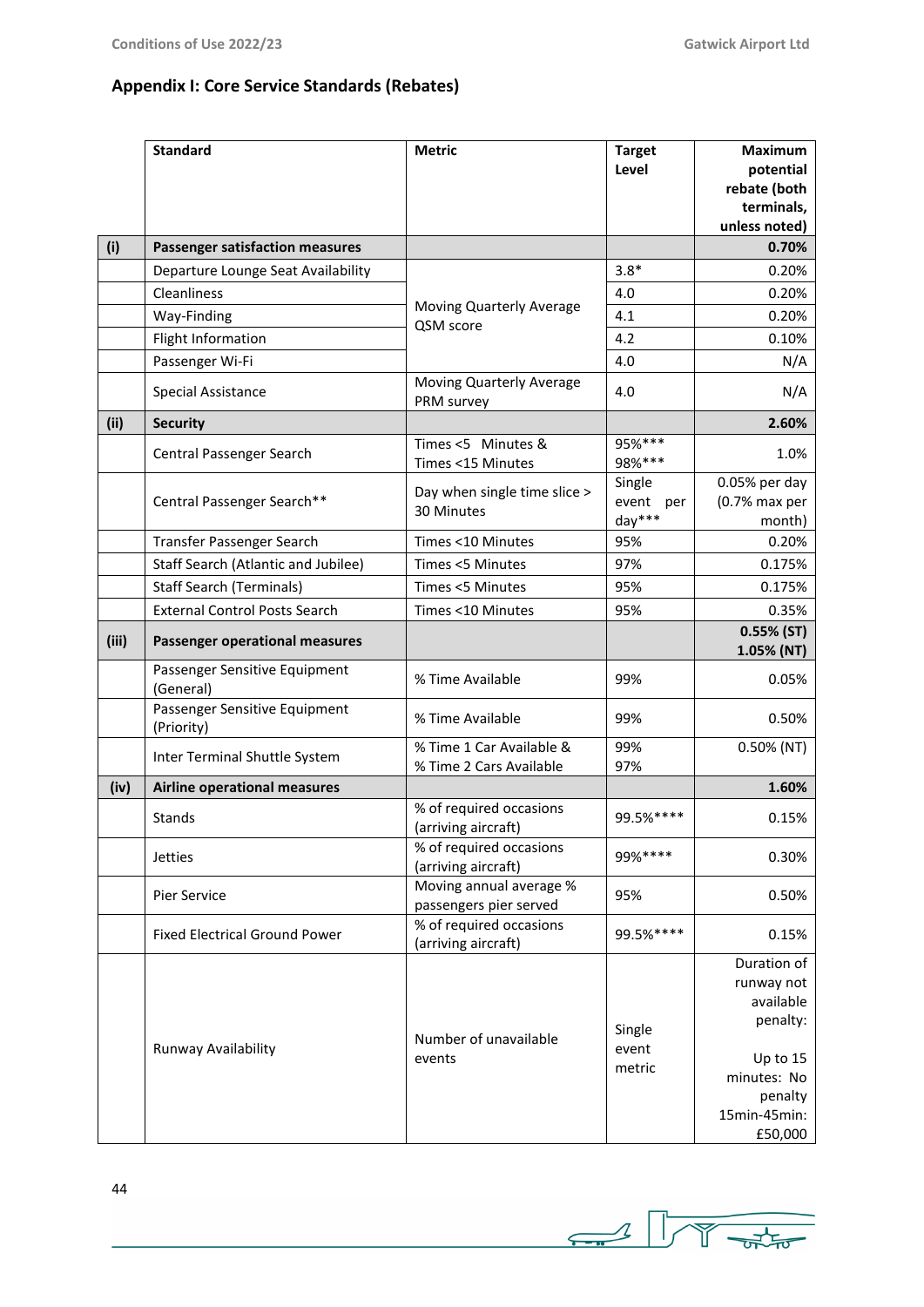## Appendix I: Core Service Standards (Rebates)

| | Standard | Metric | Target Level | Maximum potential rebate (both terminals, unless noted) |
|---|---|---|---|---|
| (i) | **Passenger satisfaction measures** | | | **0.70%** |
| | Departure Lounge Seat Availability | Moving Quarterly Average QSM score | 3.8* | 0.20% |
| | Cleanliness | | 4.0 | 0.20% |
| | Way-Finding | | 4.1 | 0.20% |
| | Flight Information | | 4.2 | 0.10% |
| | Passenger Wi-Fi | | 4.0 | N/A |
| | Special Assistance | Moving Quarterly Average PRM survey | 4.0 | N/A |
| (ii) | **Security** | | | **2.60%** |
| | Central Passenger Search | Times <5 Minutes & Times <15 Minutes | 95%*** 98%*** | 1.0% |
| | Central Passenger Search** | Day when single time slice > 30 Minutes | Single event per day*** | 0.05% per day (0.7% max per month) |
| | Transfer Passenger Search | Times <10 Minutes | 95% | 0.20% |
| | Staff Search (Atlantic and Jubilee) | Times <5 Minutes | 97% | 0.175% |
| | Staff Search (Terminals) | Times <5 Minutes | 95% | 0.175% |
| | External Control Posts Search | Times <10 Minutes | 95% | 0.35% |
| (iii) | **Passenger operational measures** | | | **0.55% (ST) 1.05% (NT)** |
| | Passenger Sensitive Equipment (General) | % Time Available | 99% | 0.05% |
| | Passenger Sensitive Equipment (Priority) | % Time Available | 99% | 0.50% |
| | Inter Terminal Shuttle System | % Time 1 Car Available & % Time 2 Cars Available | 99% 97% | 0.50% (NT) |
| (iv) | **Airline operational measures** | | | **1.60%** |
| | Stands | % of required occasions (arriving aircraft) | 99.5%**** | 0.15% |
| | Jetties | % of required occasions (arriving aircraft) | 99%**** | 0.30% |
| | Pier Service | Moving annual average % passengers pier served | 95% | 0.50% |
| | Fixed Electrical Ground Power | % of required occasions (arriving aircraft) | 99.5%**** | 0.15% |
| | Runway Availability | Number of unavailable events | Single event metric | Duration of runway not available penalty: Up to 15 minutes: No penalty 15min-45min: £50,000 |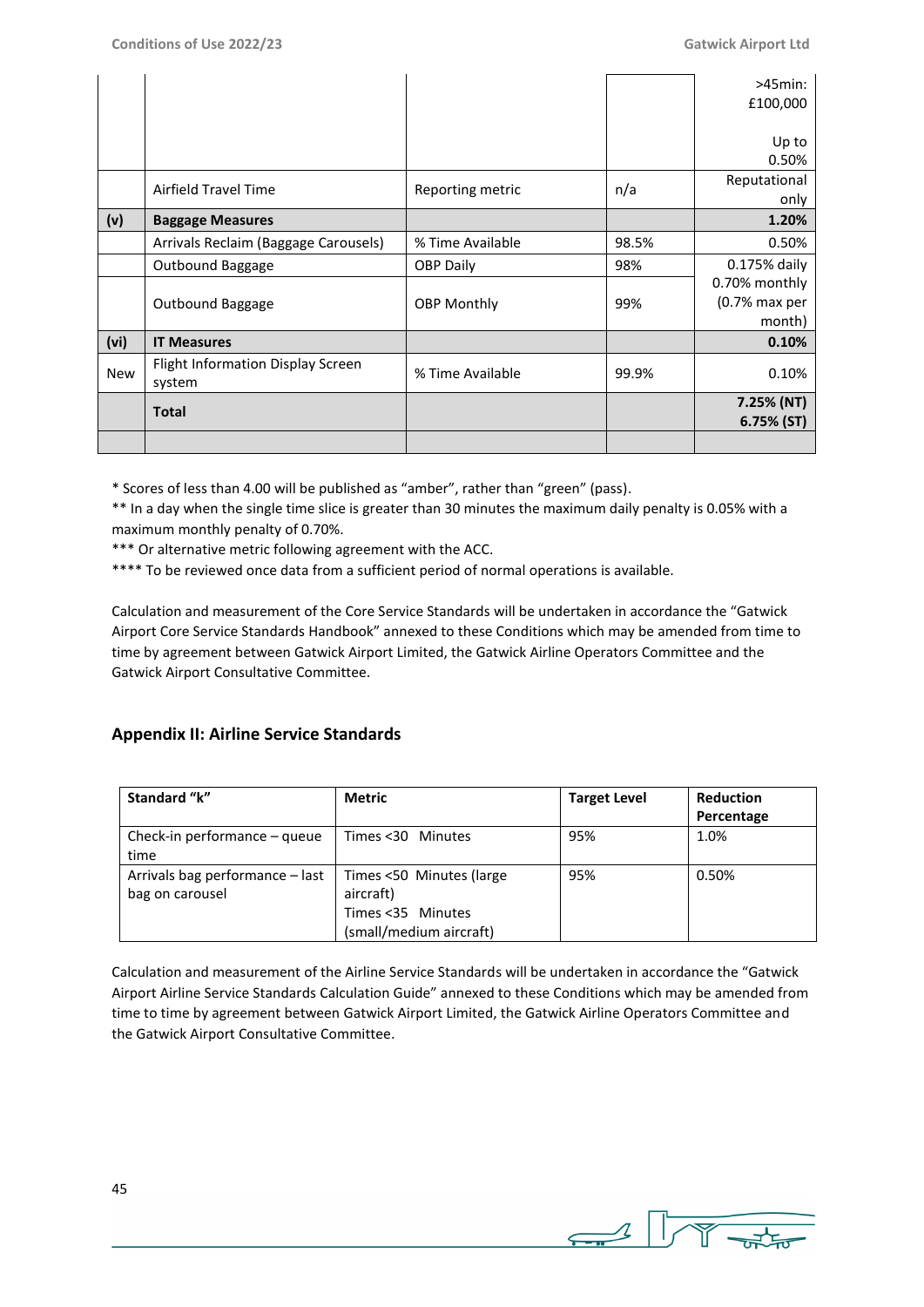| | | | | >45min: £100,000<br><br>Up to 0.50% |
|---|---|---|---|---|
| | Airfield Travel Time | Reporting metric | n/a | Reputational only |
| **(v)** | **Baggage Measures** | | | **1.20%** |
| | Arrivals Reclaim (Baggage Carousels) | % Time Available | 98.5% | 0.50% |
| | Outbound Baggage | OBP Daily | 98% | 0.175% daily |
| | Outbound Baggage | OBP Monthly | 99% | 0.70% monthly (0.7% max per month) |
| **(vi)** | **IT Measures** | | | **0.10%** |
| New | Flight Information Display Screen system | % Time Available | 99.9% | 0.10% |
| | **Total** | | | **7.25% (NT) 6.75% (ST)** |
| | | | | |

* Scores of less than 4.00 will be published as "amber", rather than "green" (pass).

** In a day when the single time slice is greater than 30 minutes the maximum daily penalty is 0.05% with a maximum monthly penalty of 0.70%.

*** Or alternative metric following agreement with the ACC.

**** To be reviewed once data from a sufficient period of normal operations is available.

Calculation and measurement of the Core Service Standards will be undertaken in accordance the "Gatwick Airport Core Service Standards Handbook" annexed to these Conditions which may be amended from time to time by agreement between Gatwick Airport Limited, the Gatwick Airline Operators Committee and the Gatwick Airport Consultative Committee.

## Appendix II: Airline Service Standards

| Standard "k" | Metric | Target Level | Reduction Percentage |
|---|---|---|---|
| Check-in performance – queue time | Times <30 Minutes | 95% | 1.0% |
| Arrivals bag performance – last bag on carousel | Times <50 Minutes (large aircraft)<br>Times <35 Minutes (small/medium aircraft) | 95% | 0.50% |

Calculation and measurement of the Airline Service Standards will be undertaken in accordance the "Gatwick Airport Airline Service Standards Calculation Guide" annexed to these Conditions which may be amended from time to time by agreement between Gatwick Airport Limited, the Gatwick Airline Operators Committee and the Gatwick Airport Consultative Committee.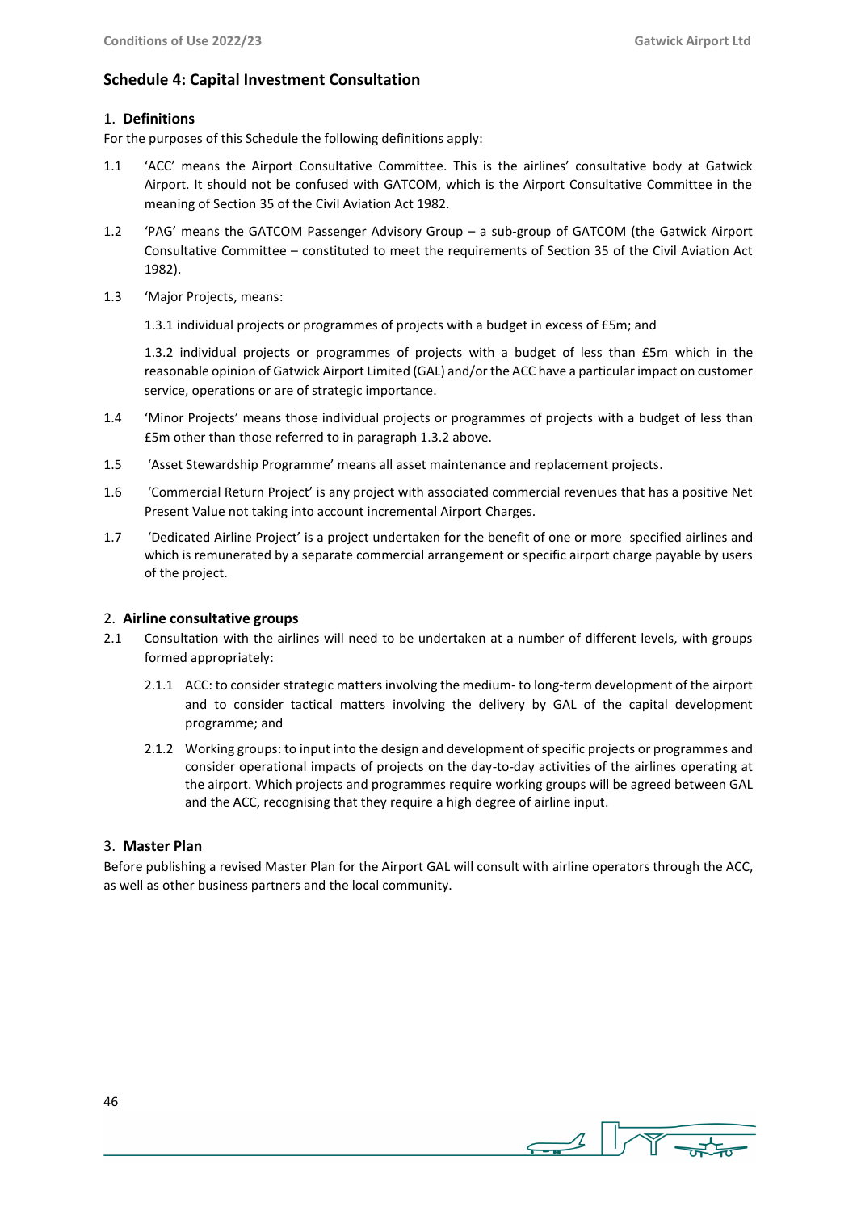## Schedule 4: Capital Investment Consultation

### 1. Definitions

For the purposes of this Schedule the following definitions apply:

1.1 'ACC' means the Airport Consultative Committee. This is the airlines' consultative body at Gatwick Airport. It should not be confused with GATCOM, which is the Airport Consultative Committee in the meaning of Section 35 of the Civil Aviation Act 1982.

1.2 'PAG' means the GATCOM Passenger Advisory Group – a sub-group of GATCOM (the Gatwick Airport Consultative Committee – constituted to meet the requirements of Section 35 of the Civil Aviation Act 1982).

1.3 'Major Projects, means:

1.3.1 individual projects or programmes of projects with a budget in excess of £5m; and

1.3.2 individual projects or programmes of projects with a budget of less than £5m which in the reasonable opinion of Gatwick Airport Limited (GAL) and/or the ACC have a particular impact on customer service, operations or are of strategic importance.

1.4 'Minor Projects' means those individual projects or programmes of projects with a budget of less than £5m other than those referred to in paragraph 1.3.2 above.

1.5 'Asset Stewardship Programme' means all asset maintenance and replacement projects.

1.6 'Commercial Return Project' is any project with associated commercial revenues that has a positive Net Present Value not taking into account incremental Airport Charges.

1.7 'Dedicated Airline Project' is a project undertaken for the benefit of one or more specified airlines and which is remunerated by a separate commercial arrangement or specific airport charge payable by users of the project.

### 2. Airline consultative groups

2.1 Consultation with the airlines will need to be undertaken at a number of different levels, with groups formed appropriately:

2.1.1 ACC: to consider strategic matters involving the medium- to long-term development of the airport and to consider tactical matters involving the delivery by GAL of the capital development programme; and

2.1.2 Working groups: to input into the design and development of specific projects or programmes and consider operational impacts of projects on the day-to-day activities of the airlines operating at the airport. Which projects and programmes require working groups will be agreed between GAL and the ACC, recognising that they require a high degree of airline input.

### 3. Master Plan

Before publishing a revised Master Plan for the Airport GAL will consult with airline operators through the ACC, as well as other business partners and the local community.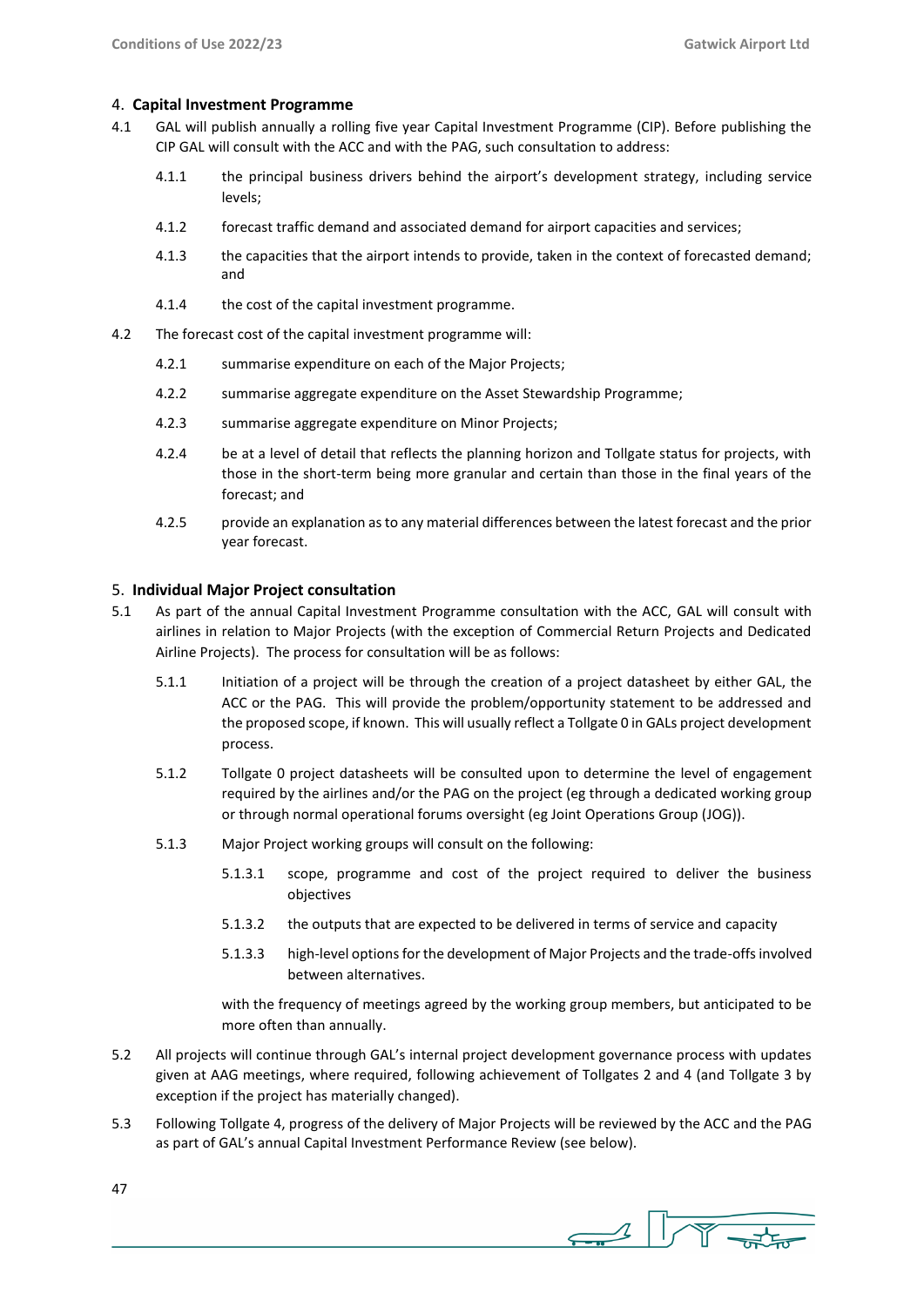## 4. **Capital Investment Programme**

4.1 GAL will publish annually a rolling five year Capital Investment Programme (CIP). Before publishing the CIP GAL will consult with the ACC and with the PAG, such consultation to address:

4.1.1 the principal business drivers behind the airport's development strategy, including service levels;

4.1.2 forecast traffic demand and associated demand for airport capacities and services;

4.1.3 the capacities that the airport intends to provide, taken in the context of forecasted demand; and

4.1.4 the cost of the capital investment programme.

4.2 The forecast cost of the capital investment programme will:

4.2.1 summarise expenditure on each of the Major Projects;

4.2.2 summarise aggregate expenditure on the Asset Stewardship Programme;

4.2.3 summarise aggregate expenditure on Minor Projects;

4.2.4 be at a level of detail that reflects the planning horizon and Tollgate status for projects, with those in the short-term being more granular and certain than those in the final years of the forecast; and

4.2.5 provide an explanation as to any material differences between the latest forecast and the prior year forecast.

## 5. **Individual Major Project consultation**

5.1 As part of the annual Capital Investment Programme consultation with the ACC, GAL will consult with airlines in relation to Major Projects (with the exception of Commercial Return Projects and Dedicated Airline Projects). The process for consultation will be as follows:

5.1.1 Initiation of a project will be through the creation of a project datasheet by either GAL, the ACC or the PAG. This will provide the problem/opportunity statement to be addressed and the proposed scope, if known. This will usually reflect a Tollgate 0 in GALs project development process.

5.1.2 Tollgate 0 project datasheets will be consulted upon to determine the level of engagement required by the airlines and/or the PAG on the project (eg through a dedicated working group or through normal operational forums oversight (eg Joint Operations Group (JOG)).

5.1.3 Major Project working groups will consult on the following:

5.1.3.1 scope, programme and cost of the project required to deliver the business objectives

5.1.3.2 the outputs that are expected to be delivered in terms of service and capacity

5.1.3.3 high-level options for the development of Major Projects and the trade-offs involved between alternatives.

with the frequency of meetings agreed by the working group members, but anticipated to be more often than annually.

5.2 All projects will continue through GAL's internal project development governance process with updates given at AAG meetings, where required, following achievement of Tollgates 2 and 4 (and Tollgate 3 by exception if the project has materially changed).

5.3 Following Tollgate 4, progress of the delivery of Major Projects will be reviewed by the ACC and the PAG as part of GAL's annual Capital Investment Performance Review (see below).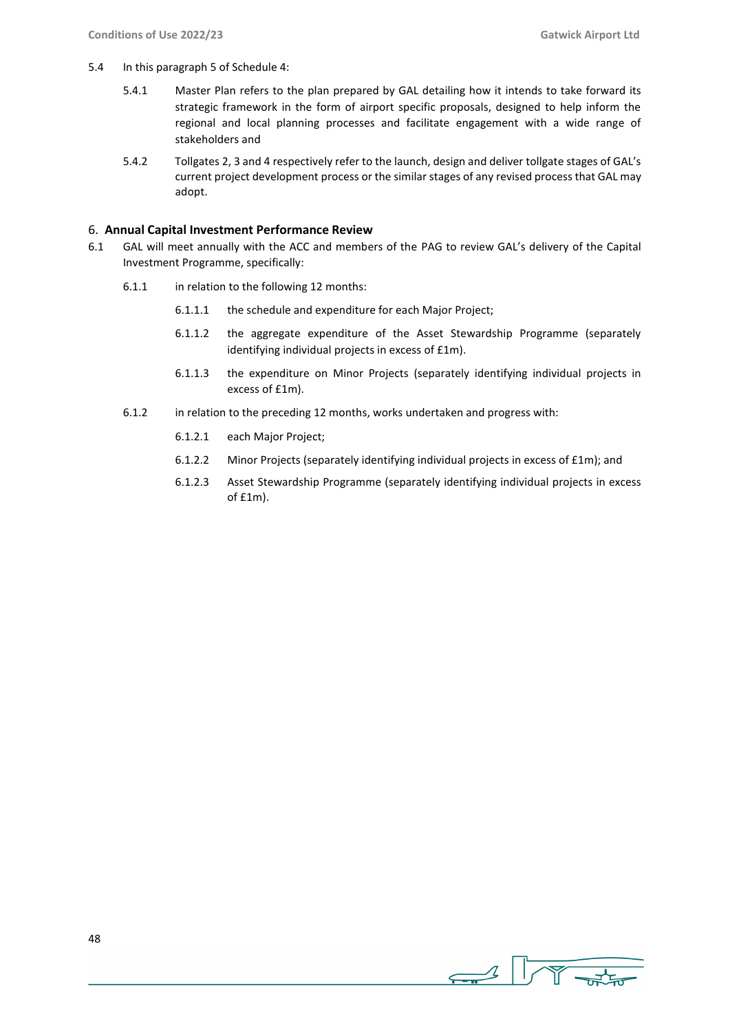5.4 In this paragraph 5 of Schedule 4:

5.4.1 Master Plan refers to the plan prepared by GAL detailing how it intends to take forward its strategic framework in the form of airport specific proposals, designed to help inform the regional and local planning processes and facilitate engagement with a wide range of stakeholders and

5.4.2 Tollgates 2, 3 and 4 respectively refer to the launch, design and deliver tollgate stages of GAL's current project development process or the similar stages of any revised process that GAL may adopt.

## 6. **Annual Capital Investment Performance Review**

6.1 GAL will meet annually with the ACC and members of the PAG to review GAL's delivery of the Capital Investment Programme, specifically:

6.1.1 in relation to the following 12 months:

6.1.1.1 the schedule and expenditure for each Major Project;

6.1.1.2 the aggregate expenditure of the Asset Stewardship Programme (separately identifying individual projects in excess of £1m).

6.1.1.3 the expenditure on Minor Projects (separately identifying individual projects in excess of £1m).

6.1.2 in relation to the preceding 12 months, works undertaken and progress with:

6.1.2.1 each Major Project;

6.1.2.2 Minor Projects (separately identifying individual projects in excess of £1m); and

6.1.2.3 Asset Stewardship Programme (separately identifying individual projects in excess of £1m).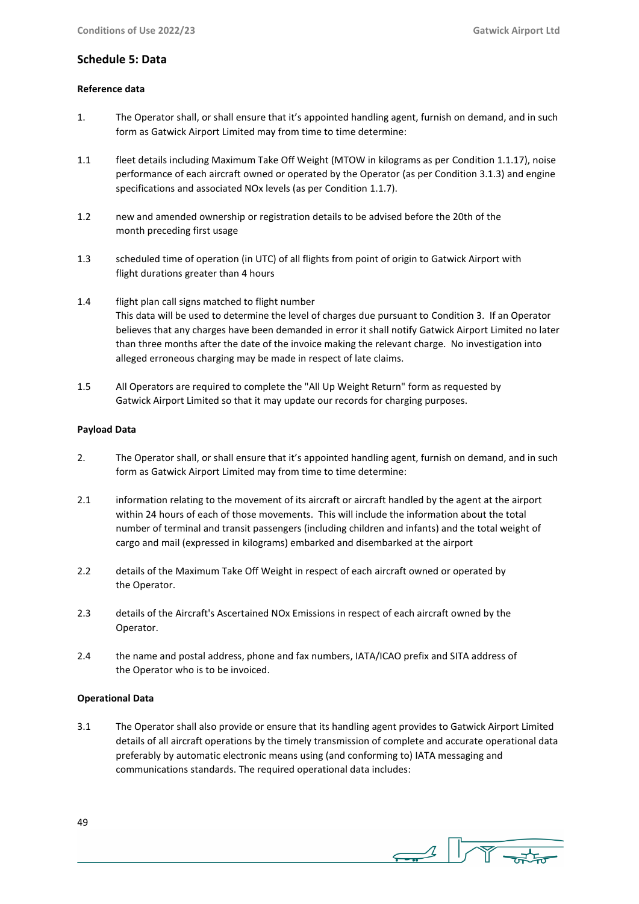## Schedule 5: Data

### Reference data

1. The Operator shall, or shall ensure that it's appointed handling agent, furnish on demand, and in such form as Gatwick Airport Limited may from time to time determine:

1.1 fleet details including Maximum Take Off Weight (MTOW in kilograms as per Condition 1.1.17), noise performance of each aircraft owned or operated by the Operator (as per Condition 3.1.3) and engine specifications and associated NOx levels (as per Condition 1.1.7).

1.2 new and amended ownership or registration details to be advised before the 20th of the month preceding first usage

1.3 scheduled time of operation (in UTC) of all flights from point of origin to Gatwick Airport with flight durations greater than 4 hours

1.4 flight plan call signs matched to flight number
This data will be used to determine the level of charges due pursuant to Condition 3. If an Operator believes that any charges have been demanded in error it shall notify Gatwick Airport Limited no later than three months after the date of the invoice making the relevant charge. No investigation into alleged erroneous charging may be made in respect of late claims.

1.5 All Operators are required to complete the "All Up Weight Return" form as requested by Gatwick Airport Limited so that it may update our records for charging purposes.

### Payload Data

2. The Operator shall, or shall ensure that it's appointed handling agent, furnish on demand, and in such form as Gatwick Airport Limited may from time to time determine:

2.1 information relating to the movement of its aircraft or aircraft handled by the agent at the airport within 24 hours of each of those movements. This will include the information about the total number of terminal and transit passengers (including children and infants) and the total weight of cargo and mail (expressed in kilograms) embarked and disembarked at the airport

2.2 details of the Maximum Take Off Weight in respect of each aircraft owned or operated by the Operator.

2.3 details of the Aircraft's Ascertained NOx Emissions in respect of each aircraft owned by the Operator.

2.4 the name and postal address, phone and fax numbers, IATA/ICAO prefix and SITA address of the Operator who is to be invoiced.

### Operational Data

3.1 The Operator shall also provide or ensure that its handling agent provides to Gatwick Airport Limited details of all aircraft operations by the timely transmission of complete and accurate operational data preferably by automatic electronic means using (and conforming to) IATA messaging and communications standards. The required operational data includes: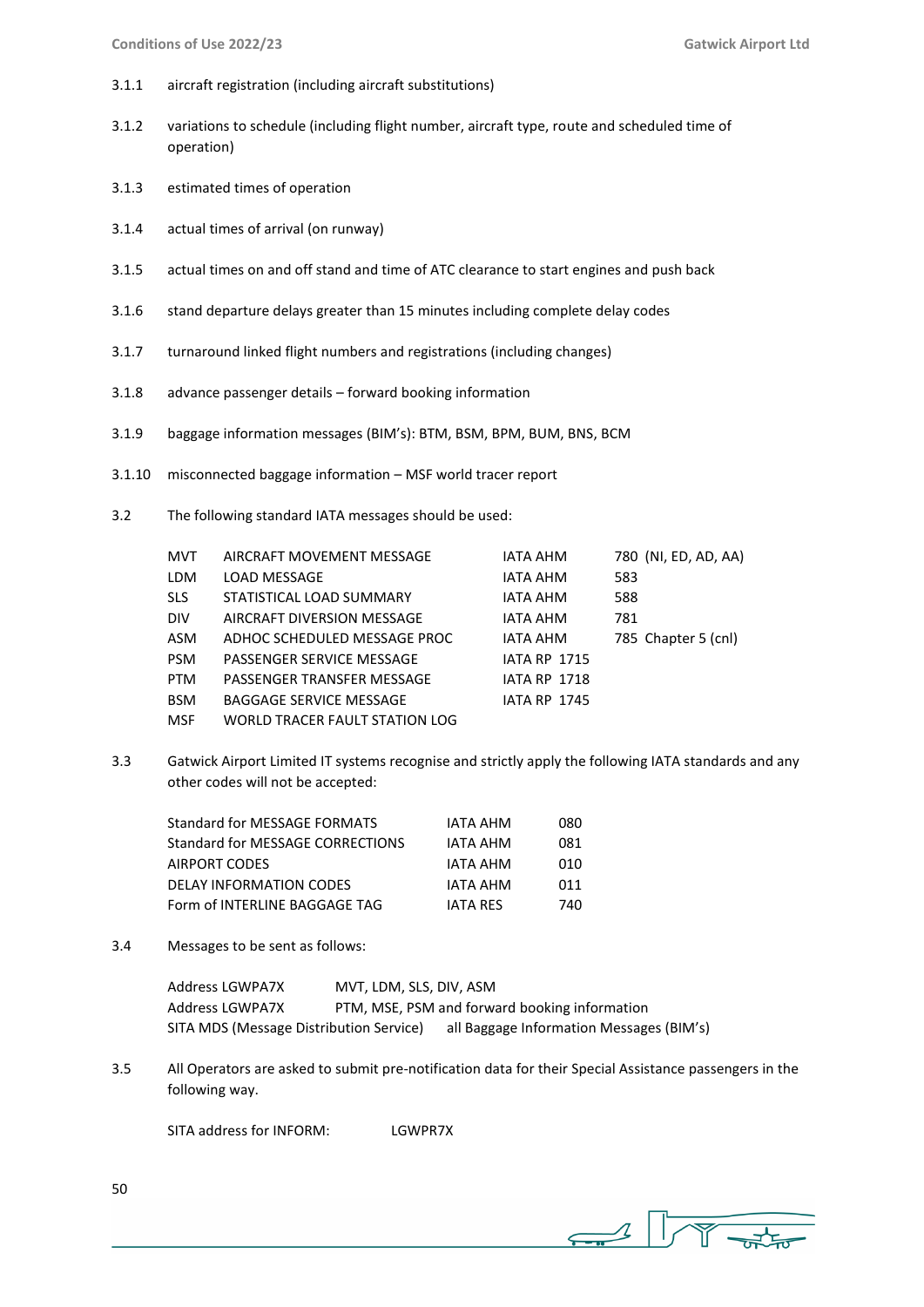3.1.1 aircraft registration (including aircraft substitutions)

3.1.2 variations to schedule (including flight number, aircraft type, route and scheduled time of operation)

3.1.3 estimated times of operation

3.1.4 actual times of arrival (on runway)

3.1.5 actual times on and off stand and time of ATC clearance to start engines and push back

3.1.6 stand departure delays greater than 15 minutes including complete delay codes

3.1.7 turnaround linked flight numbers and registrations (including changes)

3.1.8 advance passenger details – forward booking information

3.1.9 baggage information messages (BIM's): BTM, BSM, BPM, BUM, BNS, BCM

3.1.10 misconnected baggage information – MSF world tracer report

3.2 The following standard IATA messages should be used:

| | | | |
|---|---|---|---|
| MVT | AIRCRAFT MOVEMENT MESSAGE | IATA AHM | 780 (NI, ED, AD, AA) |
| LDM | LOAD MESSAGE | IATA AHM | 583 |
| SLS | STATISTICAL LOAD SUMMARY | IATA AHM | 588 |
| DIV | AIRCRAFT DIVERSION MESSAGE | IATA AHM | 781 |
| ASM | ADHOC SCHEDULED MESSAGE PROC | IATA AHM | 785 Chapter 5 (cnl) |
| PSM | PASSENGER SERVICE MESSAGE | IATA RP 1715 | |
| PTM | PASSENGER TRANSFER MESSAGE | IATA RP 1718 | |
| BSM | BAGGAGE SERVICE MESSAGE | IATA RP 1745 | |
| MSF | WORLD TRACER FAULT STATION LOG | | |

3.3 Gatwick Airport Limited IT systems recognise and strictly apply the following IATA standards and any other codes will not be accepted:

| | | |
|---|---|---|
| Standard for MESSAGE FORMATS | IATA AHM | 080 |
| Standard for MESSAGE CORRECTIONS | IATA AHM | 081 |
| AIRPORT CODES | IATA AHM | 010 |
| DELAY INFORMATION CODES | IATA AHM | 011 |
| Form of INTERLINE BAGGAGE TAG | IATA RES | 740 |

3.4 Messages to be sent as follows:

| | |
|---|---|
| Address LGWPA7X | MVT, LDM, SLS, DIV, ASM |
| Address LGWPA7X | PTM, MSE, PSM and forward booking information |
| SITA MDS (Message Distribution Service) | all Baggage Information Messages (BIM's) |

3.5 All Operators are asked to submit pre-notification data for their Special Assistance passengers in the following way.

SITA address for INFORM: LGWPR7X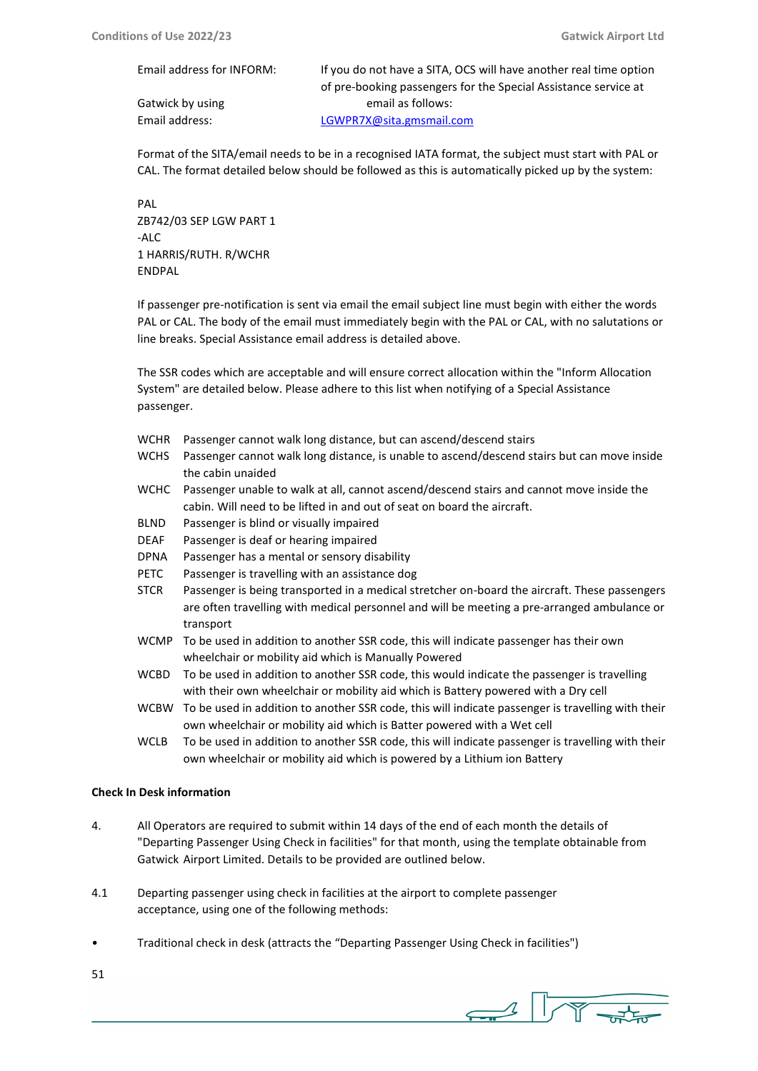Email address for INFORM: If you do not have a SITA, OCS will have another real time option of pre-booking passengers for the Special Assistance service at Gatwick by using email as follows:

Email address: LGWPR7X@sita.gmsmail.com

Format of the SITA/email needs to be in a recognised IATA format, the subject must start with PAL or CAL. The format detailed below should be followed as this is automatically picked up by the system:

```
PAL
ZB742/03 SEP LGW PART 1
-ALC
1 HARRIS/RUTH. R/WCHR
ENDPAL
```

If passenger pre-notification is sent via email the email subject line must begin with either the words PAL or CAL. The body of the email must immediately begin with the PAL or CAL, with no salutations or line breaks. Special Assistance email address is detailed above.

The SSR codes which are acceptable and will ensure correct allocation within the "Inform Allocation System" are detailed below. Please adhere to this list when notifying of a Special Assistance passenger.

| | |
|---|---|
| WCHR | Passenger cannot walk long distance, but can ascend/descend stairs |
| WCHS | Passenger cannot walk long distance, is unable to ascend/descend stairs but can move inside the cabin unaided |
| WCHC | Passenger unable to walk at all, cannot ascend/descend stairs and cannot move inside the cabin. Will need to be lifted in and out of seat on board the aircraft. |
| BLND | Passenger is blind or visually impaired |
| DEAF | Passenger is deaf or hearing impaired |
| DPNA | Passenger has a mental or sensory disability |
| PETC | Passenger is travelling with an assistance dog |
| STCR | Passenger is being transported in a medical stretcher on-board the aircraft. These passengers are often travelling with medical personnel and will be meeting a pre-arranged ambulance or transport |
| WCMP | To be used in addition to another SSR code, this will indicate passenger has their own wheelchair or mobility aid which is Manually Powered |
| WCBD | To be used in addition to another SSR code, this would indicate the passenger is travelling with their own wheelchair or mobility aid which is Battery powered with a Dry cell |
| WCBW | To be used in addition to another SSR code, this will indicate passenger is travelling with their own wheelchair or mobility aid which is Batter powered with a Wet cell |
| WCLB | To be used in addition to another SSR code, this will indicate passenger is travelling with their own wheelchair or mobility aid which is powered by a Lithium ion Battery |

**Check In Desk information**

4. All Operators are required to submit within 14 days of the end of each month the details of "Departing Passenger Using Check in facilities" for that month, using the template obtainable from Gatwick Airport Limited. Details to be provided are outlined below.

4.1 Departing passenger using check in facilities at the airport to complete passenger acceptance, using one of the following methods:

- Traditional check in desk (attracts the "Departing Passenger Using Check in facilities")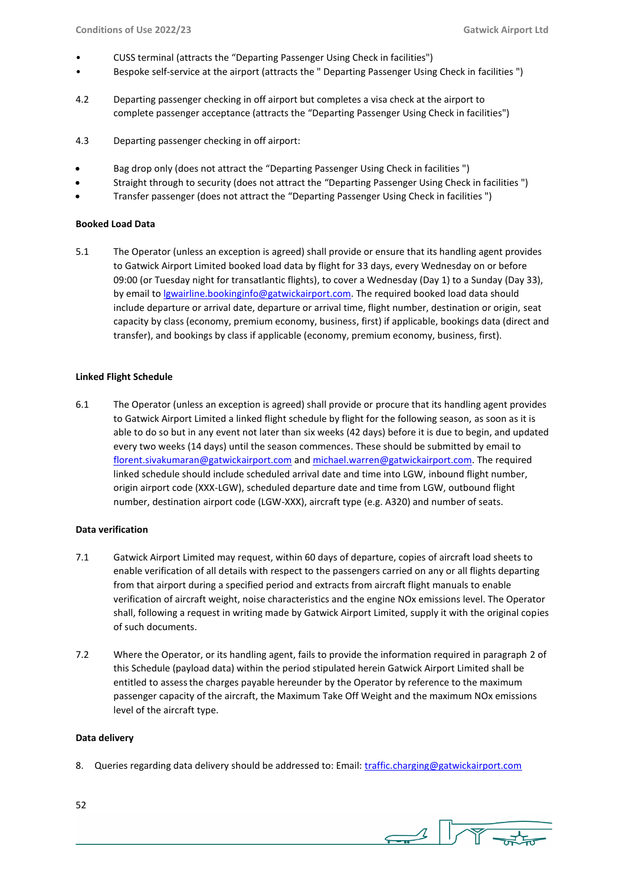- CUSS terminal (attracts the "Departing Passenger Using Check in facilities")
- Bespoke self-service at the airport (attracts the " Departing Passenger Using Check in facilities ")

4.2 Departing passenger checking in off airport but completes a visa check at the airport to complete passenger acceptance (attracts the "Departing Passenger Using Check in facilities")

4.3 Departing passenger checking in off airport:

- Bag drop only (does not attract the "Departing Passenger Using Check in facilities ")
- Straight through to security (does not attract the "Departing Passenger Using Check in facilities ")
- Transfer passenger (does not attract the "Departing Passenger Using Check in facilities ")

**Booked Load Data**

5.1 The Operator (unless an exception is agreed) shall provide or ensure that its handling agent provides to Gatwick Airport Limited booked load data by flight for 33 days, every Wednesday on or before 09:00 (or Tuesday night for transatlantic flights), to cover a Wednesday (Day 1) to a Sunday (Day 33), by email to lgwairline.bookinginfo@gatwickairport.com. The required booked load data should include departure or arrival date, departure or arrival time, flight number, destination or origin, seat capacity by class (economy, premium economy, business, first) if applicable, bookings data (direct and transfer), and bookings by class if applicable (economy, premium economy, business, first).

**Linked Flight Schedule**

6.1 The Operator (unless an exception is agreed) shall provide or procure that its handling agent provides to Gatwick Airport Limited a linked flight schedule by flight for the following season, as soon as it is able to do so but in any event not later than six weeks (42 days) before it is due to begin, and updated every two weeks (14 days) until the season commences. These should be submitted by email to florent.sivakumaran@gatwickairport.com and michael.warren@gatwickairport.com. The required linked schedule should include scheduled arrival date and time into LGW, inbound flight number, origin airport code (XXX-LGW), scheduled departure date and time from LGW, outbound flight number, destination airport code (LGW-XXX), aircraft type (e.g. A320) and number of seats.

**Data verification**

7.1 Gatwick Airport Limited may request, within 60 days of departure, copies of aircraft load sheets to enable verification of all details with respect to the passengers carried on any or all flights departing from that airport during a specified period and extracts from aircraft flight manuals to enable verification of aircraft weight, noise characteristics and the engine NOx emissions level. The Operator shall, following a request in writing made by Gatwick Airport Limited, supply it with the original copies of such documents.

7.2 Where the Operator, or its handling agent, fails to provide the information required in paragraph 2 of this Schedule (payload data) within the period stipulated herein Gatwick Airport Limited shall be entitled to assess the charges payable hereunder by the Operator by reference to the maximum passenger capacity of the aircraft, the Maximum Take Off Weight and the maximum NOx emissions level of the aircraft type.

**Data delivery**

8. Queries regarding data delivery should be addressed to: Email: traffic.charging@gatwickairport.com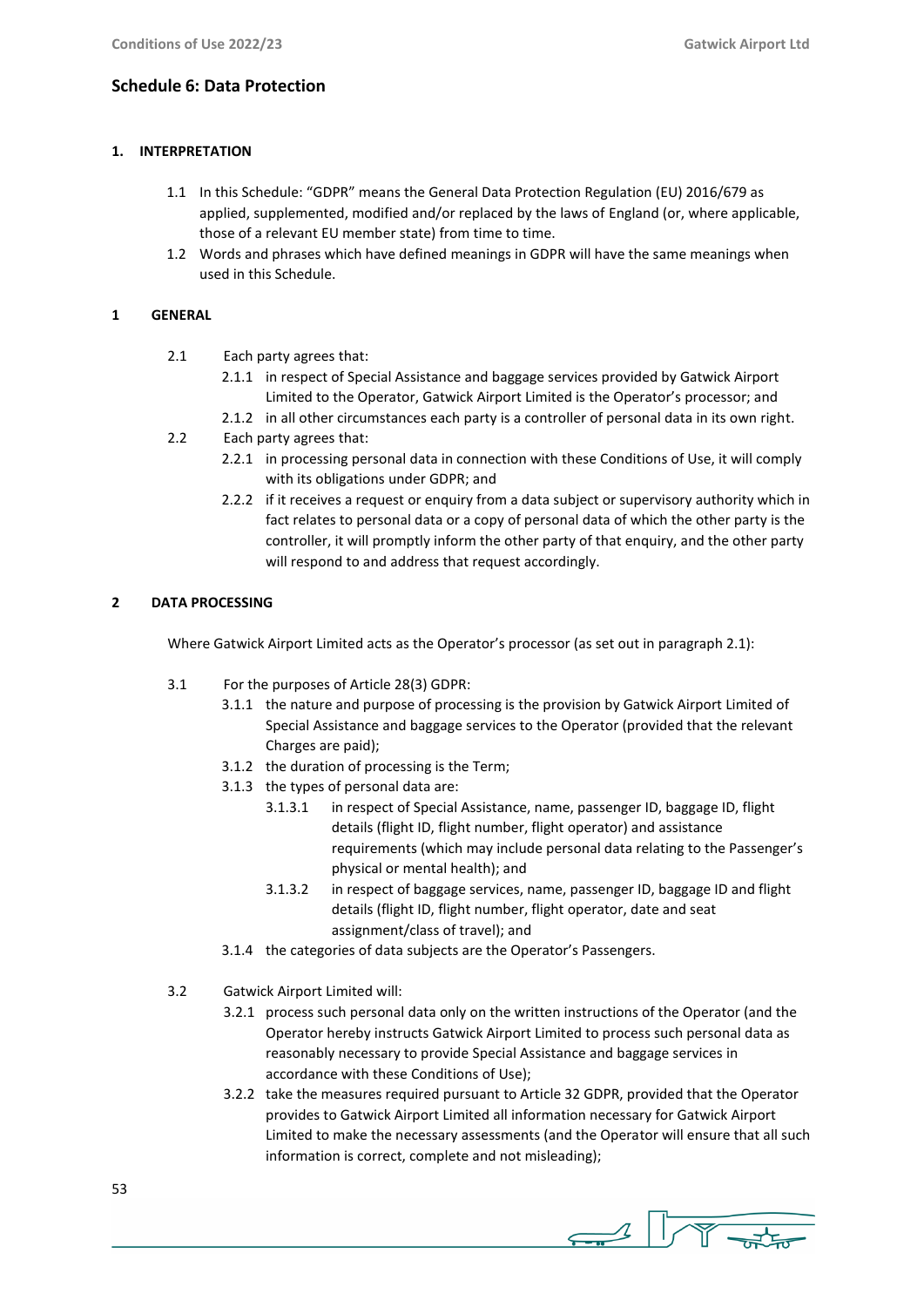## Schedule 6: Data Protection

**1. INTERPRETATION**

1.1 In this Schedule: "GDPR" means the General Data Protection Regulation (EU) 2016/679 as applied, supplemented, modified and/or replaced by the laws of England (or, where applicable, those of a relevant EU member state) from time to time.

1.2 Words and phrases which have defined meanings in GDPR will have the same meanings when used in this Schedule.

**1 GENERAL**

2.1 Each party agrees that:

2.1.1 in respect of Special Assistance and baggage services provided by Gatwick Airport Limited to the Operator, Gatwick Airport Limited is the Operator's processor; and

2.1.2 in all other circumstances each party is a controller of personal data in its own right.

2.2 Each party agrees that:

2.2.1 in processing personal data in connection with these Conditions of Use, it will comply with its obligations under GDPR; and

2.2.2 if it receives a request or enquiry from a data subject or supervisory authority which in fact relates to personal data or a copy of personal data of which the other party is the controller, it will promptly inform the other party of that enquiry, and the other party will respond to and address that request accordingly.

**2 DATA PROCESSING**

Where Gatwick Airport Limited acts as the Operator's processor (as set out in paragraph 2.1):

3.1 For the purposes of Article 28(3) GDPR:

3.1.1 the nature and purpose of processing is the provision by Gatwick Airport Limited of Special Assistance and baggage services to the Operator (provided that the relevant Charges are paid);

3.1.2 the duration of processing is the Term;

3.1.3 the types of personal data are:

3.1.3.1 in respect of Special Assistance, name, passenger ID, baggage ID, flight details (flight ID, flight number, flight operator) and assistance requirements (which may include personal data relating to the Passenger's physical or mental health); and

3.1.3.2 in respect of baggage services, name, passenger ID, baggage ID and flight details (flight ID, flight number, flight operator, date and seat assignment/class of travel); and

3.1.4 the categories of data subjects are the Operator's Passengers.

3.2 Gatwick Airport Limited will:

3.2.1 process such personal data only on the written instructions of the Operator (and the Operator hereby instructs Gatwick Airport Limited to process such personal data as reasonably necessary to provide Special Assistance and baggage services in accordance with these Conditions of Use);

3.2.2 take the measures required pursuant to Article 32 GDPR, provided that the Operator provides to Gatwick Airport Limited all information necessary for Gatwick Airport Limited to make the necessary assessments (and the Operator will ensure that all such information is correct, complete and not misleading);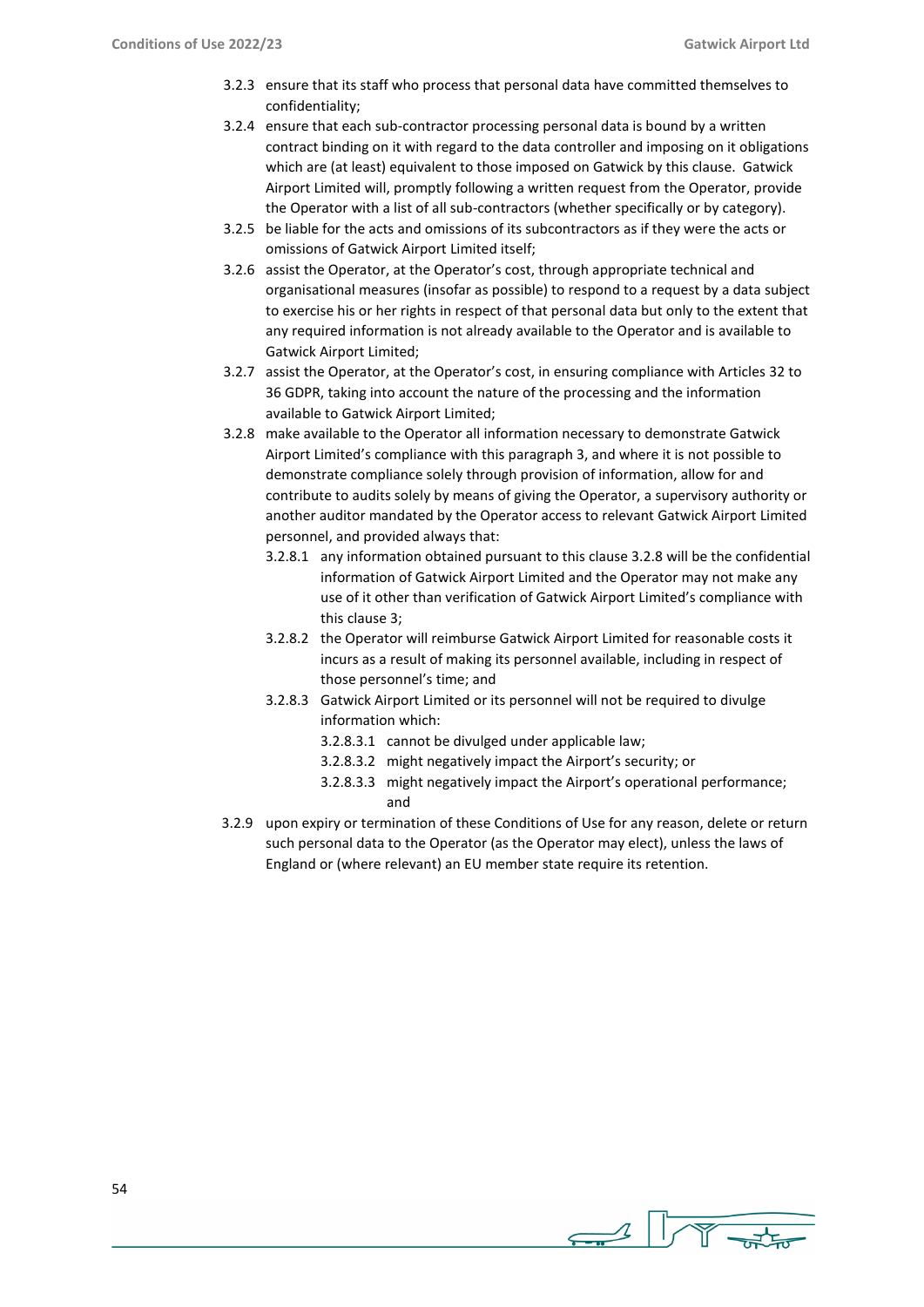3.2.3 ensure that its staff who process that personal data have committed themselves to confidentiality;

3.2.4 ensure that each sub-contractor processing personal data is bound by a written contract binding on it with regard to the data controller and imposing on it obligations which are (at least) equivalent to those imposed on Gatwick by this clause. Gatwick Airport Limited will, promptly following a written request from the Operator, provide the Operator with a list of all sub-contractors (whether specifically or by category).

3.2.5 be liable for the acts and omissions of its subcontractors as if they were the acts or omissions of Gatwick Airport Limited itself;

3.2.6 assist the Operator, at the Operator's cost, through appropriate technical and organisational measures (insofar as possible) to respond to a request by a data subject to exercise his or her rights in respect of that personal data but only to the extent that any required information is not already available to the Operator and is available to Gatwick Airport Limited;

3.2.7 assist the Operator, at the Operator's cost, in ensuring compliance with Articles 32 to 36 GDPR, taking into account the nature of the processing and the information available to Gatwick Airport Limited;

3.2.8 make available to the Operator all information necessary to demonstrate Gatwick Airport Limited's compliance with this paragraph 3, and where it is not possible to demonstrate compliance solely through provision of information, allow for and contribute to audits solely by means of giving the Operator, a supervisory authority or another auditor mandated by the Operator access to relevant Gatwick Airport Limited personnel, and provided always that:

   3.2.8.1 any information obtained pursuant to this clause 3.2.8 will be the confidential information of Gatwick Airport Limited and the Operator may not make any use of it other than verification of Gatwick Airport Limited's compliance with this clause 3;

   3.2.8.2 the Operator will reimburse Gatwick Airport Limited for reasonable costs it incurs as a result of making its personnel available, including in respect of those personnel's time; and

   3.2.8.3 Gatwick Airport Limited or its personnel will not be required to divulge information which:

      3.2.8.3.1 cannot be divulged under applicable law;

      3.2.8.3.2 might negatively impact the Airport's security; or

      3.2.8.3.3 might negatively impact the Airport's operational performance; and

3.2.9 upon expiry or termination of these Conditions of Use for any reason, delete or return such personal data to the Operator (as the Operator may elect), unless the laws of England or (where relevant) an EU member state require its retention.